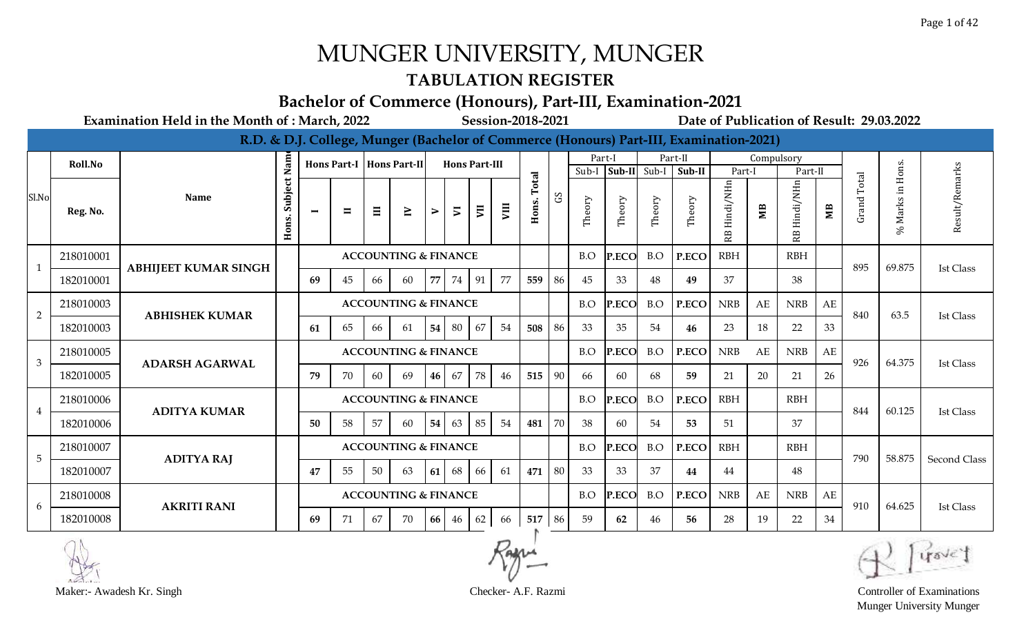# MUNGER UNIVERSITY, MUNGER

## TABULATION REGISTER

### Bachelor of Commerce (Honours), Part-III, Examination-2021

**Examination Held in the Month of : March, 2022** **Session-2018-2021** **Date of Publication of Result: 29.03.2022**

**R.D. & D.J. College, Munger (Bachelor of Commerce (Honours) Part-III, Examination-2021)**

| Sl.No | Roll.No / Reg. No. | Name | Hons. Subject Name | Hons Part-I I | Hons Part-I II | Hons Part-II III | Hons Part-II IV | Hons Part-III V | Hons Part-III VI | Hons Part-III VII | Hons Part-III VIII | Hons. Total | GS | Part-I Sub-I Theory | Part-I Sub-II Theory | Part-II Sub-I Theory | Part-II Sub-II Theory | Compulsory Part-I RB Hindi/NHn | Compulsory Part-I MB | Compulsory Part-II RB Hindi/NHn | Compulsory Part-II MB | Grand Total | % Marks in Hons. | Result/Remarks |
|---|---|---|---|---|---|---|---|---|---|---|---|---|---|---|---|---|---|---|---|---|---|---|---|---|
| 1 | 218010001 | ABHIJEET KUMAR SINGH | ACCOUNTING & FINANCE | | | | | | | | | | | B.O | P.ECO | B.O | P.ECO | RBH | | RBH | | 895 | 69.875 | Ist Class |
| | 182010001 | | | 69 | 45 | 66 | 60 | 77 | 74 | 91 | 77 | 559 | 86 | 45 | 33 | 48 | 49 | 37 | | 38 | | | | |
| 2 | 218010003 | ABHISHEK KUMAR | ACCOUNTING & FINANCE | | | | | | | | | | | B.O | P.ECO | B.O | P.ECO | NRB | AE | NRB | AE | 840 | 63.5 | Ist Class |
| | 182010003 | | | 61 | 65 | 66 | 61 | 54 | 80 | 67 | 54 | 508 | 86 | 33 | 35 | 54 | 46 | 23 | 18 | 22 | 33 | | | |
| 3 | 218010005 | ADARSH AGARWAL | ACCOUNTING & FINANCE | | | | | | | | | | | B.O | P.ECO | B.O | P.ECO | NRB | AE | NRB | AE | 926 | 64.375 | Ist Class |
| | 182010005 | | | 79 | 70 | 60 | 69 | 46 | 67 | 78 | 46 | 515 | 90 | 66 | 60 | 68 | 59 | 21 | 20 | 21 | 26 | | | |
| 4 | 218010006 | ADITYA KUMAR | ACCOUNTING & FINANCE | | | | | | | | | | | B.O | P.ECO | B.O | P.ECO | RBH | | RBH | | 844 | 60.125 | Ist Class |
| | 182010006 | | | 50 | 58 | 57 | 60 | 54 | 63 | 85 | 54 | 481 | 70 | 38 | 60 | 54 | 53 | 51 | | 37 | | | | |
| 5 | 218010007 | ADITYA RAJ | ACCOUNTING & FINANCE | | | | | | | | | | | B.O | P.ECO | B.O | P.ECO | RBH | | RBH | | 790 | 58.875 | Second Class |
| | 182010007 | | | 47 | 55 | 50 | 63 | 61 | 68 | 66 | 61 | 471 | 80 | 33 | 33 | 37 | 44 | 44 | | 48 | | | | |
| 6 | 218010008 | AKRITI RANI | ACCOUNTING & FINANCE | | | | | | | | | | | B.O | P.ECO | B.O | P.ECO | NRB | AE | NRB | AE | 910 | 64.625 | Ist Class |
| | 182010008 | | | 69 | 71 | 67 | 70 | 66 | 46 | 62 | 66 | 517 | 86 | 59 | 62 | 46 | 56 | 28 | 19 | 22 | 34 | | | |

Maker:- Awadesh Kr. Singh

Checker- A.F. Razmi

Controller of Examinations
Munger University Munger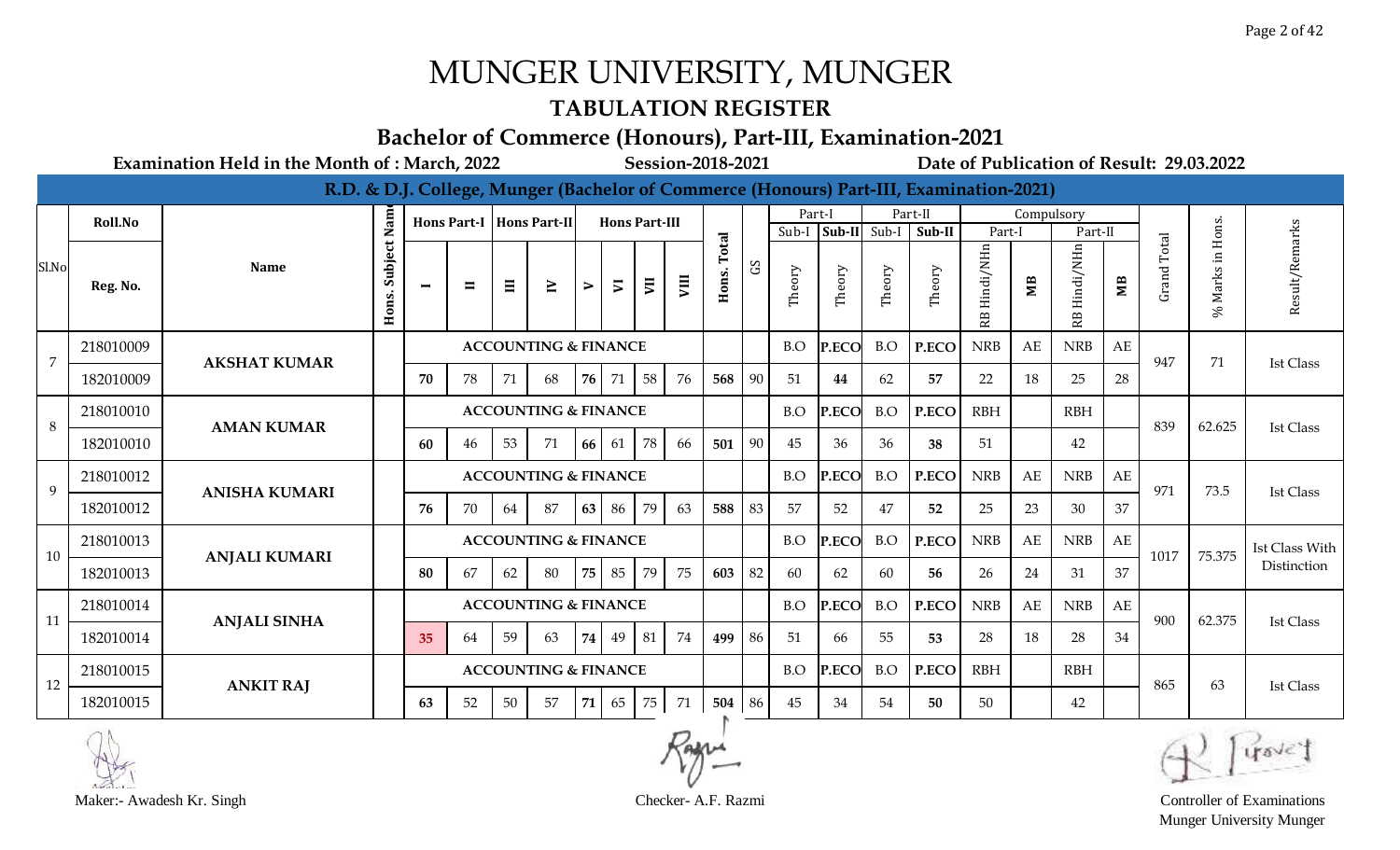# MUNGER UNIVERSITY, MUNGER

## TABULATION REGISTER

### Bachelor of Commerce (Honours), Part-III, Examination-2021

**Examination Held in the Month of : March, 2022** **Session-2018-2021** **Date of Publication of Result: 29.03.2022**

**R.D. & D.J. College, Munger (Bachelor of Commerce (Honours) Part-III, Examination-2021)**

| Sl.No | Roll.No / Reg. No. | Name | Hons. Subject Name | Hons Part-I I | Hons Part-I II | Hons Part-II III | Hons Part-II IV | Hons Part-III V | Hons Part-III VI | Hons Part-III VII | Hons Part-III VIII | Hons. Total | GS | Part-I Sub-I Theory | Part-I Sub-II Theory | Part-II Sub-I Theory | Part-II Sub-II Theory | Compulsory Part-I RB Hindi/NHn | Compulsory Part-I MB | Compulsory Part-II RB Hindi/NHn | Compulsory Part-II MB | Grand Total | % Marks in Hons. | Result/Remarks |
|---|---|---|---|---|---|---|---|---|---|---|---|---|---|---|---|---|---|---|---|---|---|---|---|---|
| 7 | 218010009 | AKSHAT KUMAR | | ACCOUNTING & FINANCE | | | | | | | | | | B.O | P.ECO | B.O | P.ECO | NRB | AE | NRB | AE | 947 | 71 | Ist Class |
| | 182010009 | | | 70 | 78 | 71 | 68 | 76 | 71 | 58 | 76 | 568 | 90 | 51 | 44 | 62 | 57 | 22 | 18 | 25 | 28 | | | |
| 8 | 218010010 | AMAN KUMAR | | ACCOUNTING & FINANCE | | | | | | | | | | B.O | P.ECO | B.O | P.ECO | RBH | | RBH | | 839 | 62.625 | Ist Class |
| | 182010010 | | | 60 | 46 | 53 | 71 | 66 | 61 | 78 | 66 | 501 | 90 | 45 | 36 | 36 | 38 | 51 | | 42 | | | | |
| 9 | 218010012 | ANISHA KUMARI | | ACCOUNTING & FINANCE | | | | | | | | | | B.O | P.ECO | B.O | P.ECO | NRB | AE | NRB | AE | 971 | 73.5 | Ist Class |
| | 182010012 | | | 76 | 70 | 64 | 87 | 63 | 86 | 79 | 63 | 588 | 83 | 57 | 52 | 47 | 52 | 25 | 23 | 30 | 37 | | | |
| 10 | 218010013 | ANJALI KUMARI | | ACCOUNTING & FINANCE | | | | | | | | | | B.O | P.ECO | B.O | P.ECO | NRB | AE | NRB | AE | 1017 | 75.375 | Ist Class With Distinction |
| | 182010013 | | | 80 | 67 | 62 | 80 | 75 | 85 | 79 | 75 | 603 | 82 | 60 | 62 | 60 | 56 | 26 | 24 | 31 | 37 | | | |
| 11 | 218010014 | ANJALI SINHA | | ACCOUNTING & FINANCE | | | | | | | | | | B.O | P.ECO | B.O | P.ECO | NRB | AE | NRB | AE | 900 | 62.375 | Ist Class |
| | 182010014 | | | 35 | 64 | 59 | 63 | 74 | 49 | 81 | 74 | 499 | 86 | 51 | 66 | 55 | 53 | 28 | 18 | 28 | 34 | | | |
| 12 | 218010015 | ANKIT RAJ | | ACCOUNTING & FINANCE | | | | | | | | | | B.O | P.ECO | B.O | P.ECO | RBH | | RBH | | 865 | 63 | Ist Class |
| | 182010015 | | | 63 | 52 | 50 | 57 | 71 | 65 | 75 | 71 | 504 | 86 | 45 | 34 | 54 | 50 | 50 | | 42 | | | | |

Maker:- Awadesh Kr. Singh

Checker- A.F. Razmi

Controller of Examinations
Munger University Munger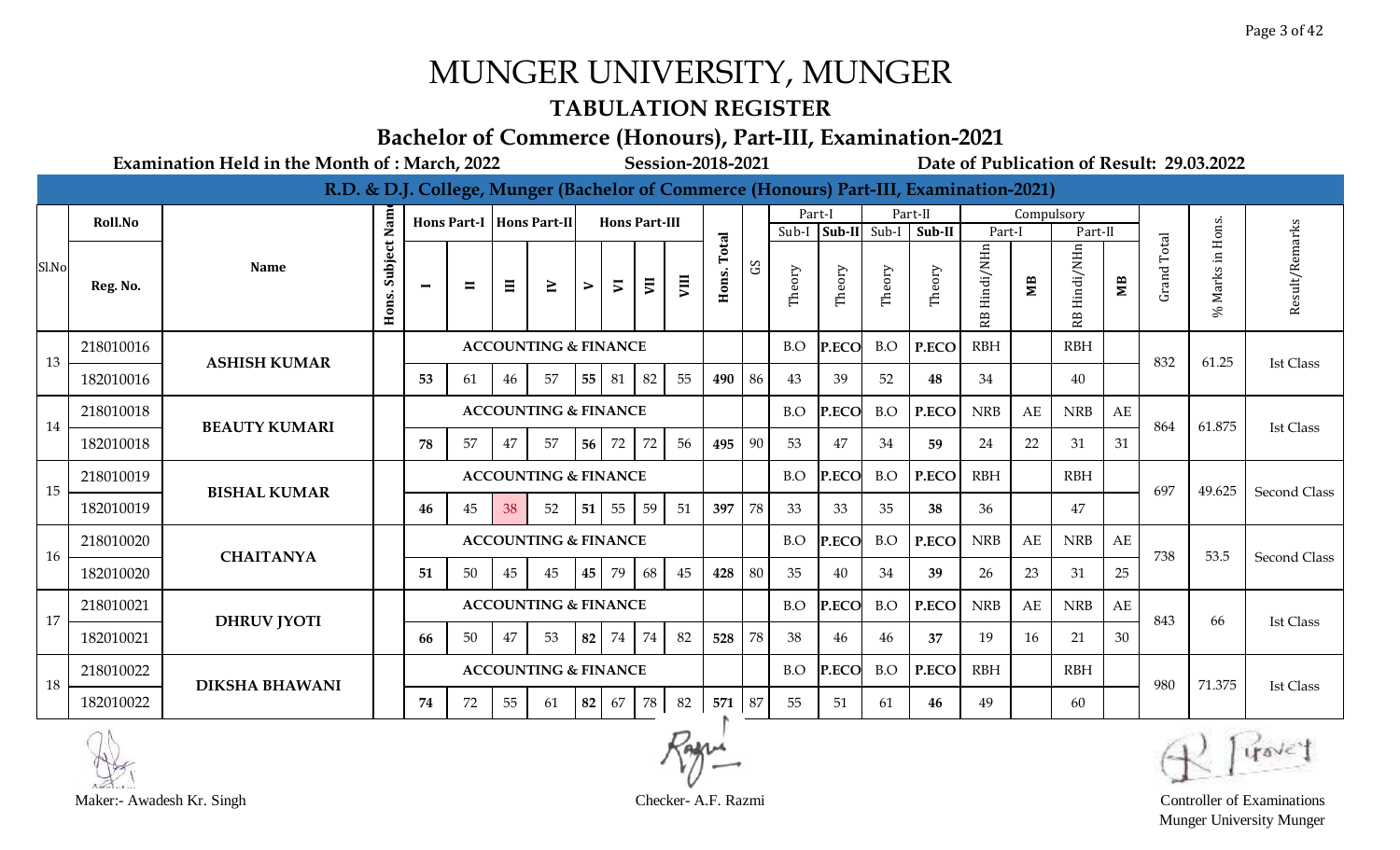# MUNGER UNIVERSITY, MUNGER

## TABULATION REGISTER

### Bachelor of Commerce (Honours), Part-III, Examination-2021

**Examination Held in the Month of : March, 2022** **Session-2018-2021** **Date of Publication of Result: 29.03.2022**

**R.D. & D.J. College, Munger (Bachelor of Commerce (Honours) Part-III, Examination-2021)**

| Sl.No | Roll.No / Reg. No. | Name | Hons. Subject Name | Hons Part-I I | Hons Part-I II | Hons Part-II III | Hons Part-II IV | Hons Part-III V | Hons Part-III VI | Hons Part-III VII | Hons Part-III VIII | Hons. Total | GS | Part-I Sub-I Theory | Part-I Sub-II Theory | Part-II Sub-I Theory | Part-II Sub-II Theory | Compulsory Part-I RB Hindi/NHn | Compulsory Part-I MB | Compulsory Part-II RB Hindi/NHn | Compulsory Part-II MB | Grand Total | % Marks in Hons. | Result/Remarks |
|---|---|---|---|---|---|---|---|---|---|---|---|---|---|---|---|---|---|---|---|---|---|---|---|---|
| 13 | 218010016 | ASHISH KUMAR | | ACCOUNTING & FINANCE | | | | | | | | | | B.O | P.ECO | B.O | P.ECO | RBH | | RBH | | 832 | 61.25 | Ist Class |
| | 182010016 | | | 53 | 61 | 46 | 57 | 55 | 81 | 82 | 55 | 490 | 86 | 43 | 39 | 52 | 48 | 34 | | 40 | | | | |
| 14 | 218010018 | BEAUTY KUMARI | | ACCOUNTING & FINANCE | | | | | | | | | | B.O | P.ECO | B.O | P.ECO | NRB | AE | NRB | AE | 864 | 61.875 | Ist Class |
| | 182010018 | | | 78 | 57 | 47 | 57 | 56 | 72 | 72 | 56 | 495 | 90 | 53 | 47 | 34 | 59 | 24 | 22 | 31 | 31 | | | |
| 15 | 218010019 | BISHAL KUMAR | | ACCOUNTING & FINANCE | | | | | | | | | | B.O | P.ECO | B.O | P.ECO | RBH | | RBH | | 697 | 49.625 | Second Class |
| | 182010019 | | | 46 | 45 | 38 | 52 | 51 | 55 | 59 | 51 | 397 | 78 | 33 | 33 | 35 | 38 | 36 | | 47 | | | | |
| 16 | 218010020 | CHAITANYA | | ACCOUNTING & FINANCE | | | | | | | | | | B.O | P.ECO | B.O | P.ECO | NRB | AE | NRB | AE | 738 | 53.5 | Second Class |
| | 182010020 | | | 51 | 50 | 45 | 45 | 45 | 79 | 68 | 45 | 428 | 80 | 35 | 40 | 34 | 39 | 26 | 23 | 31 | 25 | | | |
| 17 | 218010021 | DHRUV JYOTI | | ACCOUNTING & FINANCE | | | | | | | | | | B.O | P.ECO | B.O | P.ECO | NRB | AE | NRB | AE | 843 | 66 | Ist Class |
| | 182010021 | | | 66 | 50 | 47 | 53 | 82 | 74 | 74 | 82 | 528 | 78 | 38 | 46 | 46 | 37 | 19 | 16 | 21 | 30 | | | |
| 18 | 218010022 | DIKSHA BHAWANI | | ACCOUNTING & FINANCE | | | | | | | | | | B.O | P.ECO | B.O | P.ECO | RBH | | RBH | | 980 | 71.375 | Ist Class |
| | 182010022 | | | 74 | 72 | 55 | 61 | 82 | 67 | 78 | 82 | 571 | 87 | 55 | 51 | 61 | 46 | 49 | | 60 | | | | |

Maker:- Awadesh Kr. Singh

Checker- A.F. Razmi

Controller of Examinations
Munger University Munger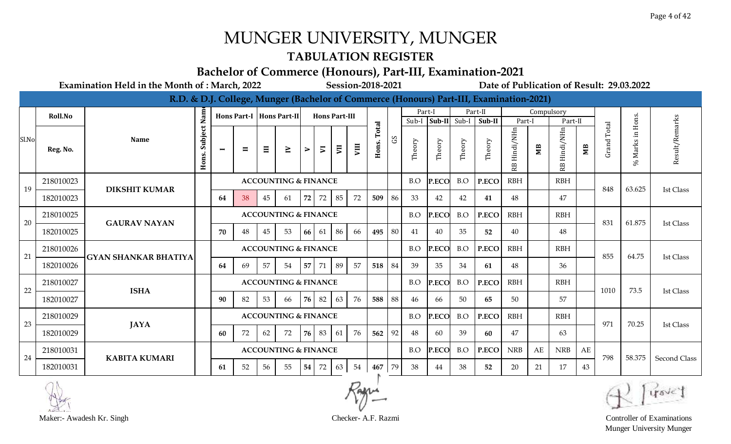# MUNGER UNIVERSITY, MUNGER

## TABULATION REGISTER

### Bachelor of Commerce (Honours), Part-III, Examination-2021

**Examination Held in the Month of : March, 2022** **Session-2018-2021** **Date of Publication of Result: 29.03.2022**

**R.D. & D.J. College, Munger (Bachelor of Commerce (Honours) Part-III, Examination-2021)**

| Sl.No | Roll.No / Reg. No. | Name | Hons. Subject Name | Hons Part-I I | Hons Part-I II | Hons Part-II III | Hons Part-II IV | Hons Part-III V | Hons Part-III VI | Hons Part-III VII | Hons Part-III VIII | Hons. Total | GS | Part-I Sub-I Theory | Part-I Sub-II Theory | Part-II Sub-I Theory | Part-II Sub-II Theory | Compulsory Part-I RB Hindi/NHn | Compulsory Part-I MB | Compulsory Part-II RB Hindi/NHn | Compulsory Part-II MB | Grand Total | % Marks in Hons. | Result/Remarks |
|---|---|---|---|---|---|---|---|---|---|---|---|---|---|---|---|---|---|---|---|---|---|---|---|---|
| 19 | 218010023 | DIKSHIT KUMAR | ACCOUNTING & FINANCE | | | | | | | | | | | B.O | P.ECO | B.O | P.ECO | RBH | | RBH | | 848 | 63.625 | Ist Class |
| | 182010023 | | | 64 | 38 | 45 | 61 | 72 | 72 | 85 | 72 | 509 | 86 | 33 | 42 | 42 | 41 | 48 | | 47 | | | | |
| 20 | 218010025 | GAURAV NAYAN | ACCOUNTING & FINANCE | | | | | | | | | | | B.O | P.ECO | B.O | P.ECO | RBH | | RBH | | 831 | 61.875 | Ist Class |
| | 182010025 | | | 70 | 48 | 45 | 53 | 66 | 61 | 86 | 66 | 495 | 80 | 41 | 40 | 35 | 52 | 40 | | 48 | | | | |
| 21 | 218010026 | GYAN SHANKAR BHATIYA | ACCOUNTING & FINANCE | | | | | | | | | | | B.O | P.ECO | B.O | P.ECO | RBH | | RBH | | 855 | 64.75 | Ist Class |
| | 182010026 | | | 64 | 69 | 57 | 54 | 57 | 71 | 89 | 57 | 518 | 84 | 39 | 35 | 34 | 61 | 48 | | 36 | | | | |
| 22 | 218010027 | ISHA | ACCOUNTING & FINANCE | | | | | | | | | | | B.O | P.ECO | B.O | P.ECO | RBH | | RBH | | 1010 | 73.5 | Ist Class |
| | 182010027 | | | 90 | 82 | 53 | 66 | 76 | 82 | 63 | 76 | 588 | 88 | 46 | 66 | 50 | 65 | 50 | | 57 | | | | |
| 23 | 218010029 | JAYA | ACCOUNTING & FINANCE | | | | | | | | | | | B.O | P.ECO | B.O | P.ECO | RBH | | RBH | | 971 | 70.25 | Ist Class |
| | 182010029 | | | 60 | 72 | 62 | 72 | 76 | 83 | 61 | 76 | 562 | 92 | 48 | 60 | 39 | 60 | 47 | | 63 | | | | |
| 24 | 218010031 | KABITA KUMARI | ACCOUNTING & FINANCE | | | | | | | | | | | B.O | P.ECO | B.O | P.ECO | NRB | AE | NRB | AE | 798 | 58.375 | Second Class |
| | 182010031 | | | 61 | 52 | 56 | 55 | 54 | 72 | 63 | 54 | 467 | 79 | 38 | 44 | 38 | 52 | 20 | 21 | 17 | 43 | | | |

Maker:- Awadesh Kr. Singh

Checker- A.F. Razmi

Controller of Examinations
Munger University Munger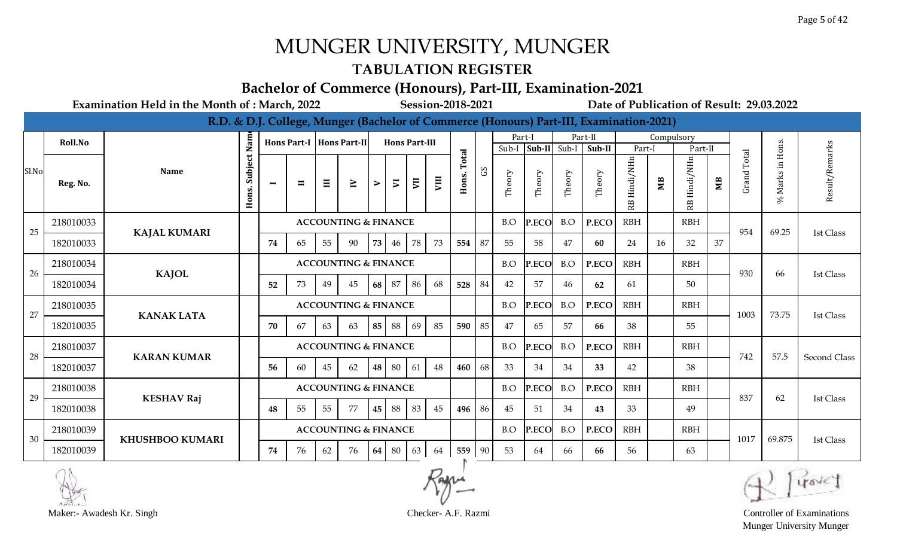# MUNGER UNIVERSITY, MUNGER

## TABULATION REGISTER

### Bachelor of Commerce (Honours), Part-III, Examination-2021

**Examination Held in the Month of : March, 2022** **Session-2018-2021** **Date of Publication of Result: 29.03.2022**

**R.D. & D.J. College, Munger (Bachelor of Commerce (Honours) Part-III, Examination-2021)**

| Sl.No | Roll.No / Reg. No. | Name | Hons. Subject Name | Hons Part-I I | Hons Part-I II | Hons Part-II III | Hons Part-II IV | Hons Part-III V | Hons Part-III VI | Hons Part-III VII | Hons Part-III VIII | Hons. Total | GS | Part-I Sub-I Theory | Part-I Sub-II Theory | Part-II Sub-I Theory | Part-II Sub-II Theory | Compulsory Part-I RB Hindi/NHn | Compulsory Part-I MB | Compulsory Part-II RB Hindi/NHn | Compulsory Part-II MB | Grand Total | % Marks in Hons. | Result/Remarks |
|---|---|---|---|---|---|---|---|---|---|---|---|---|---|---|---|---|---|---|---|---|---|---|---|---|
| 25 | 218010033 | KAJAL KUMARI | | ACCOUNTING & FINANCE | | | | | | | | | | B.O | P.ECO | B.O | P.ECO | RBH | | RBH | | 954 | 69.25 | Ist Class |
| | 182010033 | | | 74 | 65 | 55 | 90 | 73 | 46 | 78 | 73 | 554 | 87 | 55 | 58 | 47 | 60 | 24 | 16 | 32 | 37 | | | |
| 26 | 218010034 | KAJOL | | ACCOUNTING & FINANCE | | | | | | | | | | B.O | P.ECO | B.O | P.ECO | RBH | | RBH | | 930 | 66 | Ist Class |
| | 182010034 | | | 52 | 73 | 49 | 45 | 68 | 87 | 86 | 68 | 528 | 84 | 42 | 57 | 46 | 62 | 61 | | 50 | | | | |
| 27 | 218010035 | KANAK LATA | | ACCOUNTING & FINANCE | | | | | | | | | | B.O | P.ECO | B.O | P.ECO | RBH | | RBH | | 1003 | 73.75 | Ist Class |
| | 182010035 | | | 70 | 67 | 63 | 63 | 85 | 88 | 69 | 85 | 590 | 85 | 47 | 65 | 57 | 66 | 38 | | 55 | | | | |
| 28 | 218010037 | KARAN KUMAR | | ACCOUNTING & FINANCE | | | | | | | | | | B.O | P.ECO | B.O | P.ECO | RBH | | RBH | | 742 | 57.5 | Second Class |
| | 182010037 | | | 56 | 60 | 45 | 62 | 48 | 80 | 61 | 48 | 460 | 68 | 33 | 34 | 34 | 33 | 42 | | 38 | | | | |
| 29 | 218010038 | KESHAV Raj | | ACCOUNTING & FINANCE | | | | | | | | | | B.O | P.ECO | B.O | P.ECO | RBH | | RBH | | 837 | 62 | Ist Class |
| | 182010038 | | | 48 | 55 | 55 | 77 | 45 | 88 | 83 | 45 | 496 | 86 | 45 | 51 | 34 | 43 | 33 | | 49 | | | | |
| 30 | 218010039 | KHUSHBOO KUMARI | | ACCOUNTING & FINANCE | | | | | | | | | | B.O | P.ECO | B.O | P.ECO | RBH | | RBH | | 1017 | 69.875 | Ist Class |
| | 182010039 | | | 74 | 76 | 62 | 76 | 64 | 80 | 63 | 64 | 559 | 90 | 53 | 64 | 66 | 66 | 56 | | 63 | | | | |

Maker:- Awadesh Kr. Singh

Checker- A.F. Razmi

Controller of Examinations
Munger University Munger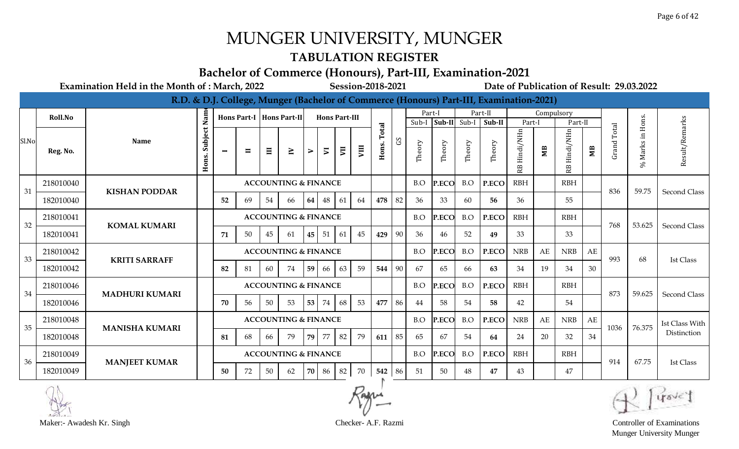# MUNGER UNIVERSITY, MUNGER

## TABULATION REGISTER

### Bachelor of Commerce (Honours), Part-III, Examination-2021

**Examination Held in the Month of : March, 2022** | **Session-2018-2021** | **Date of Publication of Result: 29.03.2022**

**R.D. & D.J. College, Munger (Bachelor of Commerce (Honours) Part-III, Examination-2021)**

| Sl.No | Roll.No / Reg. No. | Name | Hons. Subject Name | Hons Part-I I | Hons Part-I II | Hons Part-II III | Hons Part-II IV | Hons Part-III V | Hons Part-III VI | Hons Part-III VII | Hons Part-III VIII | Hons. Total | GS | Part-I Sub-I Theory | Part-I Sub-II Theory | Part-II Sub-I Theory | Part-II Sub-II Theory | Compulsory Part-I RB Hindi/NHn | Compulsory Part-I MB | Compulsory Part-II RB Hindi/NHn | Compulsory Part-II MB | Grand Total | % Marks in Hons. | Result/Remarks |
|---|---|---|---|---|---|---|---|---|---|---|---|---|---|---|---|---|---|---|---|---|---|---|---|---|
| 31 | 218010040 | KISHAN PODDAR | | ACCOUNTING & FINANCE | | | | | | | | | | B.O | P.ECO | B.O | P.ECO | RBH | | RBH | | 836 | 59.75 | Second Class |
| | 182010040 | | | 52 | 69 | 54 | 66 | 64 | 48 | 61 | 64 | 478 | 82 | 36 | 33 | 60 | 56 | 36 | | 55 | | | | |
| 32 | 218010041 | KOMAL KUMARI | | ACCOUNTING & FINANCE | | | | | | | | | | B.O | P.ECO | B.O | P.ECO | RBH | | RBH | | 768 | 53.625 | Second Class |
| | 182010041 | | | 71 | 50 | 45 | 61 | 45 | 51 | 61 | 45 | 429 | 90 | 36 | 46 | 52 | 49 | 33 | | 33 | | | | |
| 33 | 218010042 | KRITI SARRAFF | | ACCOUNTING & FINANCE | | | | | | | | | | B.O | P.ECO | B.O | P.ECO | NRB | AE | NRB | AE | 993 | 68 | Ist Class |
| | 182010042 | | | 82 | 81 | 60 | 74 | 59 | 66 | 63 | 59 | 544 | 90 | 67 | 65 | 66 | 63 | 34 | 19 | 34 | 30 | | | |
| 34 | 218010046 | MADHURI KUMARI | | ACCOUNTING & FINANCE | | | | | | | | | | B.O | P.ECO | B.O | P.ECO | RBH | | RBH | | 873 | 59.625 | Second Class |
| | 182010046 | | | 70 | 56 | 50 | 53 | 53 | 74 | 68 | 53 | 477 | 86 | 44 | 58 | 54 | 58 | 42 | | 54 | | | | |
| 35 | 218010048 | MANISHA KUMARI | | ACCOUNTING & FINANCE | | | | | | | | | | B.O | P.ECO | B.O | P.ECO | NRB | AE | NRB | AE | 1036 | 76.375 | Ist Class With Distinction |
| | 182010048 | | | 81 | 68 | 66 | 79 | 79 | 77 | 82 | 79 | 611 | 85 | 65 | 67 | 54 | 64 | 24 | 20 | 32 | 34 | | | |
| 36 | 218010049 | MANJEET KUMAR | | ACCOUNTING & FINANCE | | | | | | | | | | B.O | P.ECO | B.O | P.ECO | RBH | | RBH | | 914 | 67.75 | Ist Class |
| | 182010049 | | | 50 | 72 | 50 | 62 | 70 | 86 | 82 | 70 | 542 | 86 | 51 | 50 | 48 | 47 | 43 | | 47 | | | | |

Maker:- Awadesh Kr. Singh

Checker- A.F. Razmi

Controller of Examinations
Munger University Munger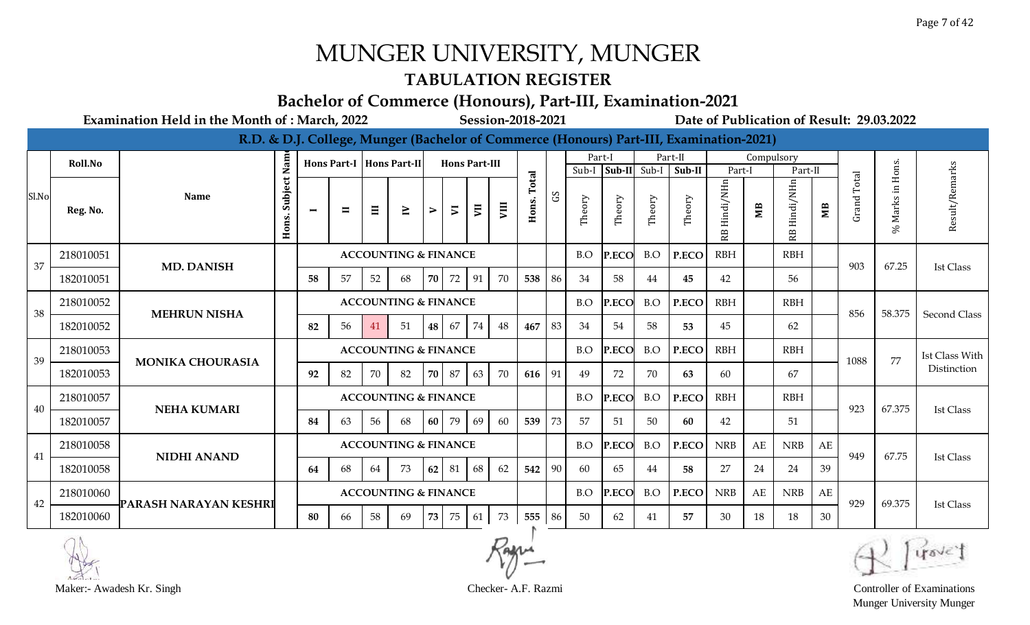# MUNGER UNIVERSITY, MUNGER

## TABULATION REGISTER

### Bachelor of Commerce (Honours), Part-III, Examination-2021

**Examination Held in the Month of : March, 2022** **Session-2018-2021** **Date of Publication of Result: 29.03.2022**

**R.D. & D.J. College, Munger (Bachelor of Commerce (Honours) Part-III, Examination-2021)**

| Sl.No | Roll.No / Reg. No. | Name | Hons. Subject Name | Hons Part-I I | Hons Part-I II | Hons Part-II III | Hons Part-II IV | Hons Part-III V | Hons Part-III VI | Hons Part-III VII | Hons Part-III VIII | Hons. Total | GS | Part-I Sub-I Theory | Part-I Sub-II Theory | Part-II Sub-I Theory | Part-II Sub-II Theory | Compulsory Part-I RB Hindi/NHn | Compulsory Part-I MB | Compulsory Part-II RB Hindi/NHn | Compulsory Part-II MB | Grand Total | % Marks in Hons. | Result/Remarks |
|---|---|---|---|---|---|---|---|---|---|---|---|---|---|---|---|---|---|---|---|---|---|---|---|---|
| 37 | 218010051 | MD. DANISH | | ACCOUNTING & FINANCE | | | | | | | | | | B.O | P.ECO | B.O | P.ECO | RBH | | RBH | | 903 | 67.25 | Ist Class |
| | 182010051 | | | 58 | 57 | 52 | 68 | 70 | 72 | 91 | 70 | 538 | 86 | 34 | 58 | 44 | 45 | 42 | | 56 | | | | |
| 38 | 218010052 | MEHRUN NISHA | | ACCOUNTING & FINANCE | | | | | | | | | | B.O | P.ECO | B.O | P.ECO | RBH | | RBH | | 856 | 58.375 | Second Class |
| | 182010052 | | | 82 | 56 | 41 | 51 | 48 | 67 | 74 | 48 | 467 | 83 | 34 | 54 | 58 | 53 | 45 | | 62 | | | | |
| 39 | 218010053 | MONIKA CHOURASIA | | ACCOUNTING & FINANCE | | | | | | | | | | B.O | P.ECO | B.O | P.ECO | RBH | | RBH | | 1088 | 77 | Ist Class With Distinction |
| | 182010053 | | | 92 | 82 | 70 | 82 | 70 | 87 | 63 | 70 | 616 | 91 | 49 | 72 | 70 | 63 | 60 | | 67 | | | | |
| 40 | 218010057 | NEHA KUMARI | | ACCOUNTING & FINANCE | | | | | | | | | | B.O | P.ECO | B.O | P.ECO | RBH | | RBH | | 923 | 67.375 | Ist Class |
| | 182010057 | | | 84 | 63 | 56 | 68 | 60 | 79 | 69 | 60 | 539 | 73 | 57 | 51 | 50 | 60 | 42 | | 51 | | | | |
| 41 | 218010058 | NIDHI ANAND | | ACCOUNTING & FINANCE | | | | | | | | | | B.O | P.ECO | B.O | P.ECO | NRB | AE | NRB | AE | 949 | 67.75 | Ist Class |
| | 182010058 | | | 64 | 68 | 64 | 73 | 62 | 81 | 68 | 62 | 542 | 90 | 60 | 65 | 44 | 58 | 27 | 24 | 24 | 39 | | | |
| 42 | 218010060 | PARASH NARAYAN KESHRI | | ACCOUNTING & FINANCE | | | | | | | | | | B.O | P.ECO | B.O | P.ECO | NRB | AE | NRB | AE | 929 | 69.375 | Ist Class |
| | 182010060 | | | 80 | 66 | 58 | 69 | 73 | 75 | 61 | 73 | 555 | 86 | 50 | 62 | 41 | 57 | 30 | 18 | 18 | 30 | | | |

Maker:- Awadesh Kr. Singh

Checker- A.F. Razmi

Controller of Examinations
Munger University Munger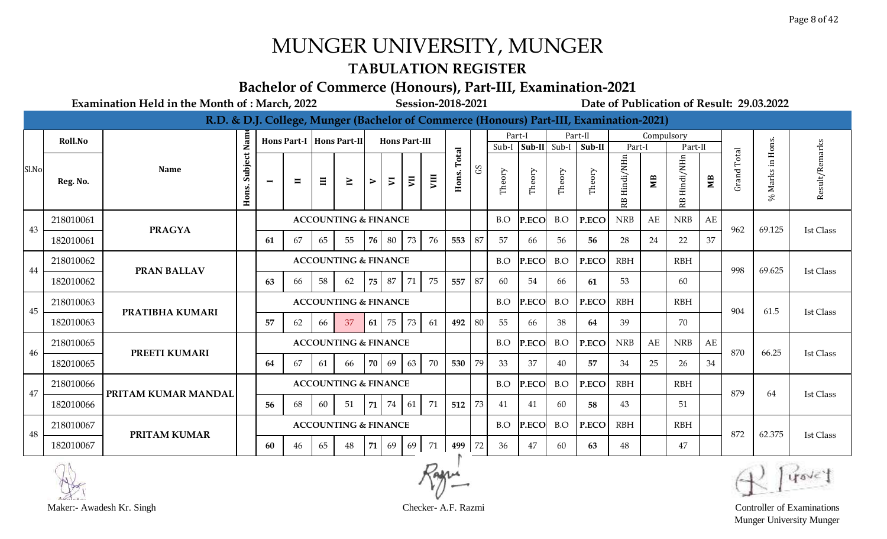# MUNGER UNIVERSITY, MUNGER

## TABULATION REGISTER

### Bachelor of Commerce (Honours), Part-III, Examination-2021

**Examination Held in the Month of : March, 2022** **Session-2018-2021** **Date of Publication of Result: 29.03.2022**

**R.D. & D.J. College, Munger (Bachelor of Commerce (Honours) Part-III, Examination-2021)**

| Sl.No | Roll.No / Reg. No. | Name | Hons. Subject Name | Hons Part-I I | Hons Part-I II | Hons Part-II III | Hons Part-II IV | Hons Part-III V | Hons Part-III VI | Hons Part-III VII | Hons Part-III VIII | Hons. Total | GS | Part-I Sub-I Theory | Part-I Sub-II Theory | Part-II Sub-I Theory | Part-II Sub-II Theory | Compulsory Part-I RB Hindi/NHn | Compulsory Part-I MB | Compulsory Part-II RB Hindi/NHn | Compulsory Part-II MB | Grand Total | % Marks in Hons. | Result/Remarks |
|---|---|---|---|---|---|---|---|---|---|---|---|---|---|---|---|---|---|---|---|---|---|---|---|---|
| 43 | 218010061 | PRAGYA | | ACCOUNTING & FINANCE | | | | | | | | | | B.O | P.ECO | B.O | P.ECO | NRB | AE | NRB | AE | 962 | 69.125 | Ist Class |
| | 182010061 | | | 61 | 67 | 65 | 55 | 76 | 80 | 73 | 76 | 553 | 87 | 57 | 66 | 56 | 56 | 28 | 24 | 22 | 37 | | | |
| 44 | 218010062 | PRAN BALLAV | | ACCOUNTING & FINANCE | | | | | | | | | | B.O | P.ECO | B.O | P.ECO | RBH | | RBH | | 998 | 69.625 | Ist Class |
| | 182010062 | | | 63 | 66 | 58 | 62 | 75 | 87 | 71 | 75 | 557 | 87 | 60 | 54 | 66 | 61 | 53 | | 60 | | | | |
| 45 | 218010063 | PRATIBHA KUMARI | | ACCOUNTING & FINANCE | | | | | | | | | | B.O | P.ECO | B.O | P.ECO | RBH | | RBH | | 904 | 61.5 | Ist Class |
| | 182010063 | | | 57 | 62 | 66 | 37 | 61 | 75 | 73 | 61 | 492 | 80 | 55 | 66 | 38 | 64 | 39 | | 70 | | | | |
| 46 | 218010065 | PREETI KUMARI | | ACCOUNTING & FINANCE | | | | | | | | | | B.O | P.ECO | B.O | P.ECO | NRB | AE | NRB | AE | 870 | 66.25 | Ist Class |
| | 182010065 | | | 64 | 67 | 61 | 66 | 70 | 69 | 63 | 70 | 530 | 79 | 33 | 37 | 40 | 57 | 34 | 25 | 26 | 34 | | | |
| 47 | 218010066 | PRITAM KUMAR MANDAL | | ACCOUNTING & FINANCE | | | | | | | | | | B.O | P.ECO | B.O | P.ECO | RBH | | RBH | | 879 | 64 | Ist Class |
| | 182010066 | | | 56 | 68 | 60 | 51 | 71 | 74 | 61 | 71 | 512 | 73 | 41 | 41 | 60 | 58 | 43 | | 51 | | | | |
| 48 | 218010067 | PRITAM KUMAR | | ACCOUNTING & FINANCE | | | | | | | | | | B.O | P.ECO | B.O | P.ECO | RBH | | RBH | | 872 | 62.375 | Ist Class |
| | 182010067 | | | 60 | 46 | 65 | 48 | 71 | 69 | 69 | 71 | 499 | 72 | 36 | 47 | 60 | 63 | 48 | | 47 | | | | |

Maker:- Awadesh Kr. Singh

Checker- A.F. Razmi

Controller of Examinations
Munger University Munger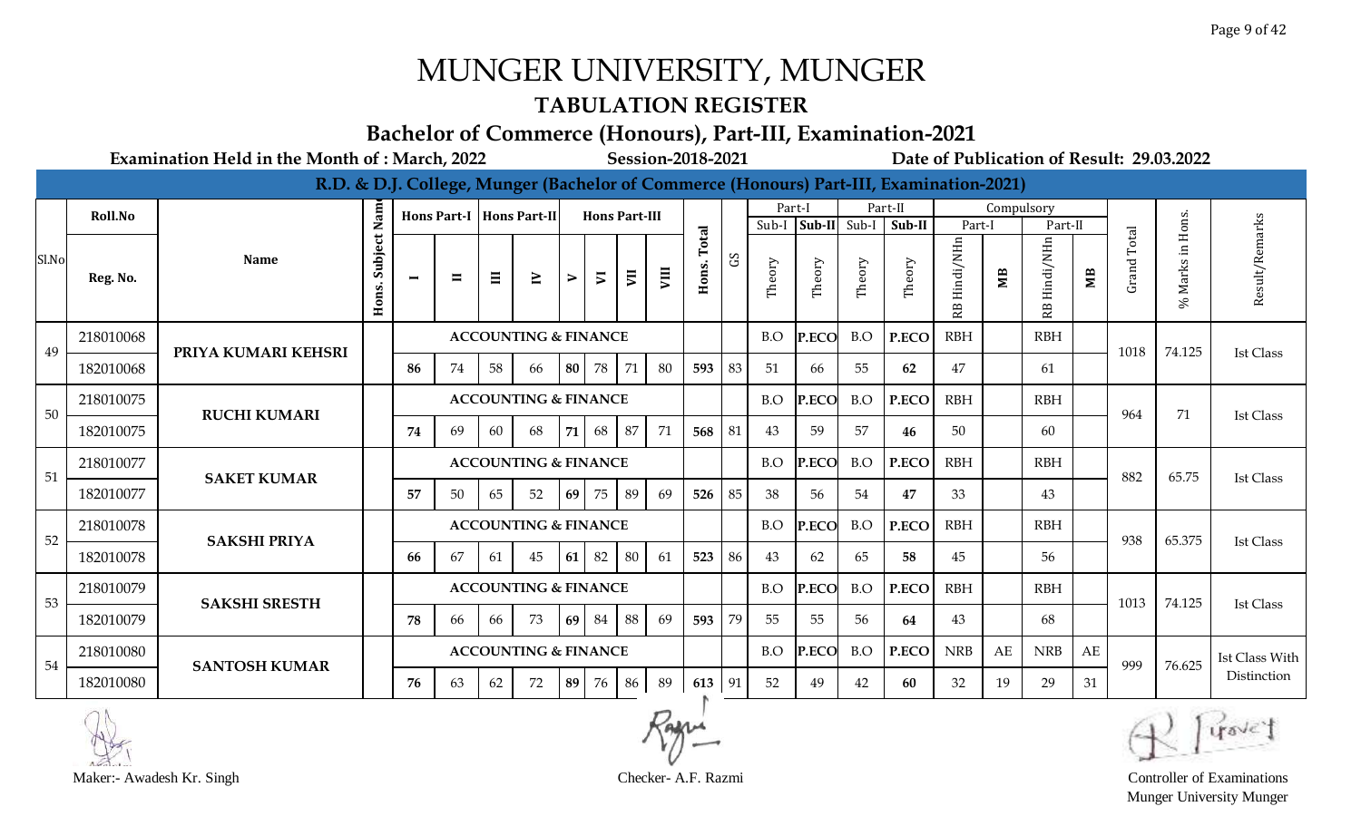# MUNGER UNIVERSITY, MUNGER

## TABULATION REGISTER

### Bachelor of Commerce (Honours), Part-III, Examination-2021

**Examination Held in the Month of : March, 2022** **Session-2018-2021** **Date of Publication of Result: 29.03.2022**

**R.D. & D.J. College, Munger (Bachelor of Commerce (Honours) Part-III, Examination-2021)**

| Sl.No | Roll.No / Reg. No. | Name | Hons. Subject Name | Hons Part-I I | Hons Part-I II | Hons Part-II III | Hons Part-II IV | Hons Part-III V | Hons Part-III VI | Hons Part-III VII | Hons Part-III VIII | Hons. Total | GS | Part-I Sub-I Theory | Part-I Sub-II Theory | Part-II Sub-I Theory | Part-II Sub-II Theory | Compulsory Part-I RB Hindi/NHn | Compulsory Part-I MB | Compulsory Part-II RB Hindi/NHn | Compulsory Part-II MB | Grand Total | % Marks in Hons. | Result/Remarks |
|---|---|---|---|---|---|---|---|---|---|---|---|---|---|---|---|---|---|---|---|---|---|---|---|---|
| 49 | 218010068 | PRIYA KUMARI KEHSRI | ACCOUNTING & FINANCE | | | | | | | | | | | B.O | P.ECO | B.O | P.ECO | RBH | | RBH | | 1018 | 74.125 | Ist Class |
| | 182010068 | | | 86 | 74 | 58 | 66 | 80 | 78 | 71 | 80 | 593 | 83 | 51 | 66 | 55 | 62 | 47 | | 61 | | | | |
| 50 | 218010075 | RUCHI KUMARI | ACCOUNTING & FINANCE | | | | | | | | | | | B.O | P.ECO | B.O | P.ECO | RBH | | RBH | | 964 | 71 | Ist Class |
| | 182010075 | | | 74 | 69 | 60 | 68 | 71 | 68 | 87 | 71 | 568 | 81 | 43 | 59 | 57 | 46 | 50 | | 60 | | | | |
| 51 | 218010077 | SAKET KUMAR | ACCOUNTING & FINANCE | | | | | | | | | | | B.O | P.ECO | B.O | P.ECO | RBH | | RBH | | 882 | 65.75 | Ist Class |
| | 182010077 | | | 57 | 50 | 65 | 52 | 69 | 75 | 89 | 69 | 526 | 85 | 38 | 56 | 54 | 47 | 33 | | 43 | | | | |
| 52 | 218010078 | SAKSHI PRIYA | ACCOUNTING & FINANCE | | | | | | | | | | | B.O | P.ECO | B.O | P.ECO | RBH | | RBH | | 938 | 65.375 | Ist Class |
| | 182010078 | | | 66 | 67 | 61 | 45 | 61 | 82 | 80 | 61 | 523 | 86 | 43 | 62 | 65 | 58 | 45 | | 56 | | | | |
| 53 | 218010079 | SAKSHI SRESTH | ACCOUNTING & FINANCE | | | | | | | | | | | B.O | P.ECO | B.O | P.ECO | RBH | | RBH | | 1013 | 74.125 | Ist Class |
| | 182010079 | | | 78 | 66 | 66 | 73 | 69 | 84 | 88 | 69 | 593 | 79 | 55 | 55 | 56 | 64 | 43 | | 68 | | | | |
| 54 | 218010080 | SANTOSH KUMAR | ACCOUNTING & FINANCE | | | | | | | | | | | B.O | P.ECO | B.O | P.ECO | NRB | AE | NRB | AE | 999 | 76.625 | Ist Class With Distinction |
| | 182010080 | | | 76 | 63 | 62 | 72 | 89 | 76 | 86 | 89 | 613 | 91 | 52 | 49 | 42 | 60 | 32 | 19 | 29 | 31 | | | |

Maker:- Awadesh Kr. Singh

Checker- A.F. Razmi

Controller of Examinations
Munger University Munger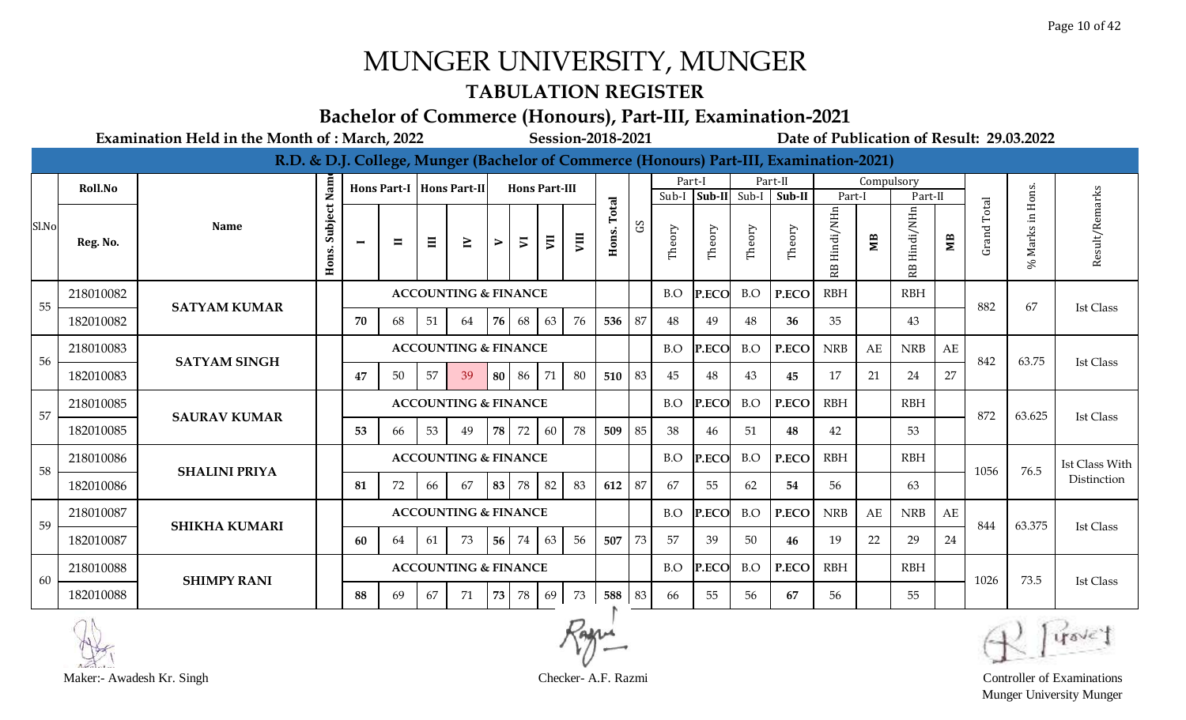# MUNGER UNIVERSITY, MUNGER

## TABULATION REGISTER

### Bachelor of Commerce (Honours), Part-III, Examination-2021

**Examination Held in the Month of : March, 2022** **Session-2018-2021** **Date of Publication of Result: 29.03.2022**

**R.D. & D.J. College, Munger (Bachelor of Commerce (Honours) Part-III, Examination-2021)**

| Sl.No | Roll.No / Reg. No. | Name | Hons. Subject Name | Hons Part-I I | Hons Part-I II | Hons Part-II III | Hons Part-II IV | Hons Part-III V | Hons Part-III VI | Hons Part-III VII | Hons Part-III VIII | Hons. Total | GS | Part-I Sub-I Theory | Part-I Sub-II Theory | Part-II Sub-I Theory | Part-II Sub-II Theory | Compulsory Part-I RB Hindi/NHn | Compulsory Part-I MB | Compulsory Part-II RB Hindi/NHn | Compulsory Part-II MB | Grand Total | % Marks in Hons. | Result/Remarks |
|---|---|---|---|---|---|---|---|---|---|---|---|---|---|---|---|---|---|---|---|---|---|---|---|---|
| 55 | 218010082 | SATYAM KUMAR | ACCOUNTING & FINANCE | | | | | | | | | | | B.O | P.ECO | B.O | P.ECO | RBH | | RBH | | 882 | 67 | Ist Class |
| | 182010082 | | | 70 | 68 | 51 | 64 | 76 | 68 | 63 | 76 | 536 | 87 | 48 | 49 | 48 | 36 | 35 | | 43 | | | | |
| 56 | 218010083 | SATYAM SINGH | ACCOUNTING & FINANCE | | | | | | | | | | | B.O | P.ECO | B.O | P.ECO | NRB | AE | NRB | AE | 842 | 63.75 | Ist Class |
| | 182010083 | | | 47 | 50 | 57 | 39 | 80 | 86 | 71 | 80 | 510 | 83 | 45 | 48 | 43 | 45 | 17 | 21 | 24 | 27 | | | |
| 57 | 218010085 | SAURAV KUMAR | ACCOUNTING & FINANCE | | | | | | | | | | | B.O | P.ECO | B.O | P.ECO | RBH | | RBH | | 872 | 63.625 | Ist Class |
| | 182010085 | | | 53 | 66 | 53 | 49 | 78 | 72 | 60 | 78 | 509 | 85 | 38 | 46 | 51 | 48 | 42 | | 53 | | | | |
| 58 | 218010086 | SHALINI PRIYA | ACCOUNTING & FINANCE | | | | | | | | | | | B.O | P.ECO | B.O | P.ECO | RBH | | RBH | | 1056 | 76.5 | Ist Class With Distinction |
| | 182010086 | | | 81 | 72 | 66 | 67 | 83 | 78 | 82 | 83 | 612 | 87 | 67 | 55 | 62 | 54 | 56 | | 63 | | | | |
| 59 | 218010087 | SHIKHA KUMARI | ACCOUNTING & FINANCE | | | | | | | | | | | B.O | P.ECO | B.O | P.ECO | NRB | AE | NRB | AE | 844 | 63.375 | Ist Class |
| | 182010087 | | | 60 | 64 | 61 | 73 | 56 | 74 | 63 | 56 | 507 | 73 | 57 | 39 | 50 | 46 | 19 | 22 | 29 | 24 | | | |
| 60 | 218010088 | SHIMPY RANI | ACCOUNTING & FINANCE | | | | | | | | | | | B.O | P.ECO | B.O | P.ECO | RBH | | RBH | | 1026 | 73.5 | Ist Class |
| | 182010088 | | | 88 | 69 | 67 | 71 | 73 | 78 | 69 | 73 | 588 | 83 | 66 | 55 | 56 | 67 | 56 | | 55 | | | | |

Maker:- Awadesh Kr. Singh

Checker- A.F. Razmi

Controller of Examinations
Munger University Munger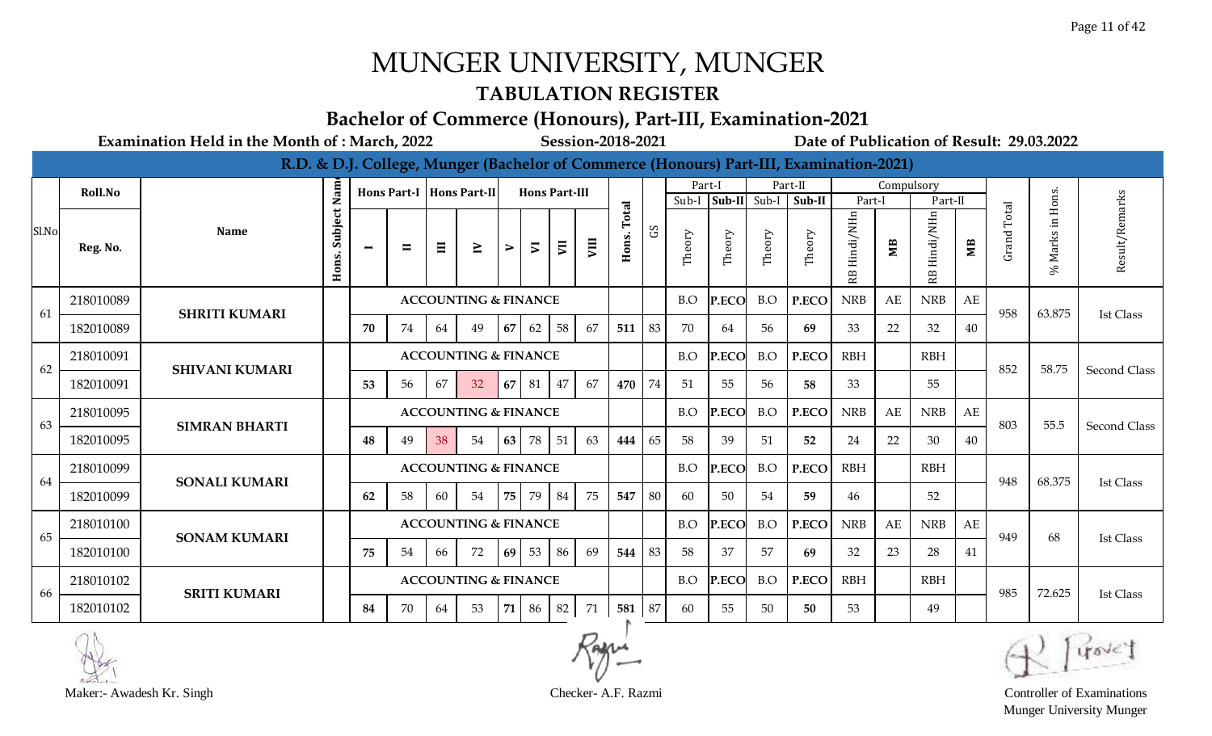# MUNGER UNIVERSITY, MUNGER

## TABULATION REGISTER

### Bachelor of Commerce (Honours), Part-III, Examination-2021

**Examination Held in the Month of : March, 2022** | **Session-2018-2021** | **Date of Publication of Result: 29.03.2022**

**R.D. & D.J. College, Munger (Bachelor of Commerce (Honours) Part-III, Examination-2021)**

| Sl.No | Roll.No / Reg. No. | Name | Hons. Subject Name | Hons Part-I I | Hons Part-I II | Hons Part-II III | Hons Part-II IV | Hons Part-III V | Hons Part-III VI | Hons Part-III VII | Hons Part-III VIII | Hons. Total | GS | Part-I Sub-I Theory | Part-I Sub-II Theory | Part-II Sub-I Theory | Part-II Sub-II Theory | Compulsory Part-I RB Hindi/NHn | Compulsory Part-I MB | Compulsory Part-II RB Hindi/NHn | Compulsory Part-II MB | Grand Total | % Marks in Hons. | Result/Remarks |
|---|---|---|---|---|---|---|---|---|---|---|---|---|---|---|---|---|---|---|---|---|---|---|---|---|
| 61 | 218010089 | SHRITI KUMARI | | ACCOUNTING & FINANCE | | | | | | | | | | B.O | P.ECO | B.O | P.ECO | NRB | AE | NRB | AE | 958 | 63.875 | Ist Class |
| | 182010089 | | | 70 | 74 | 64 | 49 | 67 | 62 | 58 | 67 | 511 | 83 | 70 | 64 | 56 | 69 | 33 | 22 | 32 | 40 | | | |
| 62 | 218010091 | SHIVANI KUMARI | | ACCOUNTING & FINANCE | | | | | | | | | | B.O | P.ECO | B.O | P.ECO | RBH | | RBH | | 852 | 58.75 | Second Class |
| | 182010091 | | | 53 | 56 | 67 | 32 | 67 | 81 | 47 | 67 | 470 | 74 | 51 | 55 | 56 | 58 | 33 | | 55 | | | | |
| 63 | 218010095 | SIMRAN BHARTI | | ACCOUNTING & FINANCE | | | | | | | | | | B.O | P.ECO | B.O | P.ECO | NRB | AE | NRB | AE | 803 | 55.5 | Second Class |
| | 182010095 | | | 48 | 49 | 38 | 54 | 63 | 78 | 51 | 63 | 444 | 65 | 58 | 39 | 51 | 52 | 24 | 22 | 30 | 40 | | | |
| 64 | 218010099 | SONALI KUMARI | | ACCOUNTING & FINANCE | | | | | | | | | | B.O | P.ECO | B.O | P.ECO | RBH | | RBH | | 948 | 68.375 | Ist Class |
| | 182010099 | | | 62 | 58 | 60 | 54 | 75 | 79 | 84 | 75 | 547 | 80 | 60 | 50 | 54 | 59 | 46 | | 52 | | | | |
| 65 | 218010100 | SONAM KUMARI | | ACCOUNTING & FINANCE | | | | | | | | | | B.O | P.ECO | B.O | P.ECO | NRB | AE | NRB | AE | 949 | 68 | Ist Class |
| | 182010100 | | | 75 | 54 | 66 | 72 | 69 | 53 | 86 | 69 | 544 | 83 | 58 | 37 | 57 | 69 | 32 | 23 | 28 | 41 | | | |
| 66 | 218010102 | SRITI KUMARI | | ACCOUNTING & FINANCE | | | | | | | | | | B.O | P.ECO | B.O | P.ECO | RBH | | RBH | | 985 | 72.625 | Ist Class |
| | 182010102 | | | 84 | 70 | 64 | 53 | 71 | 86 | 82 | 71 | 581 | 87 | 60 | 55 | 50 | 50 | 53 | | 49 | | | | |

Maker:- Awadesh Kr. Singh

Checker- A.F. Razmi

Controller of Examinations
Munger University Munger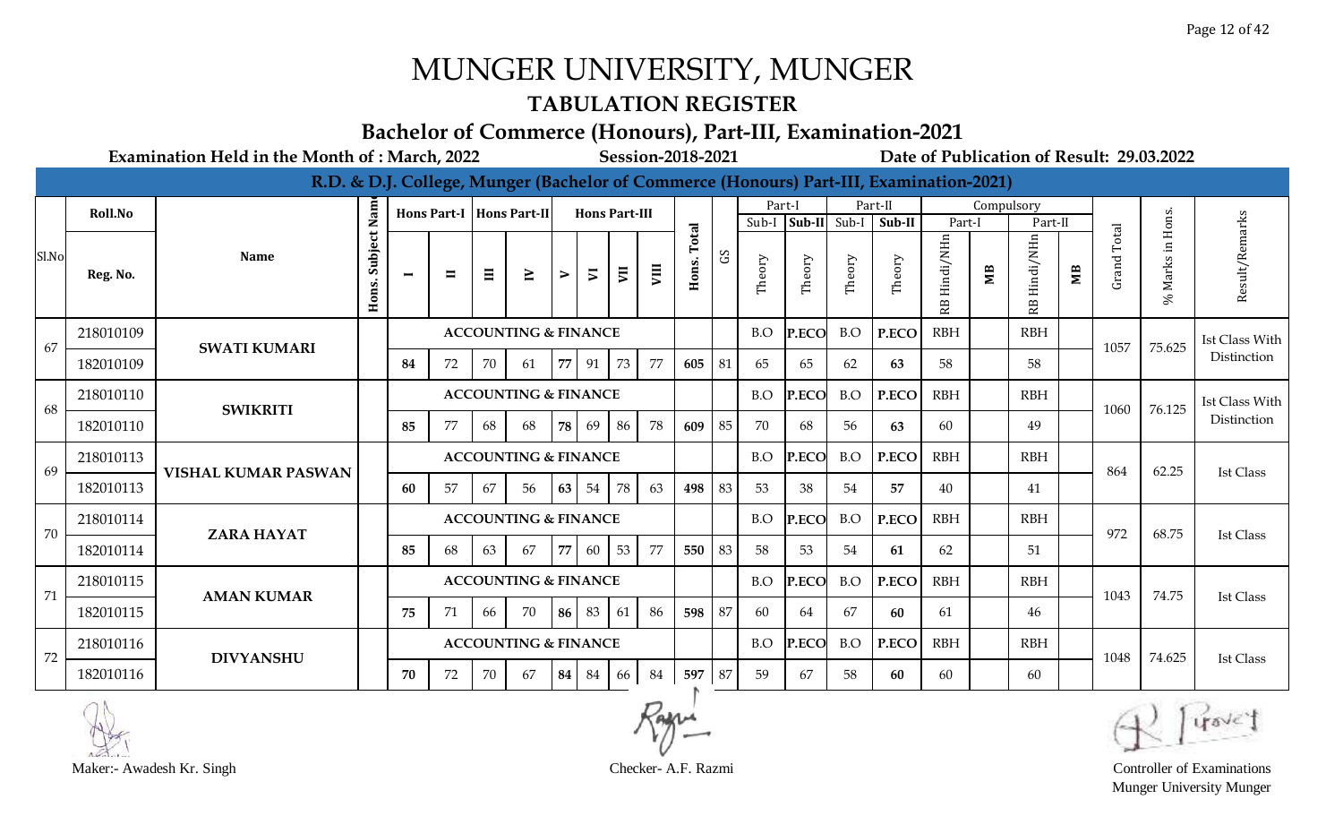# MUNGER UNIVERSITY, MUNGER

## TABULATION REGISTER

### Bachelor of Commerce (Honours), Part-III, Examination-2021

**Examination Held in the Month of : March, 2022** **Session-2018-2021** **Date of Publication of Result: 29.03.2022**

**R.D. & D.J. College, Munger (Bachelor of Commerce (Honours) Part-III, Examination-2021)**

| Sl.No | Roll.No / Reg. No. | Name | Hons. Subject Name | Hons Part-I I | Hons Part-I II | Hons Part-II III | Hons Part-II IV | Hons Part-III V | Hons Part-III VI | Hons Part-III VII | Hons Part-III VIII | Hons. Total | GS | Part-I Sub-I Theory | Part-I Sub-II Theory | Part-II Sub-I Theory | Part-II Sub-II Theory | Compulsory Part-I RB Hindi/NHn | Compulsory Part-I MB | Compulsory Part-II RB Hindi/NHn | Compulsory Part-II MB | Grand Total | % Marks in Hons. | Result/Remarks |
|---|---|---|---|---|---|---|---|---|---|---|---|---|---|---|---|---|---|---|---|---|---|---|---|---|
| 67 | 218010109 | SWATI KUMARI | | ACCOUNTING & FINANCE | | | | | | | | | | B.O | P.ECO | B.O | P.ECO | RBH | | RBH | | 1057 | 75.625 | Ist Class With Distinction |
| | 182010109 | | | 84 | 72 | 70 | 61 | 77 | 91 | 73 | 77 | 605 | 81 | 65 | 65 | 62 | 63 | 58 | | 58 | | | | |
| 68 | 218010110 | SWIKRITI | | ACCOUNTING & FINANCE | | | | | | | | | | B.O | P.ECO | B.O | P.ECO | RBH | | RBH | | 1060 | 76.125 | Ist Class With Distinction |
| | 182010110 | | | 85 | 77 | 68 | 68 | 78 | 69 | 86 | 78 | 609 | 85 | 70 | 68 | 56 | 63 | 60 | | 49 | | | | |
| 69 | 218010113 | VISHAL KUMAR PASWAN | | ACCOUNTING & FINANCE | | | | | | | | | | B.O | P.ECO | B.O | P.ECO | RBH | | RBH | | 864 | 62.25 | Ist Class |
| | 182010113 | | | 60 | 57 | 67 | 56 | 63 | 54 | 78 | 63 | 498 | 83 | 53 | 38 | 54 | 57 | 40 | | 41 | | | | |
| 70 | 218010114 | ZARA HAYAT | | ACCOUNTING & FINANCE | | | | | | | | | | B.O | P.ECO | B.O | P.ECO | RBH | | RBH | | 972 | 68.75 | Ist Class |
| | 182010114 | | | 85 | 68 | 63 | 67 | 77 | 60 | 53 | 77 | 550 | 83 | 58 | 53 | 54 | 61 | 62 | | 51 | | | | |
| 71 | 218010115 | AMAN KUMAR | | ACCOUNTING & FINANCE | | | | | | | | | | B.O | P.ECO | B.O | P.ECO | RBH | | RBH | | 1043 | 74.75 | Ist Class |
| | 182010115 | | | 75 | 71 | 66 | 70 | 86 | 83 | 61 | 86 | 598 | 87 | 60 | 64 | 67 | 60 | 61 | | 46 | | | | |
| 72 | 218010116 | DIVYANSHU | | ACCOUNTING & FINANCE | | | | | | | | | | B.O | P.ECO | B.O | P.ECO | RBH | | RBH | | 1048 | 74.625 | Ist Class |
| | 182010116 | | | 70 | 72 | 70 | 67 | 84 | 84 | 66 | 84 | 597 | 87 | 59 | 67 | 58 | 60 | 60 | | 60 | | | | |

Maker:- Awadesh Kr. Singh

Checker- A.F. Razmi

Controller of Examinations
Munger University Munger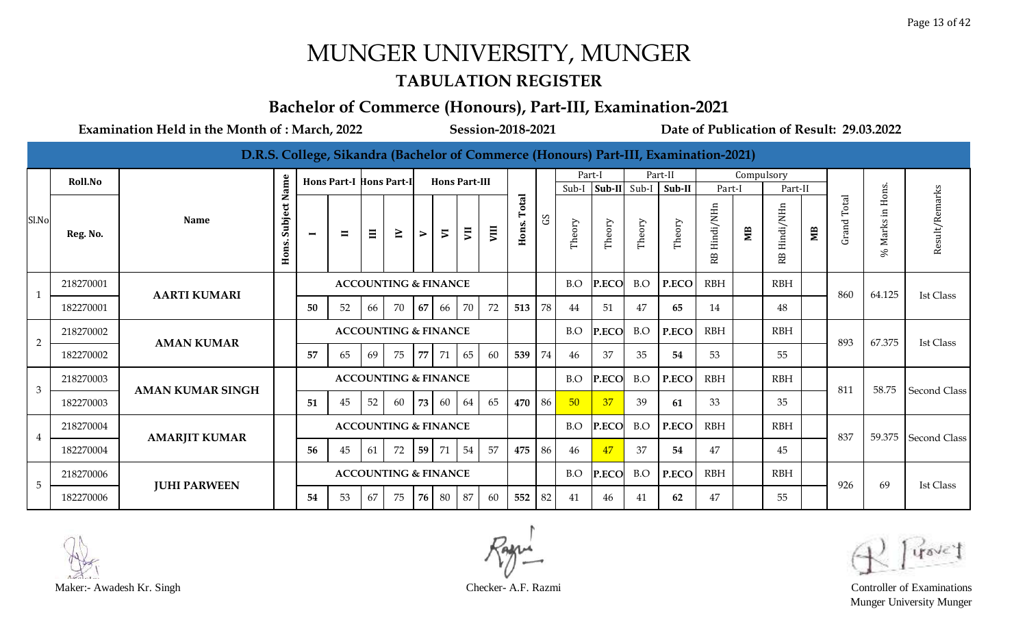# MUNGER UNIVERSITY, MUNGER

## TABULATION REGISTER

### Bachelor of Commerce (Honours), Part-III, Examination-2021

**Examination Held in the Month of : March, 2022** **Session-2018-2021** **Date of Publication of Result: 29.03.2022**

**D.R.S. College, Sikandra (Bachelor of Commerce (Honours) Part-III, Examination-2021)**

| Sl.No | Roll.No / Reg. No. | Name | Hons. Subject Name | Hons Part-I I | Hons Part-I II | Hons Part-II III | Hons Part-II IV | Hons Part-III V | Hons Part-III VI | Hons Part-III VII | Hons Part-III VIII | Hons. Total | GS | Part-I Sub-I Theory | Part-I Sub-II Theory | Part-II Sub-I Theory | Part-II Sub-II Theory | Compulsory Part-I RB Hindi/NHn | Compulsory Part-I MB | Compulsory Part-II RB Hindi/NHn | Compulsory Part-II MB | Grand Total | % Marks in Hons. | Result/Remarks |
|---|---|---|---|---|---|---|---|---|---|---|---|---|---|---|---|---|---|---|---|---|---|---|---|---|
| 1 | 218270001 | AARTI KUMARI | | ACCOUNTING & FINANCE | | | | | | | | | | B.O | P.ECO | B.O | P.ECO | RBH | | RBH | | 860 | 64.125 | Ist Class |
| | 182270001 | | | **50** | 52 | 66 | 70 | **67** | 66 | 70 | 72 | **513** | 78 | 44 | 51 | 47 | **65** | 14 | | 48 | | | | |
| 2 | 218270002 | AMAN KUMAR | | ACCOUNTING & FINANCE | | | | | | | | | | B.O | P.ECO | B.O | P.ECO | RBH | | RBH | | 893 | 67.375 | Ist Class |
| | 182270002 | | | **57** | 65 | 69 | 75 | **77** | 71 | 65 | 60 | **539** | 74 | 46 | 37 | 35 | **54** | 53 | | 55 | | | | |
| 3 | 218270003 | AMAN KUMAR SINGH | | ACCOUNTING & FINANCE | | | | | | | | | | B.O | P.ECO | B.O | P.ECO | RBH | | RBH | | 811 | 58.75 | Second Class |
| | 182270003 | | | **51** | 45 | 52 | 60 | **73** | 60 | 64 | 65 | **470** | 86 | 50 | 37 | 39 | **61** | 33 | | 35 | | | | |
| 4 | 218270004 | AMARJIT KUMAR | | ACCOUNTING & FINANCE | | | | | | | | | | B.O | P.ECO | B.O | P.ECO | RBH | | RBH | | 837 | 59.375 | Second Class |
| | 182270004 | | | **56** | 45 | 61 | 72 | **59** | 71 | 54 | 57 | **475** | 86 | 46 | 47 | 37 | **54** | 47 | | 45 | | | | |
| 5 | 218270006 | JUHI PARWEEN | | ACCOUNTING & FINANCE | | | | | | | | | | B.O | P.ECO | B.O | P.ECO | RBH | | RBH | | 926 | 69 | Ist Class |
| | 182270006 | | | **54** | 53 | 67 | 75 | **76** | 80 | 87 | 60 | **552** | 82 | 41 | 46 | 41 | **62** | 47 | | 55 | | | | |

Maker:- Awadesh Kr. Singh

Checker- A.F. Razmi

Controller of Examinations
Munger University Munger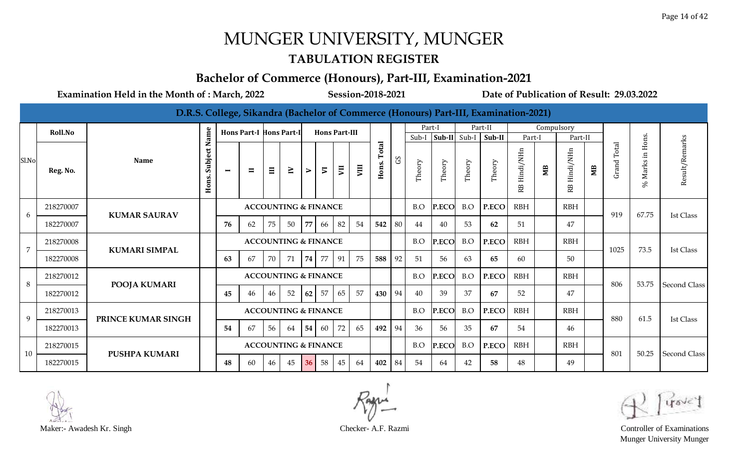# MUNGER UNIVERSITY, MUNGER

## TABULATION REGISTER

### Bachelor of Commerce (Honours), Part-III, Examination-2021

**Examination Held in the Month of : March, 2022** **Session-2018-2021** **Date of Publication of Result: 29.03.2022**

**D.R.S. College, Sikandra (Bachelor of Commerce (Honours) Part-III, Examination-2021)**

| Sl.No | Roll.No / Reg. No. | Name | Hons. Subject Name | Hons Part-I I | Hons Part-I II | Hons Part-II III | Hons Part-II IV | Hons Part-III V | Hons Part-III VI | Hons Part-III VII | Hons Part-III VIII | Hons. Total | GS | Part-I Sub-I Theory | Part-I Sub-II Theory | Part-II Sub-I Theory | Part-II Sub-II Theory | Compulsory Part-I RB Hindi/NHn | Compulsory Part-I MB | Compulsory Part-II RB Hindi/NHn | Compulsory Part-II MB | Grand Total | % Marks in Hons. | Result/Remarks |
|---|---|---|---|---|---|---|---|---|---|---|---|---|---|---|---|---|---|---|---|---|---|---|---|---|
| 6 | 218270007 | KUMAR SAURAV | | ACCOUNTING & FINANCE | | | | | | | | | | B.O | P.ECO | B.O | P.ECO | RBH | | RBH | | 919 | 67.75 | Ist Class |
| | 182270007 | | | 76 | 62 | 75 | 50 | 77 | 66 | 82 | 54 | 542 | 80 | 44 | 40 | 53 | 62 | 51 | | 47 | | | | |
| 7 | 218270008 | KUMARI SIMPAL | | ACCOUNTING & FINANCE | | | | | | | | | | B.O | P.ECO | B.O | P.ECO | RBH | | RBH | | 1025 | 73.5 | Ist Class |
| | 182270008 | | | 63 | 67 | 70 | 71 | 74 | 77 | 91 | 75 | 588 | 92 | 51 | 56 | 63 | 65 | 60 | | 50 | | | | |
| 8 | 218270012 | POOJA KUMARI | | ACCOUNTING & FINANCE | | | | | | | | | | B.O | P.ECO | B.O | P.ECO | RBH | | RBH | | 806 | 53.75 | Second Class |
| | 182270012 | | | 45 | 46 | 46 | 52 | 62 | 57 | 65 | 57 | 430 | 94 | 40 | 39 | 37 | 67 | 52 | | 47 | | | | |
| 9 | 218270013 | PRINCE KUMAR SINGH | | ACCOUNTING & FINANCE | | | | | | | | | | B.O | P.ECO | B.O | P.ECO | RBH | | RBH | | 880 | 61.5 | Ist Class |
| | 182270013 | | | 54 | 67 | 56 | 64 | 54 | 60 | 72 | 65 | 492 | 94 | 36 | 56 | 35 | 67 | 54 | | 46 | | | | |
| 10 | 218270015 | PUSHPA KUMARI | | ACCOUNTING & FINANCE | | | | | | | | | | B.O | P.ECO | B.O | P.ECO | RBH | | RBH | | 801 | 50.25 | Second Class |
| | 182270015 | | | 48 | 60 | 46 | 45 | 36 | 58 | 45 | 64 | 402 | 84 | 54 | 64 | 42 | 58 | 48 | | 49 | | | | |

Maker:- Awadesh Kr. Singh

Checker- A.F. Razmi

Controller of Examinations
Munger University Munger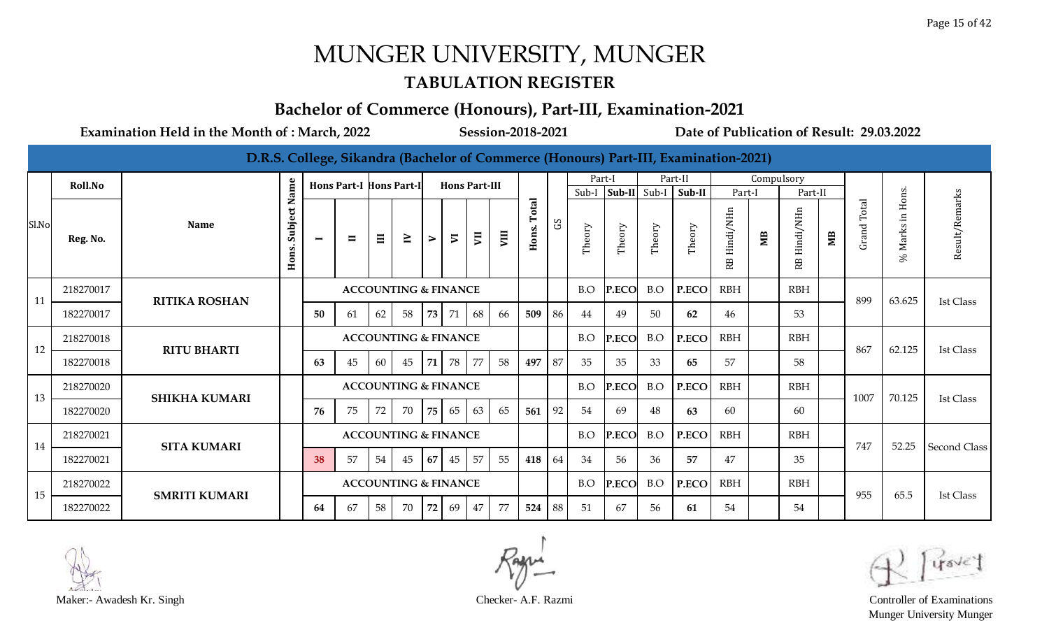# MUNGER UNIVERSITY, MUNGER

## TABULATION REGISTER

### Bachelor of Commerce (Honours), Part-III, Examination-2021

**Examination Held in the Month of : March, 2022** **Session-2018-2021** **Date of Publication of Result: 29.03.2022**

**D.R.S. College, Sikandra (Bachelor of Commerce (Honours) Part-III, Examination-2021)**

| Sl.No | Roll.No / Reg. No. | Name | Hons. Subject Name | Hons Part-I I | Hons Part-I II | Hons Part-II III | Hons Part-II IV | Hons Part-III V | Hons Part-III VI | Hons Part-III VII | Hons Part-III VIII | Hons. Total | GS | Part-I Sub-I Theory | Part-I Sub-II Theory | Part-II Sub-I Theory | Part-II Sub-II Theory | Compulsory Part-I RB Hindi/NHn | Compulsory Part-I MB | Compulsory Part-II RB Hindi/NHn | Compulsory Part-II MB | Grand Total | % Marks in Hons. | Result/Remarks |
|---|---|---|---|---|---|---|---|---|---|---|---|---|---|---|---|---|---|---|---|---|---|---|---|---|
| 11 | 218270017 | RITIKA ROSHAN | ACCOUNTING & FINANCE | | | | | | | | | | | B.O | P.ECO | B.O | P.ECO | RBH | | RBH | | 899 | 63.625 | Ist Class |
| | 182270017 | | | 50 | 61 | 62 | 58 | 73 | 71 | 68 | 66 | 509 | 86 | 44 | 49 | 50 | 62 | 46 | | 53 | | | | |
| 12 | 218270018 | RITU BHARTI | ACCOUNTING & FINANCE | | | | | | | | | | | B.O | P.ECO | B.O | P.ECO | RBH | | RBH | | 867 | 62.125 | Ist Class |
| | 182270018 | | | 63 | 45 | 60 | 45 | 71 | 78 | 77 | 58 | 497 | 87 | 35 | 35 | 33 | 65 | 57 | | 58 | | | | |
| 13 | 218270020 | SHIKHA KUMARI | ACCOUNTING & FINANCE | | | | | | | | | | | B.O | P.ECO | B.O | P.ECO | RBH | | RBH | | 1007 | 70.125 | Ist Class |
| | 182270020 | | | 76 | 75 | 72 | 70 | 75 | 65 | 63 | 65 | 561 | 92 | 54 | 69 | 48 | 63 | 60 | | 60 | | | | |
| 14 | 218270021 | SITA KUMARI | ACCOUNTING & FINANCE | | | | | | | | | | | B.O | P.ECO | B.O | P.ECO | RBH | | RBH | | 747 | 52.25 | Second Class |
| | 182270021 | | | 38 | 57 | 54 | 45 | 67 | 45 | 57 | 55 | 418 | 64 | 34 | 56 | 36 | 57 | 47 | | 35 | | | | |
| 15 | 218270022 | SMRITI KUMARI | ACCOUNTING & FINANCE | | | | | | | | | | | B.O | P.ECO | B.O | P.ECO | RBH | | RBH | | 955 | 65.5 | Ist Class |
| | 182270022 | | | 64 | 67 | 58 | 70 | 72 | 69 | 47 | 77 | 524 | 88 | 51 | 67 | 56 | 61 | 54 | | 54 | | | | |

Maker:- Awadesh Kr. Singh

Checker- A.F. Razmi

Controller of Examinations
Munger University Munger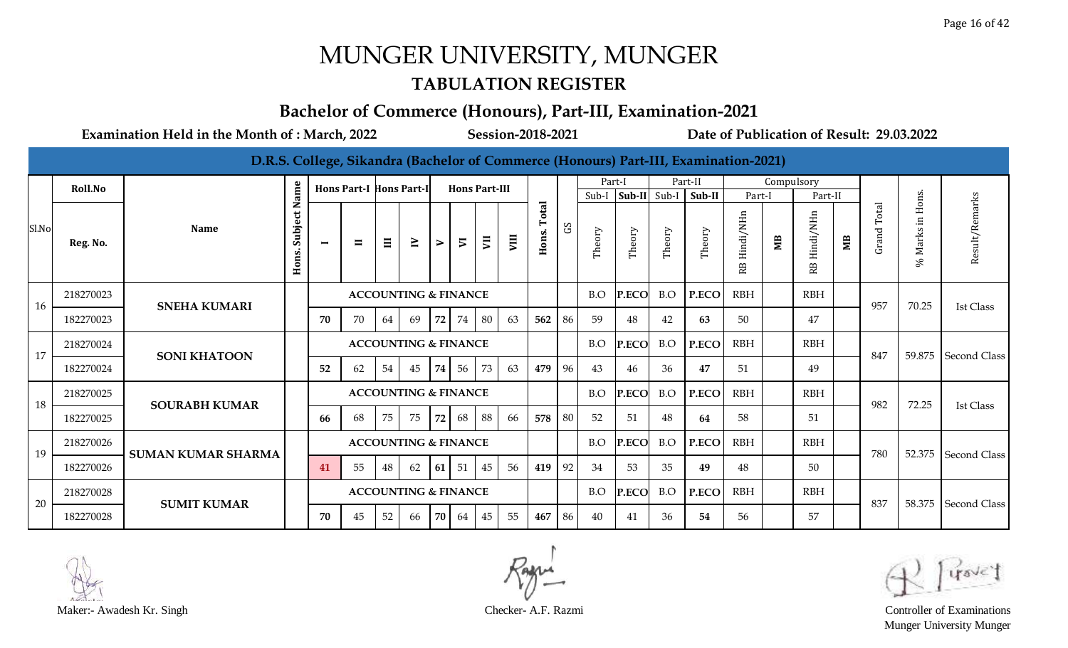# MUNGER UNIVERSITY, MUNGER

## TABULATION REGISTER

### Bachelor of Commerce (Honours), Part-III, Examination-2021

**Examination Held in the Month of : March, 2022** **Session-2018-2021** **Date of Publication of Result: 29.03.2022**

**D.R.S. College, Sikandra (Bachelor of Commerce (Honours) Part-III, Examination-2021)**

| Sl.No | Roll.No / Reg. No. | Name | Hons. Subject Name | Hons Part-I I | Hons Part-I II | Hons Part-II III | Hons Part-II IV | Hons Part-III V | Hons Part-III VI | Hons Part-III VII | Hons Part-III VIII | Hons. Total | GS | Part-I Sub-I Theory | Part-I Sub-II Theory | Part-II Sub-I Theory | Part-II Sub-II Theory | Compulsory Part-I RB Hindi/NHIn | Compulsory Part-I MB | Compulsory Part-II RB Hindi/NHIn | Compulsory Part-II MB | Grand Total | % Marks in Hons. | Result/Remarks |
|---|---|---|---|---|---|---|---|---|---|---|---|---|---|---|---|---|---|---|---|---|---|---|---|---|
| 16 | 218270023 | SNEHA KUMARI | | ACCOUNTING & FINANCE | | | | | | | | | | B.O | P.ECO | B.O | P.ECO | RBH | | RBH | | 957 | 70.25 | Ist Class |
| | 182270023 | | | 70 | 70 | 64 | 69 | 72 | 74 | 80 | 63 | 562 | 86 | 59 | 48 | 42 | 63 | 50 | | 47 | | | | |
| 17 | 218270024 | SONI KHATOON | | ACCOUNTING & FINANCE | | | | | | | | | | B.O | P.ECO | B.O | P.ECO | RBH | | RBH | | 847 | 59.875 | Second Class |
| | 182270024 | | | 52 | 62 | 54 | 45 | 74 | 56 | 73 | 63 | 479 | 96 | 43 | 46 | 36 | 47 | 51 | | 49 | | | | |
| 18 | 218270025 | SOURABH KUMAR | | ACCOUNTING & FINANCE | | | | | | | | | | B.O | P.ECO | B.O | P.ECO | RBH | | RBH | | 982 | 72.25 | Ist Class |
| | 182270025 | | | 66 | 68 | 75 | 75 | 72 | 68 | 88 | 66 | 578 | 80 | 52 | 51 | 48 | 64 | 58 | | 51 | | | | |
| 19 | 218270026 | SUMAN KUMAR SHARMA | | ACCOUNTING & FINANCE | | | | | | | | | | B.O | P.ECO | B.O | P.ECO | RBH | | RBH | | 780 | 52.375 | Second Class |
| | 182270026 | | | 41 | 55 | 48 | 62 | 61 | 51 | 45 | 56 | 419 | 92 | 34 | 53 | 35 | 49 | 48 | | 50 | | | | |
| 20 | 218270028 | SUMIT KUMAR | | ACCOUNTING & FINANCE | | | | | | | | | | B.O | P.ECO | B.O | P.ECO | RBH | | RBH | | 837 | 58.375 | Second Class |
| | 182270028 | | | 70 | 45 | 52 | 66 | 70 | 64 | 45 | 55 | 467 | 86 | 40 | 41 | 36 | 54 | 56 | | 57 | | | | |

Maker:- Awadesh Kr. Singh

Checker- A.F. Razmi

Controller of Examinations
Munger University Munger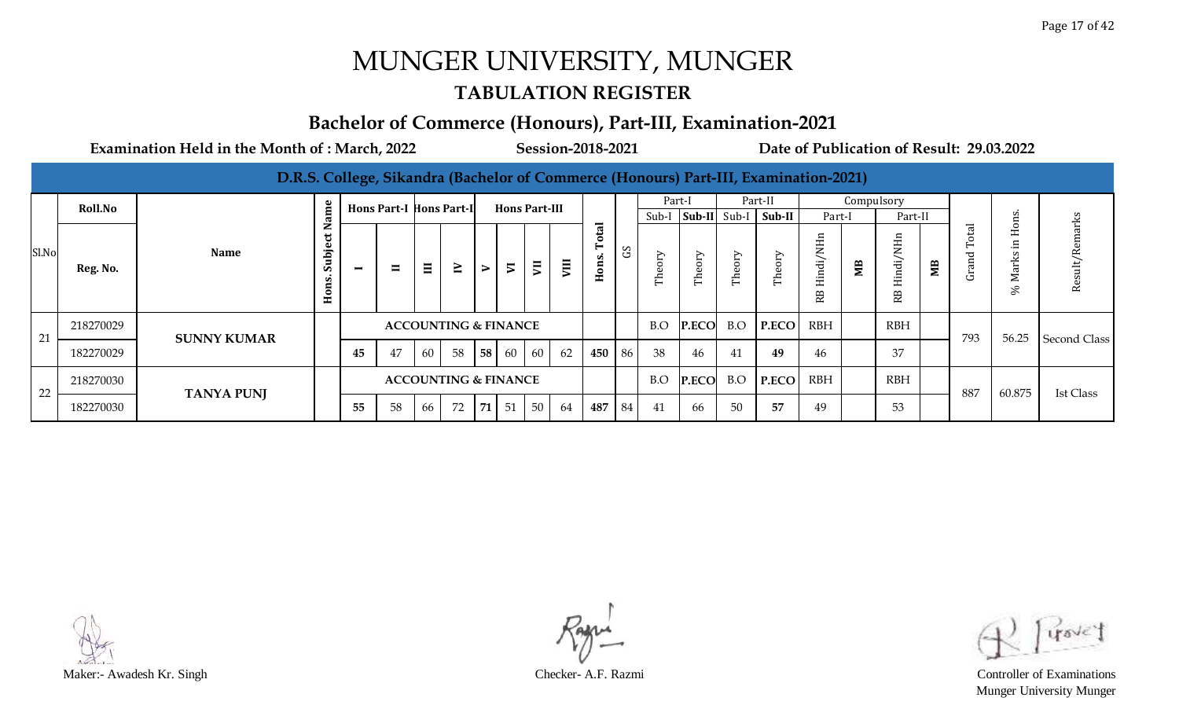# MUNGER UNIVERSITY, MUNGER

## TABULATION REGISTER

### Bachelor of Commerce (Honours), Part-III, Examination-2021

**Examination Held in the Month of : March, 2022** **Session-2018-2021** **Date of Publication of Result: 29.03.2022**

**D.R.S. College, Sikandra (Bachelor of Commerce (Honours) Part-III, Examination-2021)**

| Sl.No | Roll.No / Reg. No. | Name | Hons. Subject Name | Hons Part-I I | Hons Part-I II | Hons Part-II III | Hons Part-II IV | Hons Part-III V | Hons Part-III VI | Hons Part-III VII | Hons Part-III VIII | Hons. Total | GS | Part-I Sub-I Theory | Part-I Sub-II Theory | Part-II Sub-I Theory | Part-II Sub-II Theory | Compulsory Part-I RB Hindi/NHn | Compulsory Part-I MB | Compulsory Part-II RB Hindi/NHn | Compulsory Part-II MB | Grand Total | % Marks in Hons. | Result/Remarks |
|---|---|---|---|---|---|---|---|---|---|---|---|---|---|---|---|---|---|---|---|---|---|---|---|---|
| 21 | 218270029 | SUNNY KUMAR | | ACCOUNTING & FINANCE | | | | | | | | | | B.O | P.ECO | B.O | P.ECO | RBH | | RBH | | 793 | 56.25 | Second Class |
| | 182270029 | | | 45 | 47 | 60 | 58 | 58 | 60 | 60 | 62 | 450 | 86 | 38 | 46 | 41 | 49 | 46 | | 37 | | | | |
| 22 | 218270030 | TANYA PUNJ | | ACCOUNTING & FINANCE | | | | | | | | | | B.O | P.ECO | B.O | P.ECO | RBH | | RBH | | 887 | 60.875 | Ist Class |
| | 182270030 | | | 55 | 58 | 66 | 72 | 71 | 51 | 50 | 64 | 487 | 84 | 41 | 66 | 50 | 57 | 49 | | 53 | | | | |

Maker:- Awadesh Kr. Singh

Checker- A.F. Razmi

Controller of Examinations
Munger University Munger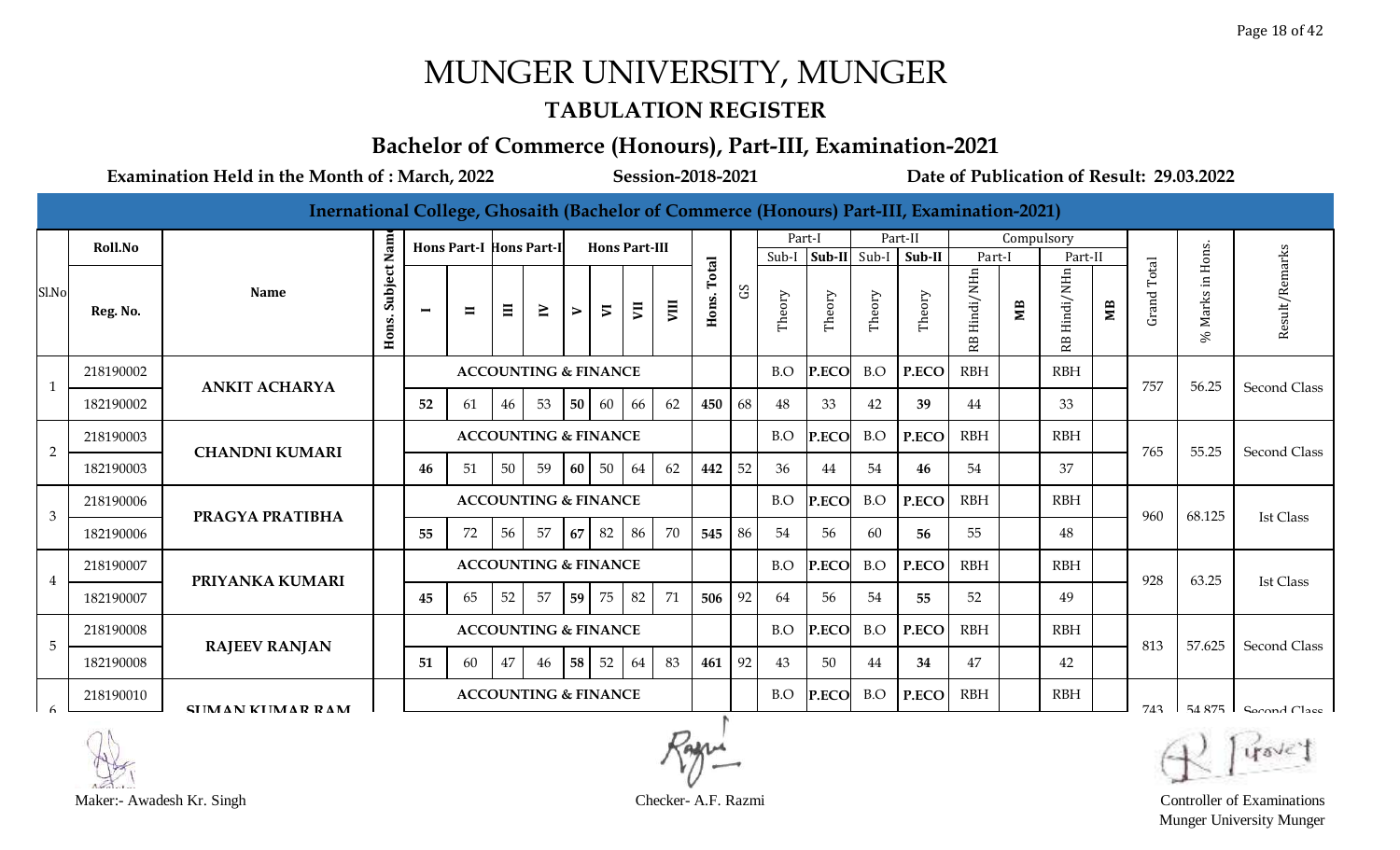# MUNGER UNIVERSITY, MUNGER

## TABULATION REGISTER

### Bachelor of Commerce (Honours), Part-III, Examination-2021

**Examination Held in the Month of : March, 2022** **Session-2018-2021** **Date of Publication of Result: 29.03.2022**

**Inernational College, Ghosaith (Bachelor of Commerce (Honours) Part-III, Examination-2021)**

| Sl.No | Roll.No / Reg. No. | Name | Hons. Subject Name | Hons Part-I I | Hons Part-I II | Hons Part-II III | Hons Part-II IV | Hons Part-III V | Hons Part-III VI | Hons Part-III VII | Hons Part-III VIII | Hons. Total | GS | Part-I Sub-I Theory | Part-I Sub-II Theory | Part-II Sub-I Theory | Part-II Sub-II Theory | Compulsory Part-I RB Hindi/NHn | Compulsory Part-I MB | Compulsory Part-II RB Hindi/NHn | Compulsory Part-II MB | Grand Total | % Marks in Hons. | Result/Remarks |
|---|---|---|---|---|---|---|---|---|---|---|---|---|---|---|---|---|---|---|---|---|---|---|---|---|
| 1 | 218190002 | ANKIT ACHARYA | | ACCOUNTING & FINANCE | | | | | | | | | | B.O | P.ECO | B.O | P.ECO | RBH | | RBH | | 757 | 56.25 | Second Class |
| | 182190002 | | | 52 | 61 | 46 | 53 | 50 | 60 | 66 | 62 | 450 | 68 | 48 | 33 | 42 | 39 | 44 | | 33 | | | | |
| 2 | 218190003 | CHANDNI KUMARI | | ACCOUNTING & FINANCE | | | | | | | | | | B.O | P.ECO | B.O | P.ECO | RBH | | RBH | | 765 | 55.25 | Second Class |
| | 182190003 | | | 46 | 51 | 50 | 59 | 60 | 50 | 64 | 62 | 442 | 52 | 36 | 44 | 54 | 46 | 54 | | 37 | | | | |
| 3 | 218190006 | PRAGYA PRATIBHA | | ACCOUNTING & FINANCE | | | | | | | | | | B.O | P.ECO | B.O | P.ECO | RBH | | RBH | | 960 | 68.125 | Ist Class |
| | 182190006 | | | 55 | 72 | 56 | 57 | 67 | 82 | 86 | 70 | 545 | 86 | 54 | 56 | 60 | 56 | 55 | | 48 | | | | |
| 4 | 218190007 | PRIYANKA KUMARI | | ACCOUNTING & FINANCE | | | | | | | | | | B.O | P.ECO | B.O | P.ECO | RBH | | RBH | | 928 | 63.25 | Ist Class |
| | 182190007 | | | 45 | 65 | 52 | 57 | 59 | 75 | 82 | 71 | 506 | 92 | 64 | 56 | 54 | 55 | 52 | | 49 | | | | |
| 5 | 218190008 | RAJEEV RANJAN | | ACCOUNTING & FINANCE | | | | | | | | | | B.O | P.ECO | B.O | P.ECO | RBH | | RBH | | 813 | 57.625 | Second Class |
| | 182190008 | | | 51 | 60 | 47 | 46 | 58 | 52 | 64 | 83 | 461 | 92 | 43 | 50 | 44 | 34 | 47 | | 42 | | | | |
| 6 | 218190010 | SUMAN KUMAR RAM | | ACCOUNTING & FINANCE | | | | | | | | | | B.O | P.ECO | B.O | P.ECO | RBH | | RBH | | 743 | 54.875 | Second Class |

Maker:- Awadesh Kr. Singh

Checker- A.F. Razmi

Controller of Examinations
Munger University Munger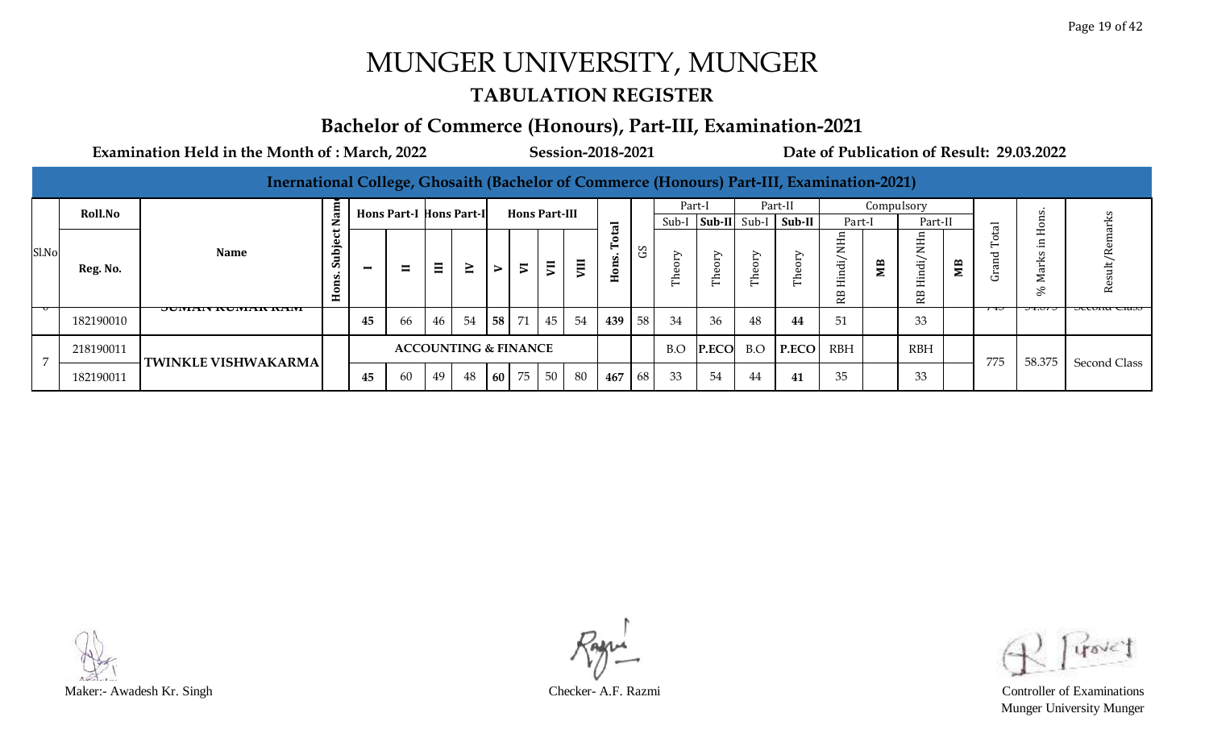# MUNGER UNIVERSITY, MUNGER

## TABULATION REGISTER

### Bachelor of Commerce (Honours), Part-III, Examination-2021

**Examination Held in the Month of : March, 2022** **Session-2018-2021** **Date of Publication of Result: 29.03.2022**

**Inernational College, Ghosaith (Bachelor of Commerce (Honours) Part-III, Examination-2021)**

| Sl.No | Roll.No / Reg. No. | Name | Hons. Subject Name | Hons Part-I I | Hons Part-I II | Hons Part-II III | Hons Part-II IV | Hons Part-III V | Hons Part-III VI | Hons Part-III VII | Hons Part-III VIII | Hons. Total | GS | Part-I Sub-I Theory | Part-I Sub-II Theory | Part-II Sub-I Theory | Part-II Sub-II Theory | Compulsory Part-I RB Hindi/NHn | Compulsory Part-I MB | Compulsory Part-II RB Hindi/NHn | Compulsory Part-II MB | Grand Total | % Marks in Hons. | Result/Remarks |
|---|---|---|---|---|---|---|---|---|---|---|---|---|---|---|---|---|---|---|---|---|---|---|---|---|
| 6 | | SUMAN KUMAR RAM | | | | | | | | | | | | | | | | | | | | 745 | 54.875 | Second Class |
| | 182190010 | | | 45 | 66 | 46 | 54 | 58 | 71 | 45 | 54 | 439 | 58 | 34 | 36 | 48 | 44 | 51 | | 33 | | | | |
| 7 | 218190011 | TWINKLE VISHWAKARMA | ACCOUNTING & FINANCE | | | | | | | | | | | B.O | P.ECO | B.O | P.ECO | RBH | | RBH | | 775 | 58.375 | Second Class |
| | 182190011 | | | 45 | 60 | 49 | 48 | 60 | 75 | 50 | 80 | 467 | 68 | 33 | 54 | 44 | 41 | 35 | | 33 | | | | |

Maker:- Awadesh Kr. Singh

Checker- A.F. Razmi

Controller of Examinations
Munger University Munger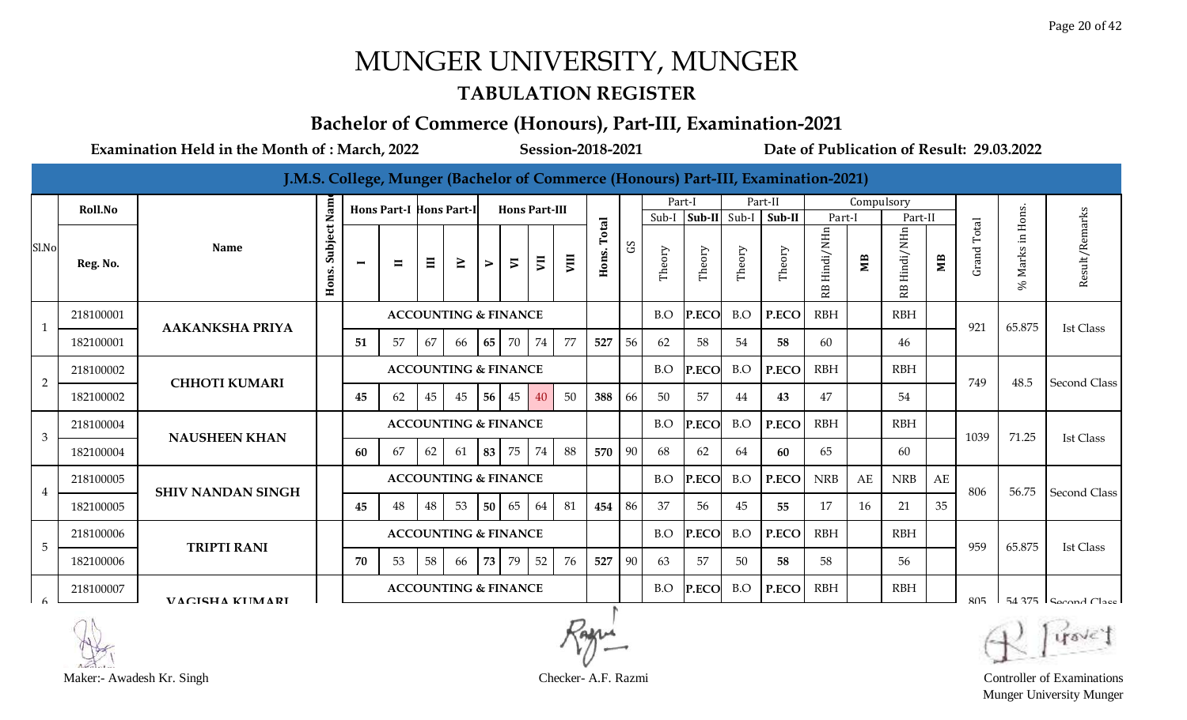# MUNGER UNIVERSITY, MUNGER

## TABULATION REGISTER

### Bachelor of Commerce (Honours), Part-III, Examination-2021

**Examination Held in the Month of : March, 2022** **Session-2018-2021** **Date of Publication of Result: 29.03.2022**

**J.M.S. College, Munger (Bachelor of Commerce (Honours) Part-III, Examination-2021)**

| Sl.No | Roll.No / Reg. No. | Name | Hons. Subject Name | Hons Part-I I | Hons Part-I II | Hons Part-II III | Hons Part-II IV | Hons Part-III V | Hons Part-III VI | Hons Part-III VII | Hons Part-III VIII | Hons. Total | GS | Part-I Sub-I Theory | Part-I Sub-II Theory | Part-II Sub-I Theory | Part-II Sub-II Theory | Compulsory Part-I RB Hindi/NHn | Compulsory Part-I MB | Compulsory Part-II RB Hindi/NHn | Compulsory Part-II MB | Grand Total | % Marks in Hons. | Result/Remarks |
|---|---|---|---|---|---|---|---|---|---|---|---|---|---|---|---|---|---|---|---|---|---|---|---|---|
| 1 | 218100001 | AAKANKSHA PRIYA | | ACCOUNTING & FINANCE | | | | | | | | | | B.O | P.ECO | B.O | P.ECO | RBH | | RBH | | 921 | 65.875 | Ist Class |
| | 182100001 | | | 51 | 57 | 67 | 66 | 65 | 70 | 74 | 77 | 527 | 56 | 62 | 58 | 54 | 58 | 60 | | 46 | | | | |
| 2 | 218100002 | CHHOTI KUMARI | | ACCOUNTING & FINANCE | | | | | | | | | | B.O | P.ECO | B.O | P.ECO | RBH | | RBH | | 749 | 48.5 | Second Class |
| | 182100002 | | | 45 | 62 | 45 | 45 | 56 | 45 | 40 | 50 | 388 | 66 | 50 | 57 | 44 | 43 | 47 | | 54 | | | | |
| 3 | 218100004 | NAUSHEEN KHAN | | ACCOUNTING & FINANCE | | | | | | | | | | B.O | P.ECO | B.O | P.ECO | RBH | | RBH | | 1039 | 71.25 | Ist Class |
| | 182100004 | | | 60 | 67 | 62 | 61 | 83 | 75 | 74 | 88 | 570 | 90 | 68 | 62 | 64 | 60 | 65 | | 60 | | | | |
| 4 | 218100005 | SHIV NANDAN SINGH | | ACCOUNTING & FINANCE | | | | | | | | | | B.O | P.ECO | B.O | P.ECO | NRB | AE | NRB | AE | 806 | 56.75 | Second Class |
| | 182100005 | | | 45 | 48 | 48 | 53 | 50 | 65 | 64 | 81 | 454 | 86 | 37 | 56 | 45 | 55 | 17 | 16 | 21 | 35 | | | |
| 5 | 218100006 | TRIPTI RANI | | ACCOUNTING & FINANCE | | | | | | | | | | B.O | P.ECO | B.O | P.ECO | RBH | | RBH | | 959 | 65.875 | Ist Class |
| | 182100006 | | | 70 | 53 | 58 | 66 | 73 | 79 | 52 | 76 | 527 | 90 | 63 | 57 | 50 | 58 | 58 | | 56 | | | | |
| 6 | 218100007 | VAGISHA KUMARI | | ACCOUNTING & FINANCE | | | | | | | | | | B.O | P.ECO | B.O | P.ECO | RBH | | RBH | | 805 | 54.375 | Second Class |

Maker:- Awadesh Kr. Singh Checker- A.F. Razmi Controller of Examinations Munger University Munger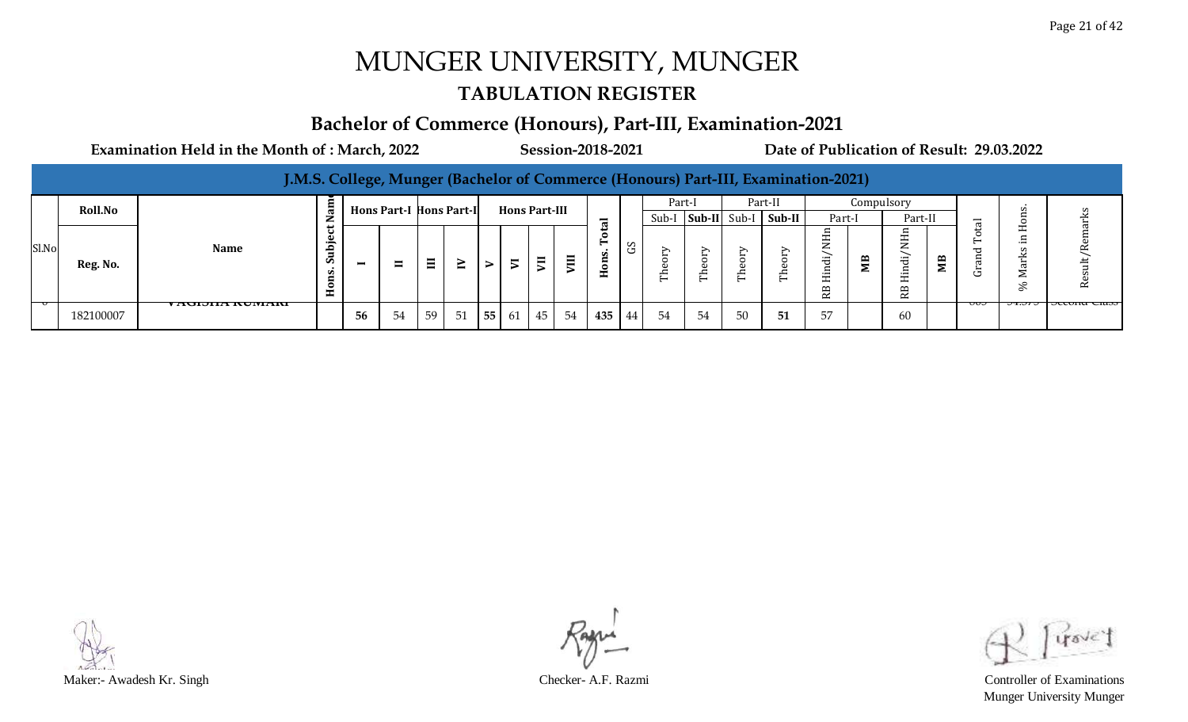# MUNGER UNIVERSITY, MUNGER

## TABULATION REGISTER

### Bachelor of Commerce (Honours), Part-III, Examination-2021

**Examination Held in the Month of : March, 2022** **Session-2018-2021** **Date of Publication of Result: 29.03.2022**

**J.M.S. College, Munger (Bachelor of Commerce (Honours) Part-III, Examination-2021)**

| Sl.No | Roll.No / Reg. No. | Name | Hons. Subject Name | Hons Part-I I | Hons Part-I II | Hons Part-II III | Hons Part-II IV | Hons Part-III V | Hons Part-III VI | Hons Part-III VII | Hons Part-III VIII | Hons. Total | GS | Part-I Sub-I Theory | Part-I Sub-II Theory | Part-II Sub-I Theory | Part-II Sub-II Theory | Compulsory Part-I RB Hindi/NHn | Compulsory Part-I MB | Compulsory Part-II RB Hindi/NHn | Compulsory Part-II MB | Grand Total | % Marks in Hons. | Result/Remarks |
|---|---|---|---|---|---|---|---|---|---|---|---|---|---|---|---|---|---|---|---|---|---|---|---|---|
| 6 | 182100007 | VAGISHA KUMARI | | **56** | 54 | 59 | 51 | **55** | 61 | 45 | 54 | **435** | 44 | 54 | 54 | 50 | **51** | 57 | | 60 | | 869 | 54.375 | Second Class |

Maker:- Awadesh Kr. Singh

Checker- A.F. Razmi

Controller of Examinations
Munger University Munger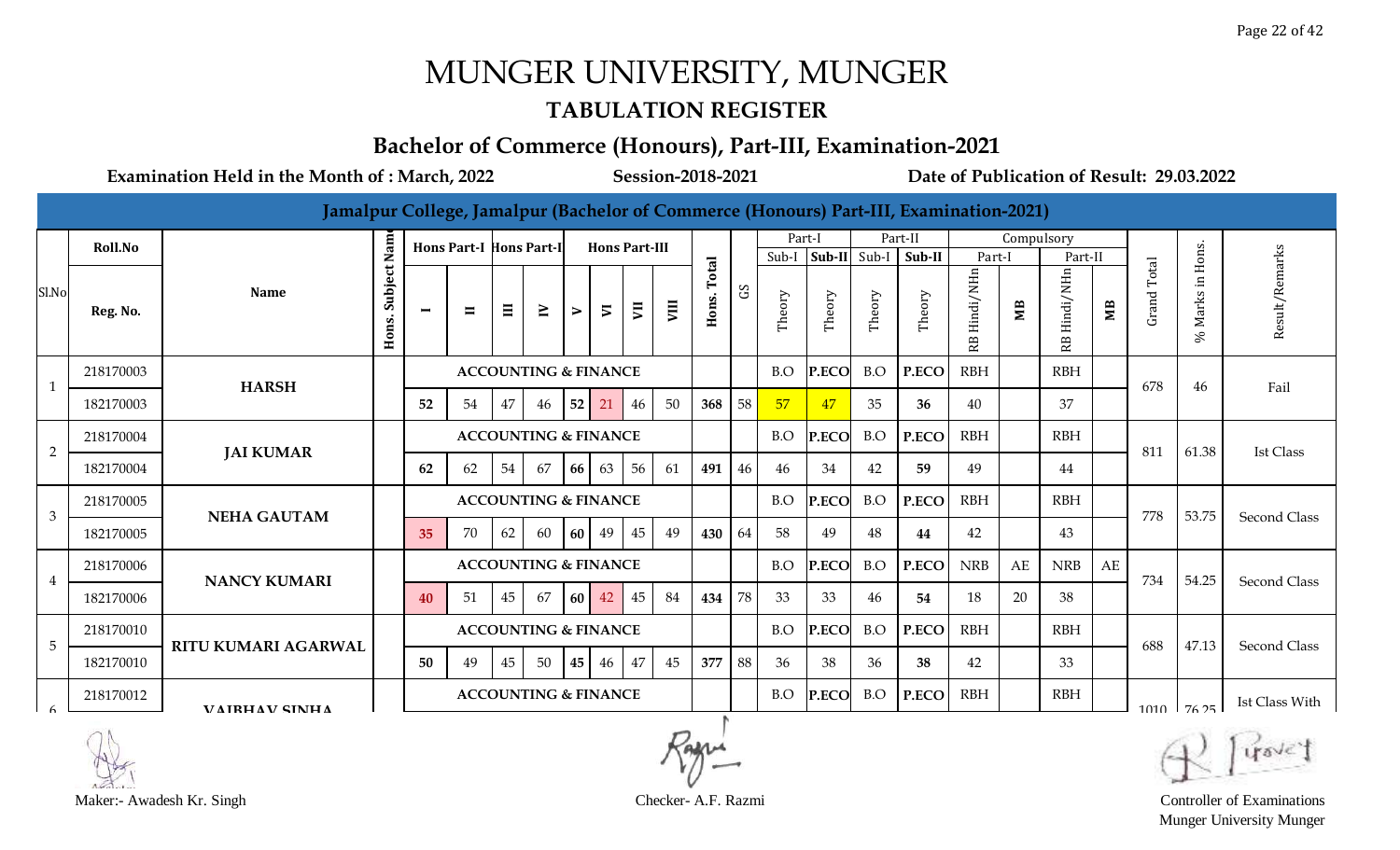# MUNGER UNIVERSITY, MUNGER

## TABULATION REGISTER

### Bachelor of Commerce (Honours), Part-III, Examination-2021

**Examination Held in the Month of : March, 2022** **Session-2018-2021** **Date of Publication of Result: 29.03.2022**

**Jamalpur College, Jamalpur (Bachelor of Commerce (Honours) Part-III, Examination-2021)**

| Sl.No | Roll.No / Reg. No. | Name | Hons. Subject Name | Hons Part-I I | Hons Part-I II | Hons Part-II III | Hons Part-II IV | Hons Part-III V | Hons Part-III VI | Hons Part-III VII | Hons Part-III VIII | Hons. Total | GS | Part-I Sub-I Theory | Part-I Sub-II Theory | Part-II Sub-I Theory | Part-II Sub-II Theory | Compulsory Part-I RB Hindi/NHn | Compulsory Part-I MB | Compulsory Part-II RB Hindi/NHn | Compulsory Part-II MB | Grand Total | % Marks in Hons. | Result/Remarks |
|---|---|---|---|---|---|---|---|---|---|---|---|---|---|---|---|---|---|---|---|---|---|---|---|---|
| 1 | 218170003 | HARSH | | ACCOUNTING & FINANCE | | | | | | | | | | B.O | P.ECO | B.O | P.ECO | RBH | | RBH | | 678 | 46 | Fail |
| | 182170003 | | | 52 | 54 | 47 | 46 | 52 | 21 | 46 | 50 | 368 | 58 | 57 | 47 | 35 | 36 | 40 | | 37 | | | | |
| 2 | 218170004 | JAI KUMAR | | ACCOUNTING & FINANCE | | | | | | | | | | B.O | P.ECO | B.O | P.ECO | RBH | | RBH | | 811 | 61.38 | Ist Class |
| | 182170004 | | | 62 | 62 | 54 | 67 | 66 | 63 | 56 | 61 | 491 | 46 | 46 | 34 | 42 | 59 | 49 | | 44 | | | | |
| 3 | 218170005 | NEHA GAUTAM | | ACCOUNTING & FINANCE | | | | | | | | | | B.O | P.ECO | B.O | P.ECO | RBH | | RBH | | 778 | 53.75 | Second Class |
| | 182170005 | | | 35 | 70 | 62 | 60 | 60 | 49 | 45 | 49 | 430 | 64 | 58 | 49 | 48 | 44 | 42 | | 43 | | | | |
| 4 | 218170006 | NANCY KUMARI | | ACCOUNTING & FINANCE | | | | | | | | | | B.O | P.ECO | B.O | P.ECO | NRB | AE | NRB | AE | 734 | 54.25 | Second Class |
| | 182170006 | | | 40 | 51 | 45 | 67 | 60 | 42 | 45 | 84 | 434 | 78 | 33 | 33 | 46 | 54 | 18 | 20 | 38 | | | | |
| 5 | 218170010 | RITU KUMARI AGARWAL | | ACCOUNTING & FINANCE | | | | | | | | | | B.O | P.ECO | B.O | P.ECO | RBH | | RBH | | 688 | 47.13 | Second Class |
| | 182170010 | | | 50 | 49 | 45 | 50 | 45 | 46 | 47 | 45 | 377 | 88 | 36 | 38 | 36 | 38 | 42 | | 33 | | | | |
| 6 | 218170012 | VAIBHAV SINHA | | ACCOUNTING & FINANCE | | | | | | | | | | B.O | P.ECO | B.O | P.ECO | RBH | | RBH | | 1010 | 76.25 | Ist Class With |

Maker:- Awadesh Kr. Singh

Checker- A.F. Razmi

Controller of Examinations
Munger University Munger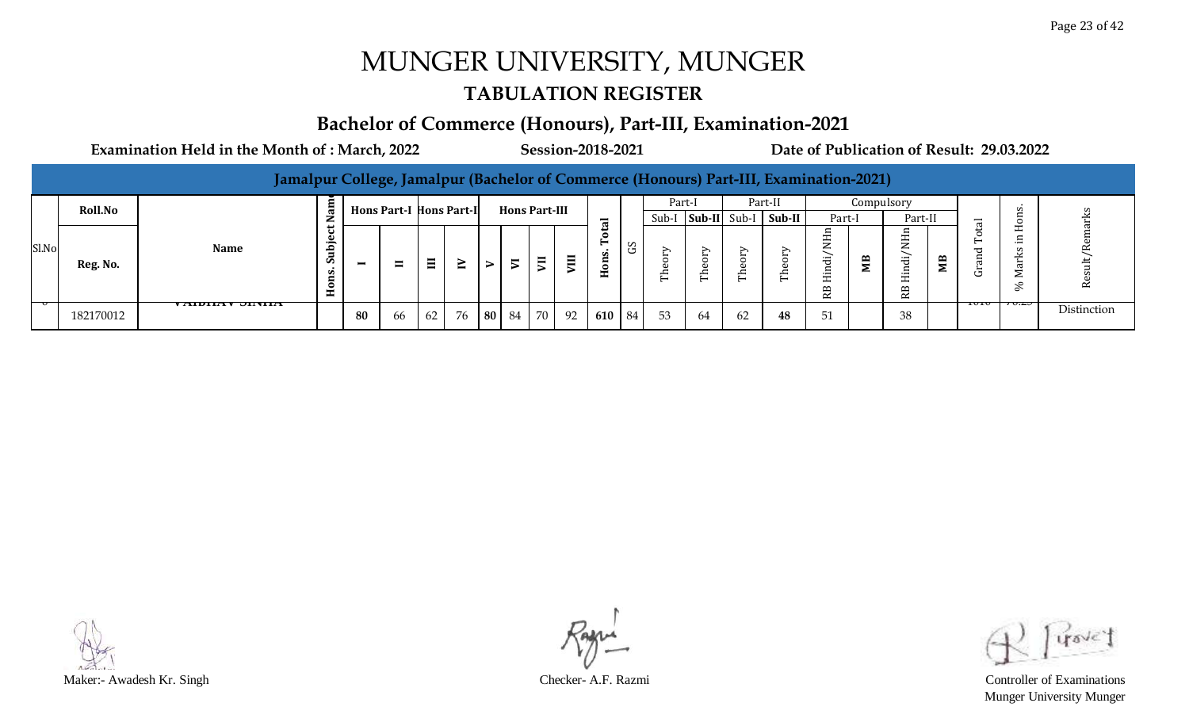# MUNGER UNIVERSITY, MUNGER

## TABULATION REGISTER

### Bachelor of Commerce (Honours), Part-III, Examination-2021

**Examination Held in the Month of : March, 2022** **Session-2018-2021** **Date of Publication of Result: 29.03.2022**

**Jamalpur College, Jamalpur (Bachelor of Commerce (Honours) Part-III, Examination-2021)**

| Sl.No | Roll.No / Reg. No. | Name | Hons. Subject Name | Hons Part-I I | Hons Part-I II | Hons Part-II III | Hons Part-II IV | Hons Part-III V | Hons Part-III VI | Hons Part-III VII | Hons Part-III VIII | Hons. Total | GS | Part-I Sub-I Theory | Part-I Sub-II Theory | Part-II Sub-I Theory | Part-II Sub-II Theory | Compulsory Part-I RB Hindi/NHn | Compulsory Part-I MB | Compulsory Part-II RB Hindi/NHn | Compulsory Part-II MB | Grand Total | % Marks in Hons. | Result/Remarks |
|---|---|---|---|---|---|---|---|---|---|---|---|---|---|---|---|---|---|---|---|---|---|---|---|---|
| | 182170012 | VAIBHAV SINHA | | **80** | 66 | 62 | 76 | **80** | 84 | 70 | 92 | **610** | 84 | 53 | 64 | 62 | **48** | 51 | | 38 | | | | Distinction |

Maker:- Awadesh Kr. Singh

Checker- A.F. Razmi

Controller of Examinations
Munger University Munger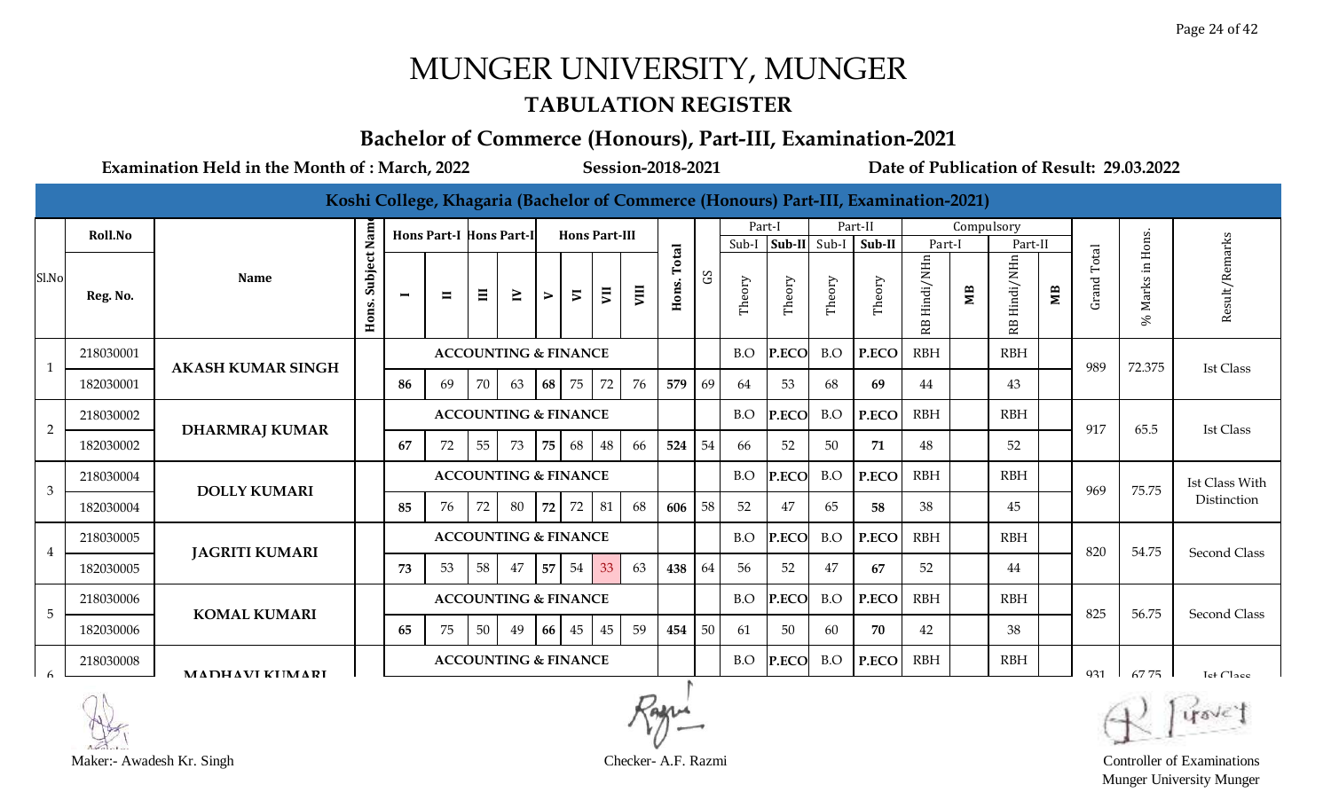# MUNGER UNIVERSITY, MUNGER

## TABULATION REGISTER

### Bachelor of Commerce (Honours), Part-III, Examination-2021

**Examination Held in the Month of : March, 2022** **Session-2018-2021** **Date of Publication of Result: 29.03.2022**

**Koshi College, Khagaria (Bachelor of Commerce (Honours) Part-III, Examination-2021)**

| Sl.No | Roll.No / Reg. No. | Name | Hons. Subject Name | Hons Part-I I | Hons Part-I II | Hons Part-II III | Hons Part-II IV | Hons Part-III V | Hons Part-III VI | Hons Part-III VII | Hons Part-III VIII | Hons. Total | GS | Part-I Sub-I Theory | Part-I Sub-II Theory | Part-II Sub-I Theory | Part-II Sub-II Theory | Compulsory Part-I RB Hindi/NHn | Compulsory Part-I MB | Compulsory Part-II RB Hindi/NHn | Compulsory Part-II MB | Grand Total | % Marks in Hons. | Result/Remarks |
|---|---|---|---|---|---|---|---|---|---|---|---|---|---|---|---|---|---|---|---|---|---|---|---|---|
| 1 | 218030001 | AKASH KUMAR SINGH | | ACCOUNTING & FINANCE | | | | | | | | | | B.O | P.ECO | B.O | P.ECO | RBH | | RBH | | 989 | 72.375 | Ist Class |
| | 182030001 | | | 86 | 69 | 70 | 63 | 68 | 75 | 72 | 76 | 579 | 69 | 64 | 53 | 68 | 69 | 44 | | 43 | | | | |
| 2 | 218030002 | DHARMRAJ KUMAR | | ACCOUNTING & FINANCE | | | | | | | | | | B.O | P.ECO | B.O | P.ECO | RBH | | RBH | | 917 | 65.5 | Ist Class |
| | 182030002 | | | 67 | 72 | 55 | 73 | 75 | 68 | 48 | 66 | 524 | 54 | 66 | 52 | 50 | 71 | 48 | | 52 | | | | |
| 3 | 218030004 | DOLLY KUMARI | | ACCOUNTING & FINANCE | | | | | | | | | | B.O | P.ECO | B.O | P.ECO | RBH | | RBH | | 969 | 75.75 | Ist Class With Distinction |
| | 182030004 | | | 85 | 76 | 72 | 80 | 72 | 72 | 81 | 68 | 606 | 58 | 52 | 47 | 65 | 58 | 38 | | 45 | | | | |
| 4 | 218030005 | JAGRITI KUMARI | | ACCOUNTING & FINANCE | | | | | | | | | | B.O | P.ECO | B.O | P.ECO | RBH | | RBH | | 820 | 54.75 | Second Class |
| | 182030005 | | | 73 | 53 | 58 | 47 | 57 | 54 | 33 | 63 | 438 | 64 | 56 | 52 | 47 | 67 | 52 | | 44 | | | | |
| 5 | 218030006 | KOMAL KUMARI | | ACCOUNTING & FINANCE | | | | | | | | | | B.O | P.ECO | B.O | P.ECO | RBH | | RBH | | 825 | 56.75 | Second Class |
| | 182030006 | | | 65 | 75 | 50 | 49 | 66 | 45 | 45 | 59 | 454 | 50 | 61 | 50 | 60 | 70 | 42 | | 38 | | | | |
| 6 | 218030008 | MADHAVI KUMARI | | ACCOUNTING & FINANCE | | | | | | | | | | B.O | P.ECO | B.O | P.ECO | RBH | | RBH | | 931 | 67.75 | Ist Class |

Maker:- Awadesh Kr. Singh

Checker- A.F. Razmi

Controller of Examinations
Munger University Munger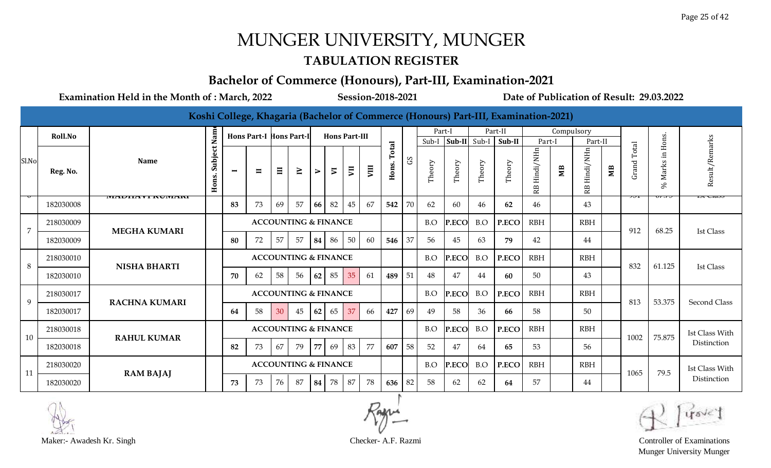# MUNGER UNIVERSITY, MUNGER

## TABULATION REGISTER

### Bachelor of Commerce (Honours), Part-III, Examination-2021

**Examination Held in the Month of : March, 2022** | **Session-2018-2021** | **Date of Publication of Result: 29.03.2022**

**Koshi College, Khagaria (Bachelor of Commerce (Honours) Part-III, Examination-2021)**

| Sl.No | Roll.No / Reg. No. | Name | Hons. Subject Name | Hons Part-I I | Hons Part-I II | Hons Part-II III | Hons Part-II IV | Hons Part-III V | Hons Part-III VI | Hons Part-III VII | Hons Part-III VIII | Hons. Total | GS | Part-I Sub-I Theory | Part-I Sub-II Theory | Part-II Sub-I Theory | Part-II Sub-II Theory | Compulsory Part-I RB Hindi/NHn | Compulsory Part-I MB | Compulsory Part-II RB Hindi/NHn | Compulsory Part-II MB | Grand Total | % Marks in Hons. | Result/Remarks |
|---|---|---|---|---|---|---|---|---|---|---|---|---|---|---|---|---|---|---|---|---|---|---|---|---|
| 6 | | MADHAVI KUMARI | | | | | | | | | | | | | | | | | | | | | | |
| | 182030008 | | | 83 | 73 | 69 | 57 | 66 | 82 | 45 | 67 | 542 | 70 | 62 | 60 | 46 | 62 | 46 | | 43 | | | | |
| 7 | 218030009 | MEGHA KUMARI | | ACCOUNTING & FINANCE | | | | | | | | | | B.O | P.ECO | B.O | P.ECO | RBH | | RBH | | 912 | 68.25 | Ist Class |
| | 182030009 | | | 80 | 72 | 57 | 57 | 84 | 86 | 50 | 60 | 546 | 37 | 56 | 45 | 63 | 79 | 42 | | 44 | | | | |
| 8 | 218030010 | NISHA BHARTI | | ACCOUNTING & FINANCE | | | | | | | | | | B.O | P.ECO | B.O | P.ECO | RBH | | RBH | | 832 | 61.125 | Ist Class |
| | 182030010 | | | 70 | 62 | 58 | 56 | 62 | 85 | 35 | 61 | 489 | 51 | 48 | 47 | 44 | 60 | 50 | | 43 | | | | |
| 9 | 218030017 | RACHNA KUMARI | | ACCOUNTING & FINANCE | | | | | | | | | | B.O | P.ECO | B.O | P.ECO | RBH | | RBH | | 813 | 53.375 | Second Class |
| | 182030017 | | | 64 | 58 | 30 | 45 | 62 | 65 | 37 | 66 | 427 | 69 | 49 | 58 | 36 | 66 | 58 | | 50 | | | | |
| 10 | 218030018 | RAHUL KUMAR | | ACCOUNTING & FINANCE | | | | | | | | | | B.O | P.ECO | B.O | P.ECO | RBH | | RBH | | 1002 | 75.875 | Ist Class With Distinction |
| | 182030018 | | | 82 | 73 | 67 | 79 | 77 | 69 | 83 | 77 | 607 | 58 | 52 | 47 | 64 | 65 | 53 | | 56 | | | | |
| 11 | 218030020 | RAM BAJAJ | | ACCOUNTING & FINANCE | | | | | | | | | | B.O | P.ECO | B.O | P.ECO | RBH | | RBH | | 1065 | 79.5 | Ist Class With Distinction |
| | 182030020 | | | 73 | 73 | 76 | 87 | 84 | 78 | 87 | 78 | 636 | 82 | 58 | 62 | 62 | 64 | 57 | | 44 | | | | |

Maker:- Awadesh Kr. Singh | Checker- A.F. Razmi | Controller of Examinations, Munger University Munger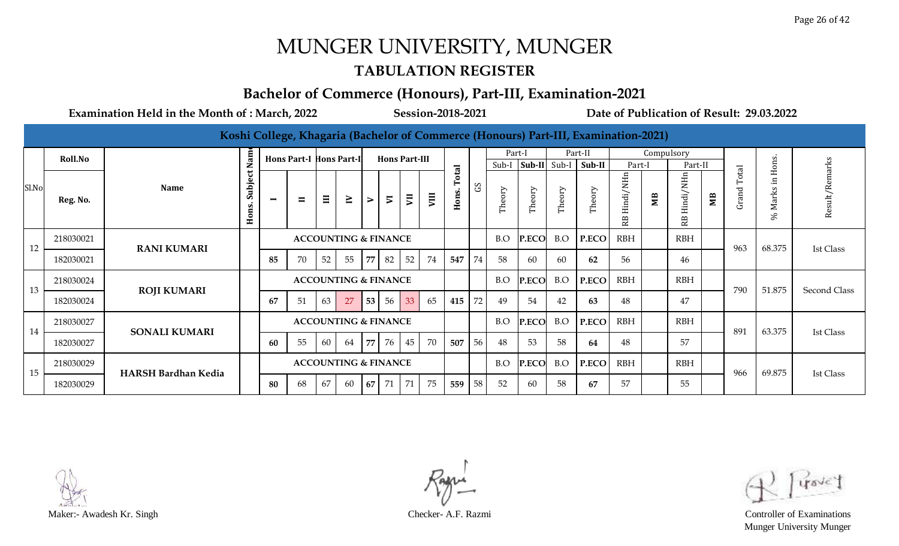# MUNGER UNIVERSITY, MUNGER

## TABULATION REGISTER

### Bachelor of Commerce (Honours), Part-III, Examination-2021

**Examination Held in the Month of : March, 2022** **Session-2018-2021** **Date of Publication of Result: 29.03.2022**

**Koshi College, Khagaria (Bachelor of Commerce (Honours) Part-III, Examination-2021)**

| Sl.No | Roll.No / Reg. No. | Name | Hons. Subject Name | Hons Part-I I | Hons Part-I II | Hons Part-II III | Hons Part-II IV | Hons Part-III V | Hons Part-III VI | Hons Part-III VII | Hons Part-III VIII | Hons. Total | GS | Part-I Sub-I Theory | Part-I Sub-II Theory | Part-II Sub-I Theory | Part-II Sub-II Theory | Compulsory Part-I RB Hindi/NHn | Compulsory Part-I MB | Compulsory Part-II RB Hindi/NHn | Compulsory Part-II MB | Grand Total | % Marks in Hons. | Result/Remarks |
|---|---|---|---|---|---|---|---|---|---|---|---|---|---|---|---|---|---|---|---|---|---|---|---|---|
| 12 | 218030021 | RANI KUMARI | | ACCOUNTING & FINANCE | | | | | | | | | | B.O | P.ECO | B.O | P.ECO | RBH | | RBH | | 963 | 68.375 | Ist Class |
| | 182030021 | | | 85 | 70 | 52 | 55 | 77 | 82 | 52 | 74 | 547 | 74 | 58 | 60 | 60 | 62 | 56 | | 46 | | | | |
| 13 | 218030024 | ROJI KUMARI | | ACCOUNTING & FINANCE | | | | | | | | | | B.O | P.ECO | B.O | P.ECO | RBH | | RBH | | 790 | 51.875 | Second Class |
| | 182030024 | | | 67 | 51 | 63 | 27 | 53 | 56 | 33 | 65 | 415 | 72 | 49 | 54 | 42 | 63 | 48 | | 47 | | | | |
| 14 | 218030027 | SONALI KUMARI | | ACCOUNTING & FINANCE | | | | | | | | | | B.O | P.ECO | B.O | P.ECO | RBH | | RBH | | 891 | 63.375 | Ist Class |
| | 182030027 | | | 60 | 55 | 60 | 64 | 77 | 76 | 45 | 70 | 507 | 56 | 48 | 53 | 58 | 64 | 48 | | 57 | | | | |
| 15 | 218030029 | HARSH Bardhan Kedia | | ACCOUNTING & FINANCE | | | | | | | | | | B.O | P.ECO | B.O | P.ECO | RBH | | RBH | | 966 | 69.875 | Ist Class |
| | 182030029 | | | 80 | 68 | 67 | 60 | 67 | 71 | 71 | 75 | 559 | 58 | 52 | 60 | 58 | 67 | 57 | | 55 | | | | |

Maker:- Awadesh Kr. Singh

Checker- A.F. Razmi

Controller of Examinations
Munger University Munger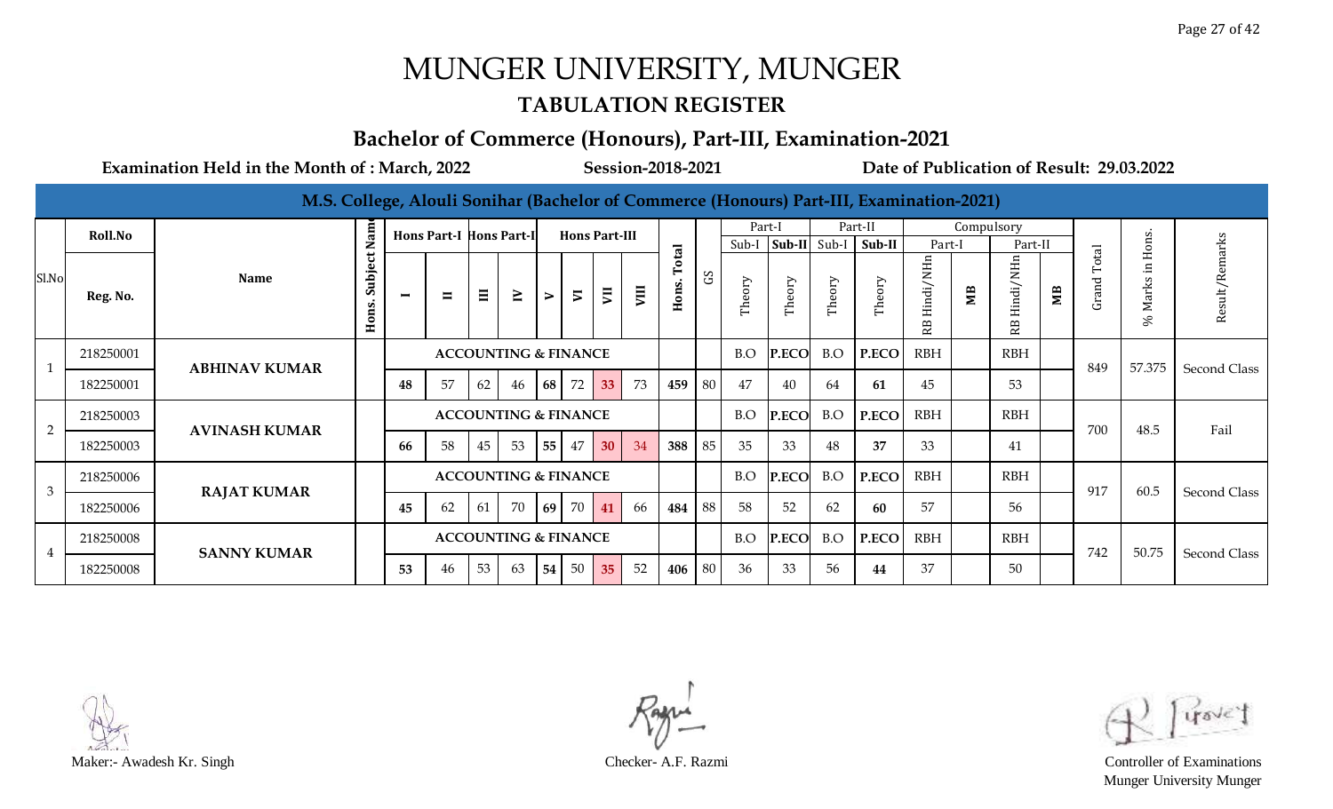# MUNGER UNIVERSITY, MUNGER

## TABULATION REGISTER

### Bachelor of Commerce (Honours), Part-III, Examination-2021

**Examination Held in the Month of : March, 2022** **Session-2018-2021** **Date of Publication of Result: 29.03.2022**

**M.S. College, Alouli Sonihar (Bachelor of Commerce (Honours) Part-III, Examination-2021)**

| Sl.No | Roll.No / Reg. No. | Name | Hons. Subject Name | Hons Part-I I | Hons Part-I II | Hons Part-II III | Hons Part-II IV | Hons Part-III V | Hons Part-III VI | Hons Part-III VII | Hons Part-III VIII | Hons. Total | GS | Part-I Sub-I Theory | Part-I Sub-II Theory | Part-II Sub-I Theory | Part-II Sub-II Theory | Compulsory Part-I RB Hindi/NHn | Compulsory Part-I MB | Compulsory Part-II RB Hindi/NHn | Compulsory Part-II MB | Grand Total | % Marks in Hons. | Result/Remarks |
|---|---|---|---|---|---|---|---|---|---|---|---|---|---|---|---|---|---|---|---|---|---|---|---|---|
| 1 | 218250001 | ABHINAV KUMAR | ACCOUNTING & FINANCE | | | | | | | | | | | B.O | P.ECO | B.O | P.ECO | RBH | | RBH | | 849 | 57.375 | Second Class |
| | 182250001 | | | 48 | 57 | 62 | 46 | 68 | 72 | 33 | 73 | 459 | 80 | 47 | 40 | 64 | 61 | 45 | | 53 | | | | |
| 2 | 218250003 | AVINASH KUMAR | ACCOUNTING & FINANCE | | | | | | | | | | | B.O | P.ECO | B.O | P.ECO | RBH | | RBH | | 700 | 48.5 | Fail |
| | 182250003 | | | 66 | 58 | 45 | 53 | 55 | 47 | 30 | 34 | 388 | 85 | 35 | 33 | 48 | 37 | 33 | | 41 | | | | |
| 3 | 218250006 | RAJAT KUMAR | ACCOUNTING & FINANCE | | | | | | | | | | | B.O | P.ECO | B.O | P.ECO | RBH | | RBH | | 917 | 60.5 | Second Class |
| | 182250006 | | | 45 | 62 | 61 | 70 | 69 | 70 | 41 | 66 | 484 | 88 | 58 | 52 | 62 | 60 | 57 | | 56 | | | | |
| 4 | 218250008 | SANNY KUMAR | ACCOUNTING & FINANCE | | | | | | | | | | | B.O | P.ECO | B.O | P.ECO | RBH | | RBH | | 742 | 50.75 | Second Class |
| | 182250008 | | | 53 | 46 | 53 | 63 | 54 | 50 | 35 | 52 | 406 | 80 | 36 | 33 | 56 | 44 | 37 | | 50 | | | | |

Maker:- Awadesh Kr. Singh

Checker- A.F. Razmi

Controller of Examinations
Munger University Munger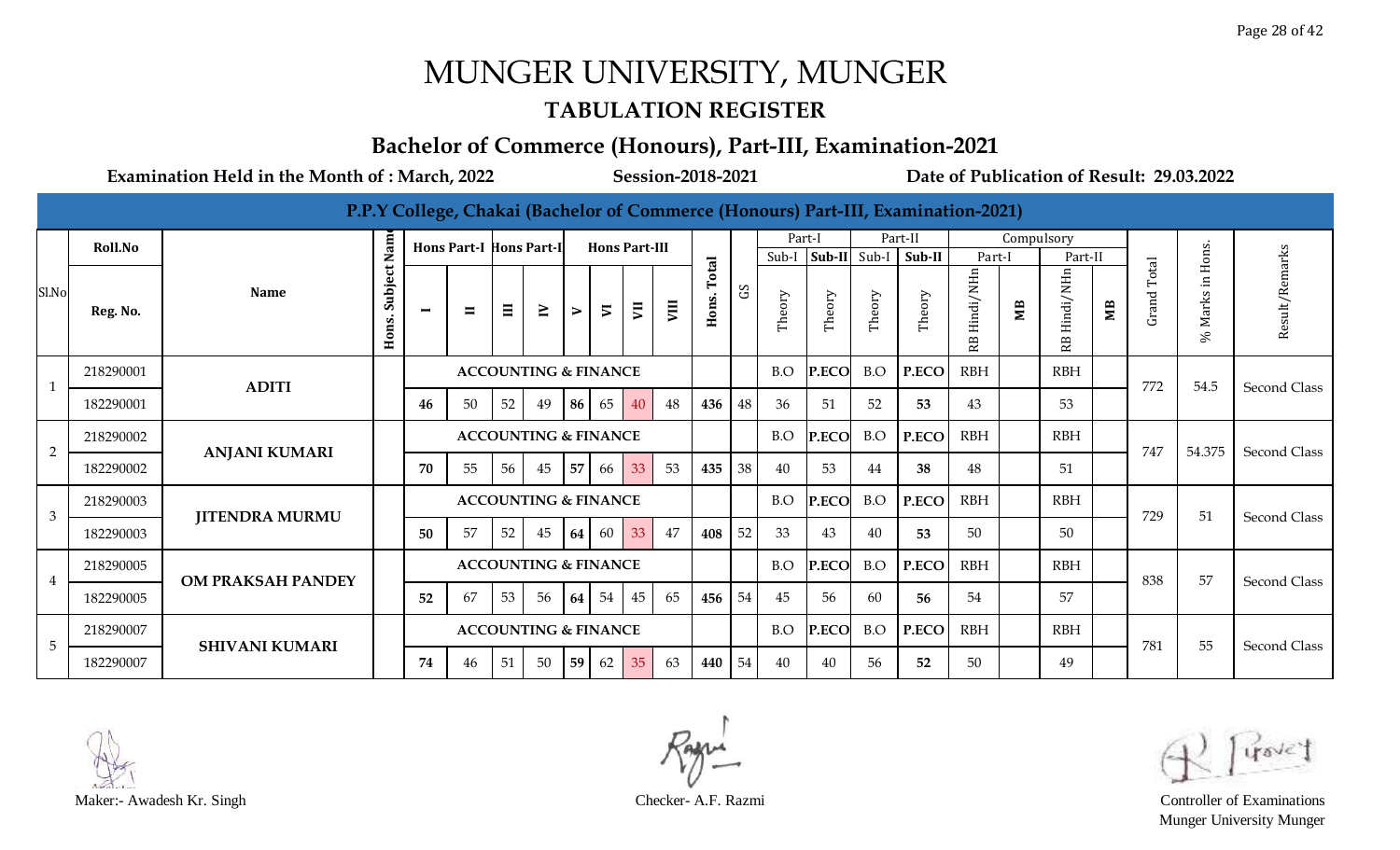# MUNGER UNIVERSITY, MUNGER

## TABULATION REGISTER

### Bachelor of Commerce (Honours), Part-III, Examination-2021

**Examination Held in the Month of : March, 2022** **Session-2018-2021** **Date of Publication of Result: 29.03.2022**

**P.P.Y College, Chakai (Bachelor of Commerce (Honours) Part-III, Examination-2021)**

| Sl.No | Roll.No / Reg. No. | Name | Hons. Subject Name | Hons Part-I I | Hons Part-I II | Hons Part-II III | Hons Part-II IV | Hons Part-III V | Hons Part-III VI | Hons Part-III VII | Hons Part-III VIII | Hons. Total | GS | Part-I Sub-I Theory | Part-I Sub-II Theory | Part-II Sub-I Theory | Part-II Sub-II Theory | Compulsory Part-I RB Hindi/NHn | Compulsory Part-I MB | Compulsory Part-II RB Hindi/NHn | Compulsory Part-II MB | Grand Total | % Marks in Hons. | Result/Remarks |
|---|---|---|---|---|---|---|---|---|---|---|---|---|---|---|---|---|---|---|---|---|---|---|---|---|
| 1 | 218290001 | ADITI | | ACCOUNTING & FINANCE | | | | | | | | | | B.O | P.ECO | B.O | P.ECO | RBH | | RBH | | 772 | 54.5 | Second Class |
| | 182290001 | | | 46 | 50 | 52 | 49 | 86 | 65 | 40 | 48 | 436 | 48 | 36 | 51 | 52 | 53 | 43 | | 53 | | | | |
| 2 | 218290002 | ANJANI KUMARI | | ACCOUNTING & FINANCE | | | | | | | | | | B.O | P.ECO | B.O | P.ECO | RBH | | RBH | | 747 | 54.375 | Second Class |
| | 182290002 | | | 70 | 55 | 56 | 45 | 57 | 66 | 33 | 53 | 435 | 38 | 40 | 53 | 44 | 38 | 48 | | 51 | | | | |
| 3 | 218290003 | JITENDRA MURMU | | ACCOUNTING & FINANCE | | | | | | | | | | B.O | P.ECO | B.O | P.ECO | RBH | | RBH | | 729 | 51 | Second Class |
| | 182290003 | | | 50 | 57 | 52 | 45 | 64 | 60 | 33 | 47 | 408 | 52 | 33 | 43 | 40 | 53 | 50 | | 50 | | | | |
| 4 | 218290005 | OM PRAKSAH PANDEY | | ACCOUNTING & FINANCE | | | | | | | | | | B.O | P.ECO | B.O | P.ECO | RBH | | RBH | | 838 | 57 | Second Class |
| | 182290005 | | | 52 | 67 | 53 | 56 | 64 | 54 | 45 | 65 | 456 | 54 | 45 | 56 | 60 | 56 | 54 | | 57 | | | | |
| 5 | 218290007 | SHIVANI KUMARI | | ACCOUNTING & FINANCE | | | | | | | | | | B.O | P.ECO | B.O | P.ECO | RBH | | RBH | | 781 | 55 | Second Class |
| | 182290007 | | | 74 | 46 | 51 | 50 | 59 | 62 | 35 | 63 | 440 | 54 | 40 | 40 | 56 | 52 | 50 | | 49 | | | | |

Maker:- Awadesh Kr. Singh

Checker- A.F. Razmi

Controller of Examinations
Munger University Munger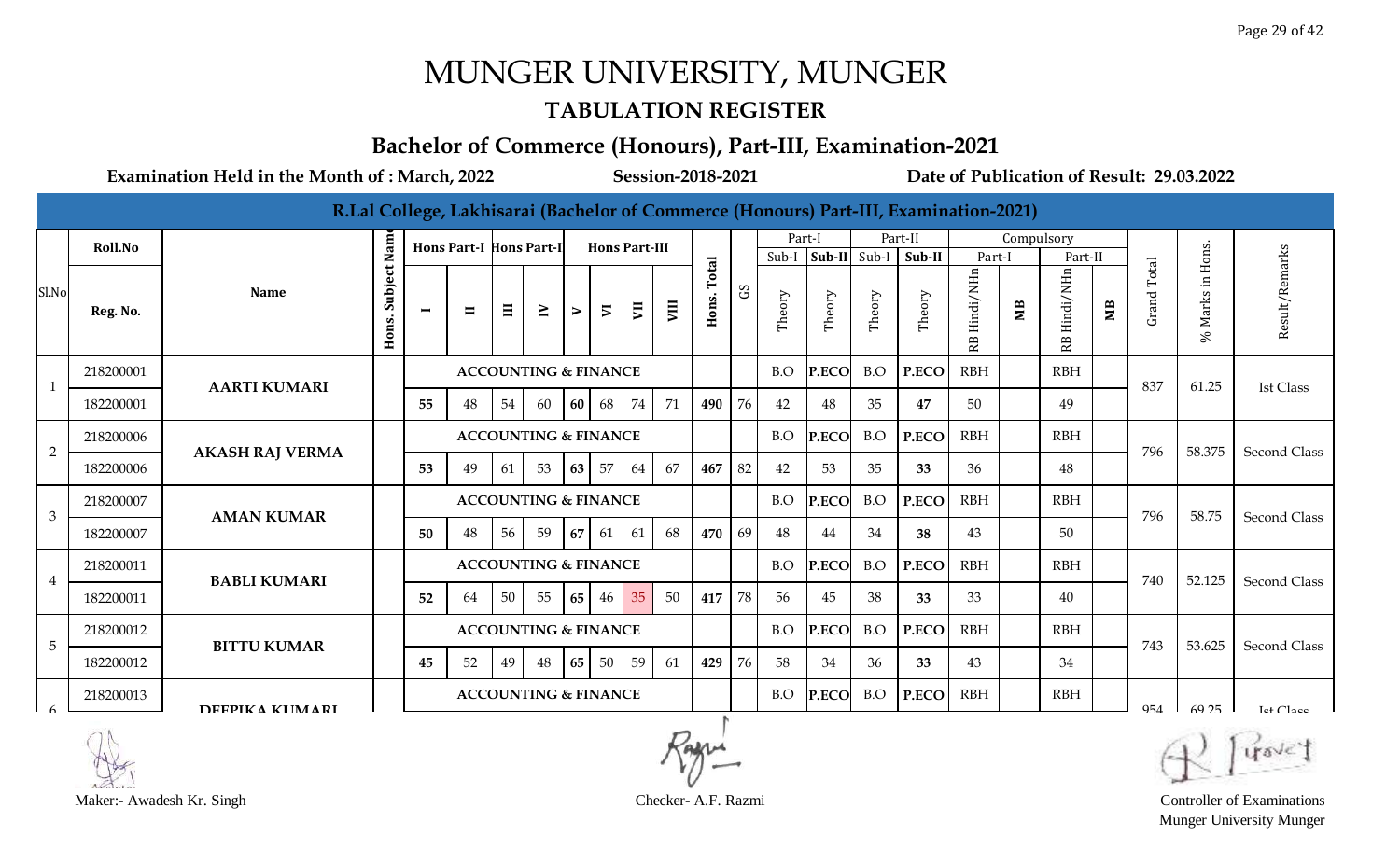# MUNGER UNIVERSITY, MUNGER

## TABULATION REGISTER

### Bachelor of Commerce (Honours), Part-III, Examination-2021

**Examination Held in the Month of : March, 2022** **Session-2018-2021** **Date of Publication of Result: 29.03.2022**

**R.Lal College, Lakhisarai (Bachelor of Commerce (Honours) Part-III, Examination-2021)**

| Sl.No | Roll.No / Reg. No. | Name | Hons. Subject Name | Hons Part-I I | Hons Part-I II | Hons Part-II III | Hons Part-II IV | Hons Part-III V | Hons Part-III VI | Hons Part-III VII | Hons Part-III VIII | Hons. Total | GS | Part-I Sub-I Theory | Part-I Sub-II Theory | Part-II Sub-I Theory | Part-II Sub-II Theory | Compulsory Part-I RB Hindi/NHn | Compulsory Part-I MB | Compulsory Part-II RB Hindi/NHn | Compulsory Part-II MB | Grand Total | % Marks in Hons. | Result/Remarks |
|---|---|---|---|---|---|---|---|---|---|---|---|---|---|---|---|---|---|---|---|---|---|---|---|---|
| 1 | 218200001 | AARTI KUMARI | | ACCOUNTING & FINANCE | | | | | | | | | | B.O | P.ECO | B.O | P.ECO | RBH | | RBH | | 837 | 61.25 | Ist Class |
| | 182200001 | | | 55 | 48 | 54 | 60 | 60 | 68 | 74 | 71 | 490 | 76 | 42 | 48 | 35 | 47 | 50 | | 49 | | | | |
| 2 | 218200006 | AKASH RAJ VERMA | | ACCOUNTING & FINANCE | | | | | | | | | | B.O | P.ECO | B.O | P.ECO | RBH | | RBH | | 796 | 58.375 | Second Class |
| | 182200006 | | | 53 | 49 | 61 | 53 | 63 | 57 | 64 | 67 | 467 | 82 | 42 | 53 | 35 | 33 | 36 | | 48 | | | | |
| 3 | 218200007 | AMAN KUMAR | | ACCOUNTING & FINANCE | | | | | | | | | | B.O | P.ECO | B.O | P.ECO | RBH | | RBH | | 796 | 58.75 | Second Class |
| | 182200007 | | | 50 | 48 | 56 | 59 | 67 | 61 | 61 | 68 | 470 | 69 | 48 | 44 | 34 | 38 | 43 | | 50 | | | | |
| 4 | 218200011 | BABLI KUMARI | | ACCOUNTING & FINANCE | | | | | | | | | | B.O | P.ECO | B.O | P.ECO | RBH | | RBH | | 740 | 52.125 | Second Class |
| | 182200011 | | | 52 | 64 | 50 | 55 | 65 | 46 | 35 | 50 | 417 | 78 | 56 | 45 | 38 | 33 | 33 | | 40 | | | | |
| 5 | 218200012 | BITTU KUMAR | | ACCOUNTING & FINANCE | | | | | | | | | | B.O | P.ECO | B.O | P.ECO | RBH | | RBH | | 743 | 53.625 | Second Class |
| | 182200012 | | | 45 | 52 | 49 | 48 | 65 | 50 | 59 | 61 | 429 | 76 | 58 | 34 | 36 | 33 | 43 | | 34 | | | | |
| 6 | 218200013 | DEEPIKA KUMARI | | ACCOUNTING & FINANCE | | | | | | | | | | B.O | P.ECO | B.O | P.ECO | RBH | | RBH | | 954 | 69.25 | Ist Class |

Maker:- Awadesh Kr. Singh

Checker- A.F. Razmi

Controller of Examinations
Munger University Munger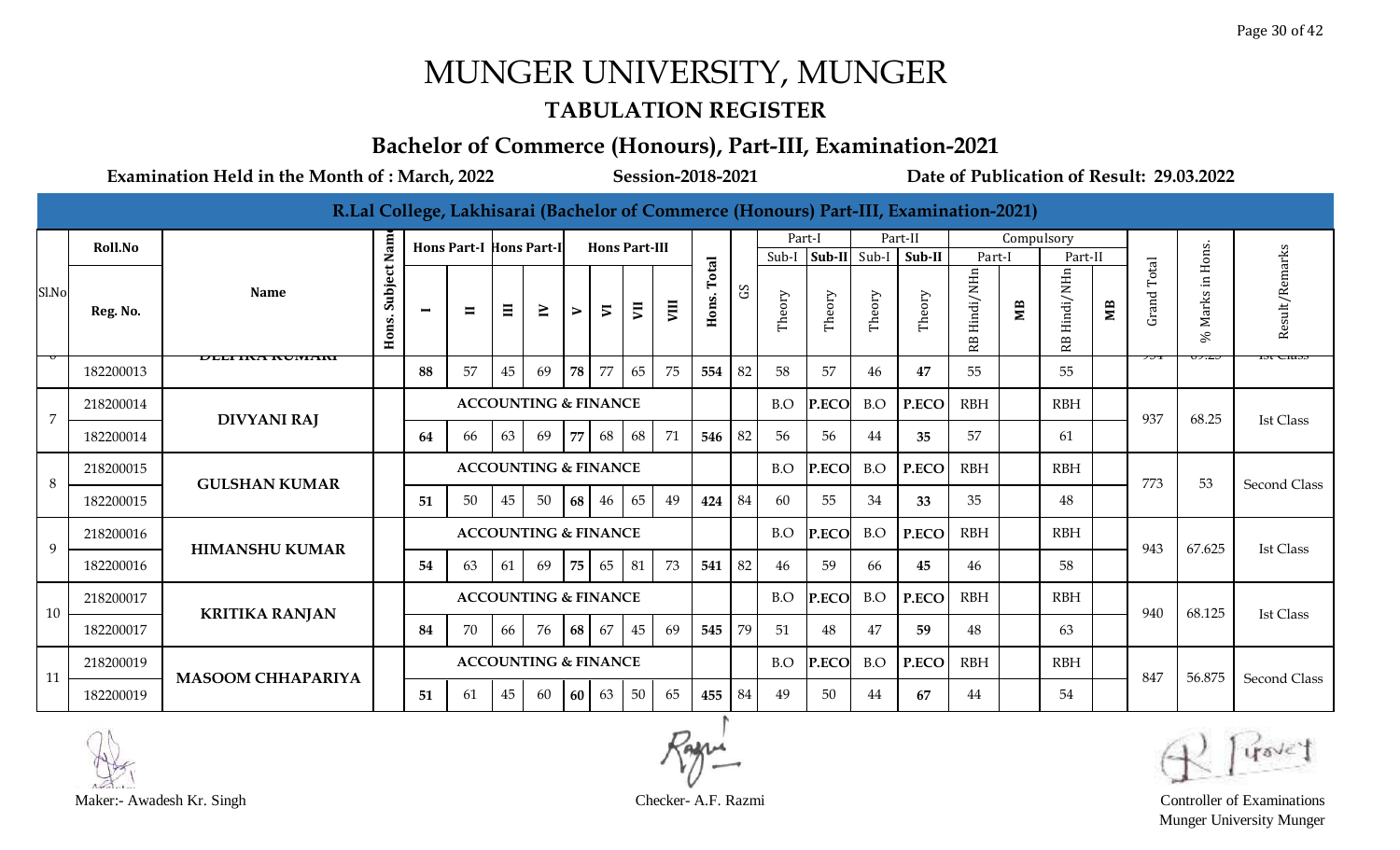# MUNGER UNIVERSITY, MUNGER

## TABULATION REGISTER

### Bachelor of Commerce (Honours), Part-III, Examination-2021

**Examination Held in the Month of : March, 2022** **Session-2018-2021** **Date of Publication of Result: 29.03.2022**

**R.Lal College, Lakhisarai (Bachelor of Commerce (Honours) Part-III, Examination-2021)**

| Sl.No | Roll.No / Reg. No. | Name | Hons. Subject Name | Hons Part-I I | Hons Part-I II | Hons Part-II III | Hons Part-II IV | Hons Part-III V | Hons Part-III VI | Hons Part-III VII | Hons Part-III VIII | Hons. Total | GS | Part-I Sub-I Theory | Part-I Sub-II Theory | Part-II Sub-I Theory | Part-II Sub-II Theory | Compulsory Part-I RB Hindi/NHn | Compulsory Part-I MB | Compulsory Part-II RB Hindi/NHn | Compulsory Part-II MB | Grand Total | % Marks in Hons. | Result/Remarks |
|---|---|---|---|---|---|---|---|---|---|---|---|---|---|---|---|---|---|---|---|---|---|---|---|---|
| | 182200013 | DEEPIKA KUMARI | | 88 | 57 | 45 | 69 | 78 | 77 | 65 | 75 | 554 | 82 | 58 | 57 | 46 | 47 | 55 | | 55 | | | | Ist Class |
| 7 | 218200014 | DIVYANI RAJ | | ACCOUNTING & FINANCE | | | | | | | | | | B.O | P.ECO | B.O | P.ECO | RBH | | RBH | | 937 | 68.25 | Ist Class |
| | 182200014 | | | 64 | 66 | 63 | 69 | 77 | 68 | 68 | 71 | 546 | 82 | 56 | 56 | 44 | 35 | 57 | | 61 | | | | |
| 8 | 218200015 | GULSHAN KUMAR | | ACCOUNTING & FINANCE | | | | | | | | | | B.O | P.ECO | B.O | P.ECO | RBH | | RBH | | 773 | 53 | Second Class |
| | 182200015 | | | 51 | 50 | 45 | 50 | 68 | 46 | 65 | 49 | 424 | 84 | 60 | 55 | 34 | 33 | 35 | | 48 | | | | |
| 9 | 218200016 | HIMANSHU KUMAR | | ACCOUNTING & FINANCE | | | | | | | | | | B.O | P.ECO | B.O | P.ECO | RBH | | RBH | | 943 | 67.625 | Ist Class |
| | 182200016 | | | 54 | 63 | 61 | 69 | 75 | 65 | 81 | 73 | 541 | 82 | 46 | 59 | 66 | 45 | 46 | | 58 | | | | |
| 10 | 218200017 | KRITIKA RANJAN | | ACCOUNTING & FINANCE | | | | | | | | | | B.O | P.ECO | B.O | P.ECO | RBH | | RBH | | 940 | 68.125 | Ist Class |
| | 182200017 | | | 84 | 70 | 66 | 76 | 68 | 67 | 45 | 69 | 545 | 79 | 51 | 48 | 47 | 59 | 48 | | 63 | | | | |
| 11 | 218200019 | MASOOM CHHAPARIYA | | ACCOUNTING & FINANCE | | | | | | | | | | B.O | P.ECO | B.O | P.ECO | RBH | | RBH | | 847 | 56.875 | Second Class |
| | 182200019 | | | 51 | 61 | 45 | 60 | 60 | 63 | 50 | 65 | 455 | 84 | 49 | 50 | 44 | 67 | 44 | | 54 | | | | |

Maker:- Awadesh Kr. Singh

Checker- A.F. Razmi

Controller of Examinations
Munger University Munger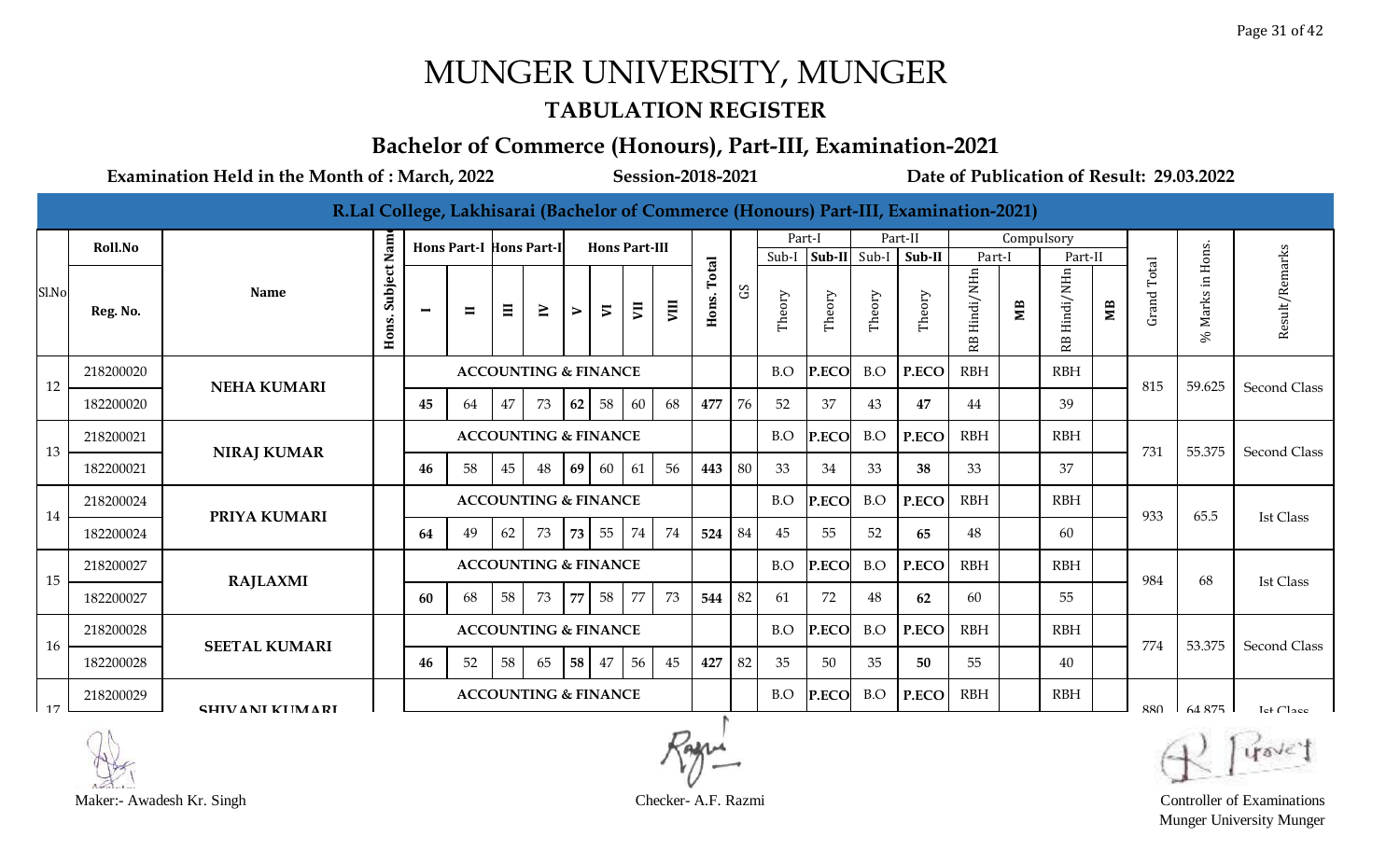# MUNGER UNIVERSITY, MUNGER

## TABULATION REGISTER

### Bachelor of Commerce (Honours), Part-III, Examination-2021

**Examination Held in the Month of : March, 2022** **Session-2018-2021** **Date of Publication of Result: 29.03.2022**

**R.Lal College, Lakhisarai (Bachelor of Commerce (Honours) Part-III, Examination-2021)**

| Sl.No | Roll.No / Reg. No. | Name | Hons. Subject Name | Hons Part-I I | Hons Part-I II | Hons Part-II III | Hons Part-II IV | Hons Part-III V | Hons Part-III VI | Hons Part-III VII | Hons Part-III VIII | Hons. Total | GS | Part-I Sub-I Theory | Part-I Sub-II Theory | Part-II Sub-I Theory | Part-II Sub-II Theory | Compulsory Part-I RB Hindi/NHn | Compulsory Part-I MB | Compulsory Part-II RB Hindi/NHn | Compulsory Part-II MB | Grand Total | % Marks in Hons. | Result/Remarks |
|---|---|---|---|---|---|---|---|---|---|---|---|---|---|---|---|---|---|---|---|---|---|---|---|---|
| 12 | 218200020 | NEHA KUMARI | | ACCOUNTING & FINANCE | | | | | | | | | | B.O | P.ECO | B.O | P.ECO | RBH | | RBH | | 815 | 59.625 | Second Class |
| | 182200020 | | | 45 | 64 | 47 | 73 | 62 | 58 | 60 | 68 | 477 | 76 | 52 | 37 | 43 | 47 | 44 | | 39 | | | | |
| 13 | 218200021 | NIRAJ KUMAR | | ACCOUNTING & FINANCE | | | | | | | | | | B.O | P.ECO | B.O | P.ECO | RBH | | RBH | | 731 | 55.375 | Second Class |
| | 182200021 | | | 46 | 58 | 45 | 48 | 69 | 60 | 61 | 56 | 443 | 80 | 33 | 34 | 33 | 38 | 33 | | 37 | | | | |
| 14 | 218200024 | PRIYA KUMARI | | ACCOUNTING & FINANCE | | | | | | | | | | B.O | P.ECO | B.O | P.ECO | RBH | | RBH | | 933 | 65.5 | Ist Class |
| | 182200024 | | | 64 | 49 | 62 | 73 | 73 | 55 | 74 | 74 | 524 | 84 | 45 | 55 | 52 | 65 | 48 | | 60 | | | | |
| 15 | 218200027 | RAJLAXMI | | ACCOUNTING & FINANCE | | | | | | | | | | B.O | P.ECO | B.O | P.ECO | RBH | | RBH | | 984 | 68 | Ist Class |
| | 182200027 | | | 60 | 68 | 58 | 73 | 77 | 58 | 77 | 73 | 544 | 82 | 61 | 72 | 48 | 62 | 60 | | 55 | | | | |
| 16 | 218200028 | SEETAL KUMARI | | ACCOUNTING & FINANCE | | | | | | | | | | B.O | P.ECO | B.O | P.ECO | RBH | | RBH | | 774 | 53.375 | Second Class |
| | 182200028 | | | 46 | 52 | 58 | 65 | 58 | 47 | 56 | 45 | 427 | 82 | 35 | 50 | 35 | 50 | 55 | | 40 | | | | |
| 17 | 218200029 | SHIVANI KUMARI | | ACCOUNTING & FINANCE | | | | | | | | | | B.O | P.ECO | B.O | P.ECO | RBH | | RBH | | 880 | 64.875 | Ist Class |

Maker:- Awadesh Kr. Singh

Checker- A.F. Razmi

Controller of Examinations
Munger University Munger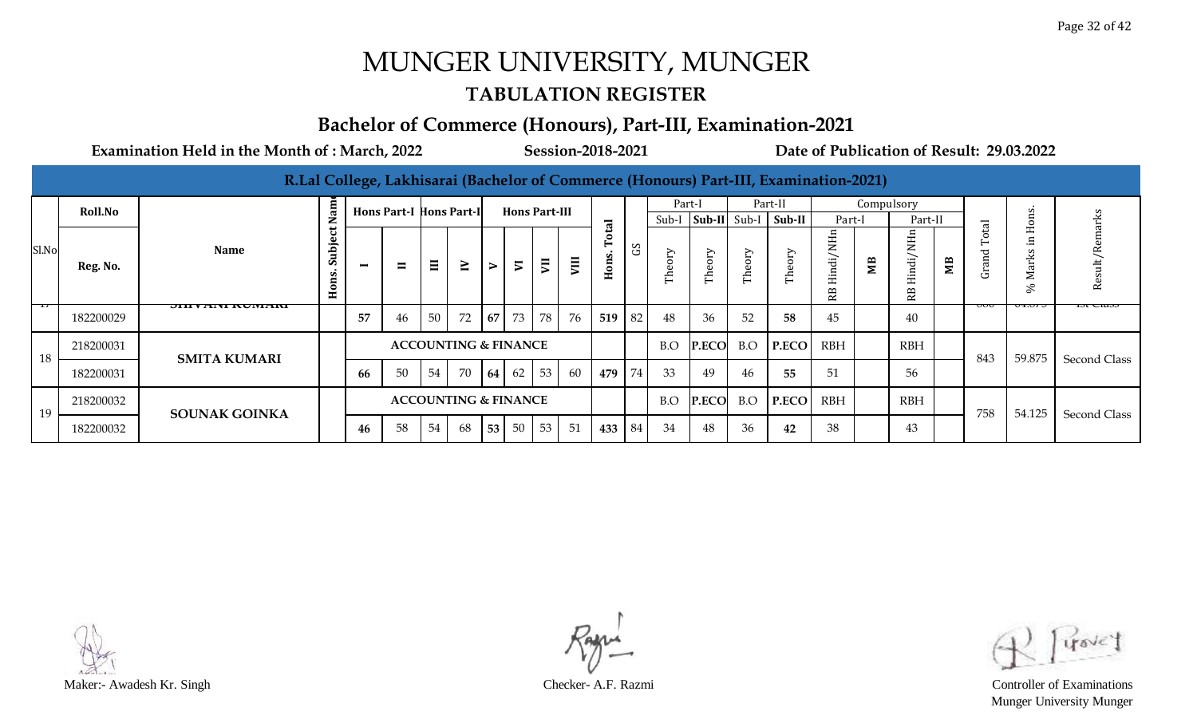# MUNGER UNIVERSITY, MUNGER

## TABULATION REGISTER

### Bachelor of Commerce (Honours), Part-III, Examination-2021

**Examination Held in the Month of : March, 2022** **Session-2018-2021** **Date of Publication of Result: 29.03.2022**

**R.Lal College, Lakhisarai (Bachelor of Commerce (Honours) Part-III, Examination-2021)**

| Sl.No | Roll.No / Reg. No. | Name | Hons. Subject Name | Hons Part-I I | Hons Part-I II | Hons Part-II III | Hons Part-II IV | Hons Part-III V | Hons Part-III VI | Hons Part-III VII | Hons Part-III VIII | Hons. Total | GS | Part-I Sub-I Theory | Part-I Sub-II Theory | Part-II Sub-I Theory | Part-II Sub-II Theory | Compulsory Part-I RB Hindi/NHn | Compulsory Part-I MB | Compulsory Part-II RB Hindi/NHn | Compulsory Part-II MB | Grand Total | % Marks in Hons. | Result/Remarks |
|---|---|---|---|---|---|---|---|---|---|---|---|---|---|---|---|---|---|---|---|---|---|---|---|---|
| 17 | 182200029 | SHIVANI KUMARI | | 57 | 46 | 50 | 72 | 67 | 73 | 78 | 76 | 519 | 82 | 48 | 36 | 52 | 58 | 45 | | 40 | | 880 | 64.875 | 1st Class |
| 18 | 218200031 | SMITA KUMARI | ACCOUNTING & FINANCE | | | | | | | | | | | B.O | P.ECO | B.O | P.ECO | RBH | | RBH | | 843 | 59.875 | Second Class |
| | 182200031 | | | 66 | 50 | 54 | 70 | 64 | 62 | 53 | 60 | 479 | 74 | 33 | 49 | 46 | 55 | 51 | | 56 | | | | |
| 19 | 218200032 | SOUNAK GOINKA | ACCOUNTING & FINANCE | | | | | | | | | | | B.O | P.ECO | B.O | P.ECO | RBH | | RBH | | 758 | 54.125 | Second Class |
| | 182200032 | | | 46 | 58 | 54 | 68 | 53 | 50 | 53 | 51 | 433 | 84 | 34 | 48 | 36 | 42 | 38 | | 43 | | | | |

Maker:- Awadesh Kr. Singh

Checker- A.F. Razmi

Controller of Examinations
Munger University Munger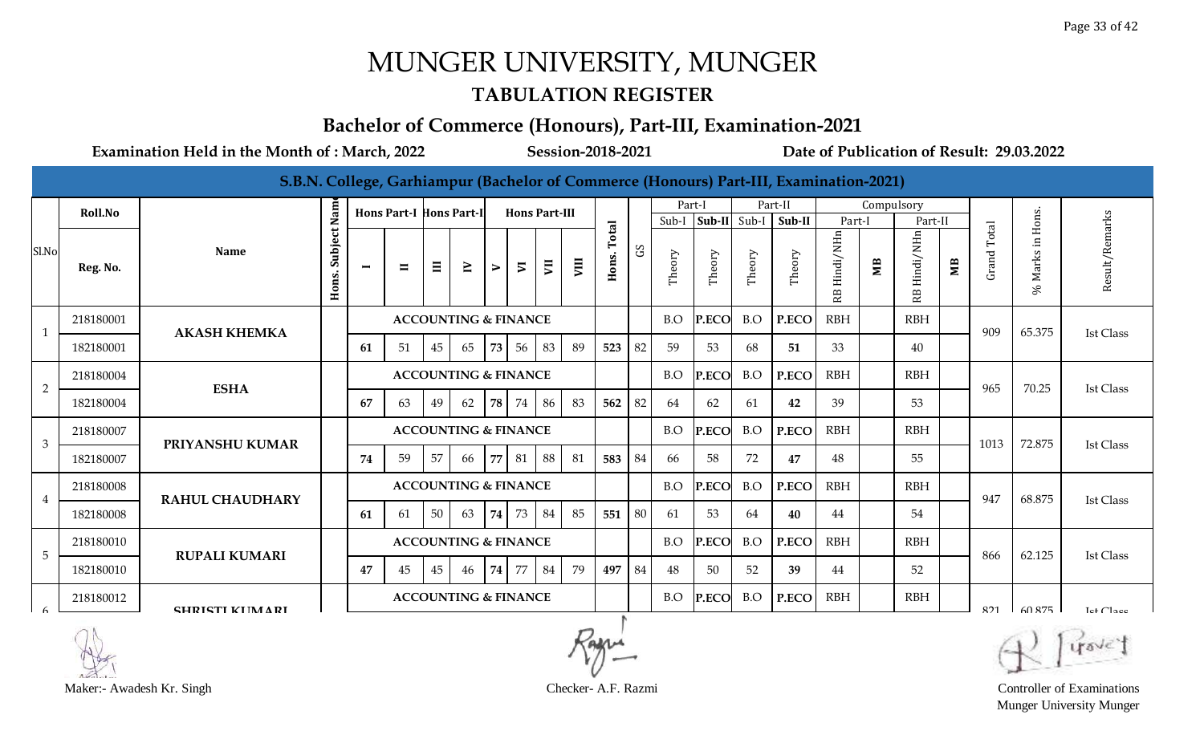# MUNGER UNIVERSITY, MUNGER

## TABULATION REGISTER

### Bachelor of Commerce (Honours), Part-III, Examination-2021

**Examination Held in the Month of : March, 2022** **Session-2018-2021** **Date of Publication of Result: 29.03.2022**

**S.B.N. College, Garhiampur (Bachelor of Commerce (Honours) Part-III, Examination-2021)**

| Sl.No | Roll.No / Reg. No. | Name | Hons. Subject Name | Hons Part-I I | Hons Part-I II | Hons Part-II III | Hons Part-II IV | Hons Part-III V | Hons Part-III VI | Hons Part-III VII | Hons Part-III VIII | Hons. Total | GS | Part-I Sub-I Theory | Part-I Sub-II Theory | Part-II Sub-I Theory | Part-II Sub-II Theory | Compulsory Part-I RB Hindi/NHn | Compulsory Part-I MB | Compulsory Part-II RB Hindi/NHn | Compulsory Part-II MB | Grand Total | % Marks in Hons. | Result/Remarks |
|---|---|---|---|---|---|---|---|---|---|---|---|---|---|---|---|---|---|---|---|---|---|---|---|---|
| 1 | 218180001 | AKASH KHEMKA | | ACCOUNTING & FINANCE | | | | | | | | | | B.O | P.ECO | B.O | P.ECO | RBH | | RBH | | 909 | 65.375 | Ist Class |
| | 182180001 | | | 61 | 51 | 45 | 65 | 73 | 56 | 83 | 89 | 523 | 82 | 59 | 53 | 68 | 51 | 33 | | 40 | | | | |
| 2 | 218180004 | ESHA | | ACCOUNTING & FINANCE | | | | | | | | | | B.O | P.ECO | B.O | P.ECO | RBH | | RBH | | 965 | 70.25 | Ist Class |
| | 182180004 | | | 67 | 63 | 49 | 62 | 78 | 74 | 86 | 83 | 562 | 82 | 64 | 62 | 61 | 42 | 39 | | 53 | | | | |
| 3 | 218180007 | PRIYANSHU KUMAR | | ACCOUNTING & FINANCE | | | | | | | | | | B.O | P.ECO | B.O | P.ECO | RBH | | RBH | | 1013 | 72.875 | Ist Class |
| | 182180007 | | | 74 | 59 | 57 | 66 | 77 | 81 | 88 | 81 | 583 | 84 | 66 | 58 | 72 | 47 | 48 | | 55 | | | | |
| 4 | 218180008 | RAHUL CHAUDHARY | | ACCOUNTING & FINANCE | | | | | | | | | | B.O | P.ECO | B.O | P.ECO | RBH | | RBH | | 947 | 68.875 | Ist Class |
| | 182180008 | | | 61 | 61 | 50 | 63 | 74 | 73 | 84 | 85 | 551 | 80 | 61 | 53 | 64 | 40 | 44 | | 54 | | | | |
| 5 | 218180010 | RUPALI KUMARI | | ACCOUNTING & FINANCE | | | | | | | | | | B.O | P.ECO | B.O | P.ECO | RBH | | RBH | | 866 | 62.125 | Ist Class |
| | 182180010 | | | 47 | 45 | 45 | 46 | 74 | 77 | 84 | 79 | 497 | 84 | 48 | 50 | 52 | 39 | 44 | | 52 | | | | |
| 6 | 218180012 | SHRISTI KUMARI | | ACCOUNTING & FINANCE | | | | | | | | | | B.O | P.ECO | B.O | P.ECO | RBH | | RBH | | 821 | 60.875 | Ist Class |

Maker:- Awadesh Kr. Singh

Checker- A.F. Razmi

Controller of Examinations
Munger University Munger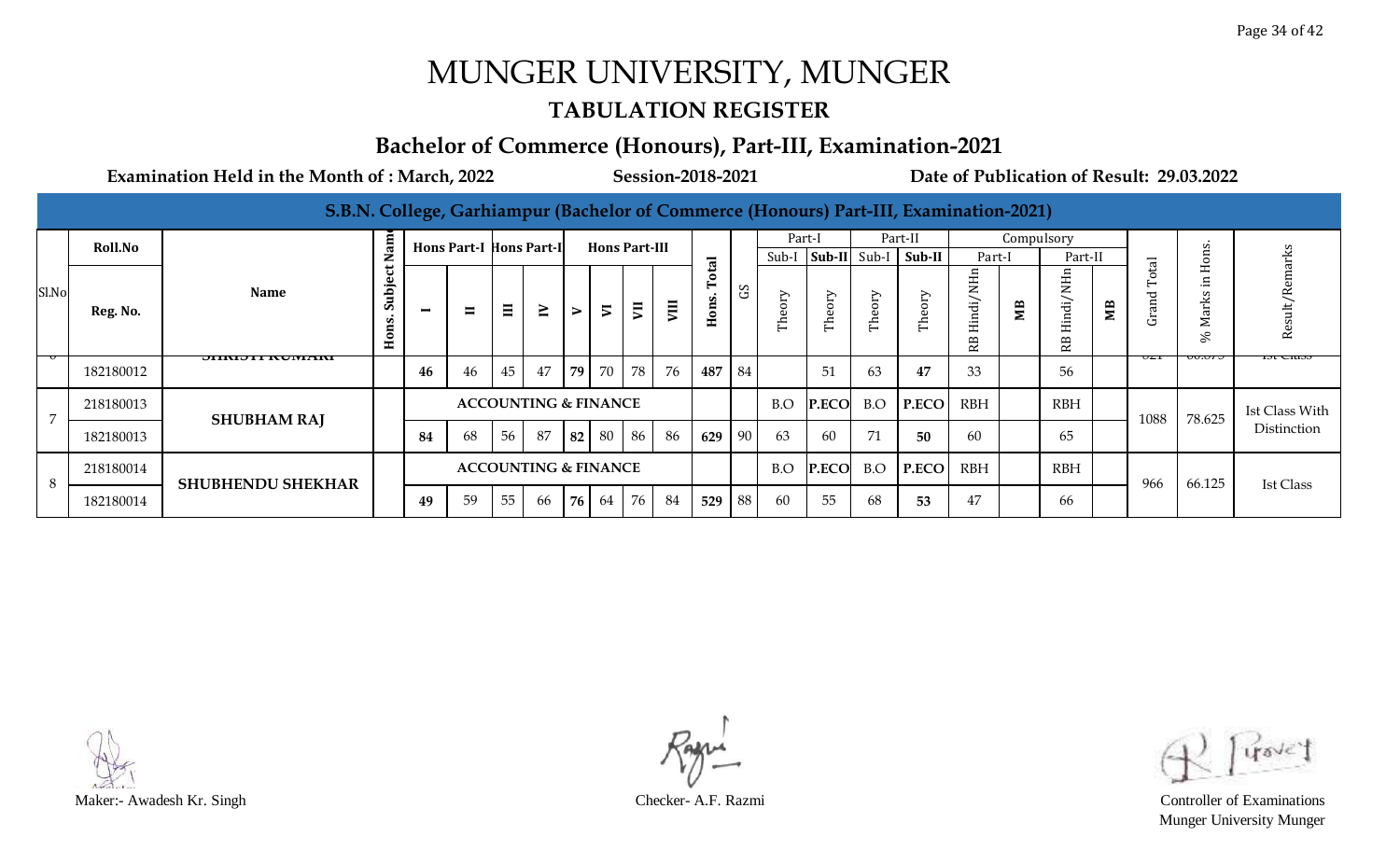# MUNGER UNIVERSITY, MUNGER

## TABULATION REGISTER

### Bachelor of Commerce (Honours), Part-III, Examination-2021

**Examination Held in the Month of : March, 2022** **Session-2018-2021** **Date of Publication of Result: 29.03.2022**

**S.B.N. College, Garhiampur (Bachelor of Commerce (Honours) Part-III, Examination-2021)**

| Sl.No | Roll.No / Reg. No. | Name | Hons. Subject Name | Hons Part-I I | Hons Part-I II | Hons Part-II III | Hons Part-II IV | Hons Part-III V | Hons Part-III VI | Hons Part-III VII | Hons Part-III VIII | Hons. Total | GS | Part-I Sub-I Theory | Part-I Sub-II Theory | Part-II Sub-I Theory | Part-II Sub-II Theory | Compulsory Part-I RB Hindi/NHn | Compulsory Part-I MB | Compulsory Part-II RB Hindi/NHn | Compulsory Part-II MB | Grand Total | % Marks in Hons. | Result/Remarks |
|---|---|---|---|---|---|---|---|---|---|---|---|---|---|---|---|---|---|---|---|---|---|---|---|---|
| 6 | | SHRISTI KUMARI | | | | | | | | | | | | | | | | | | | | 821 | 60.875 | Ist Class |
| | 182180012 | | | 46 | 46 | 45 | 47 | 79 | 70 | 78 | 76 | 487 | 84 | | 51 | 63 | 47 | 33 | | 56 | | | | |
| 7 | 218180013 | SHUBHAM RAJ | | ACCOUNTING & FINANCE | | | | | | | | | | B.O | P.ECO | B.O | P.ECO | RBH | | RBH | | 1088 | 78.625 | Ist Class With Distinction |
| | 182180013 | | | 84 | 68 | 56 | 87 | 82 | 80 | 86 | 86 | 629 | 90 | 63 | 60 | 71 | 50 | 60 | | 65 | | | | |
| 8 | 218180014 | SHUBHENDU SHEKHAR | | ACCOUNTING & FINANCE | | | | | | | | | | B.O | P.ECO | B.O | P.ECO | RBH | | RBH | | 966 | 66.125 | Ist Class |
| | 182180014 | | | 49 | 59 | 55 | 66 | 76 | 64 | 76 | 84 | 529 | 88 | 60 | 55 | 68 | 53 | 47 | | 66 | | | | |

Maker:- Awadesh Kr. Singh

Checker- A.F. Razmi

Controller of Examinations
Munger University Munger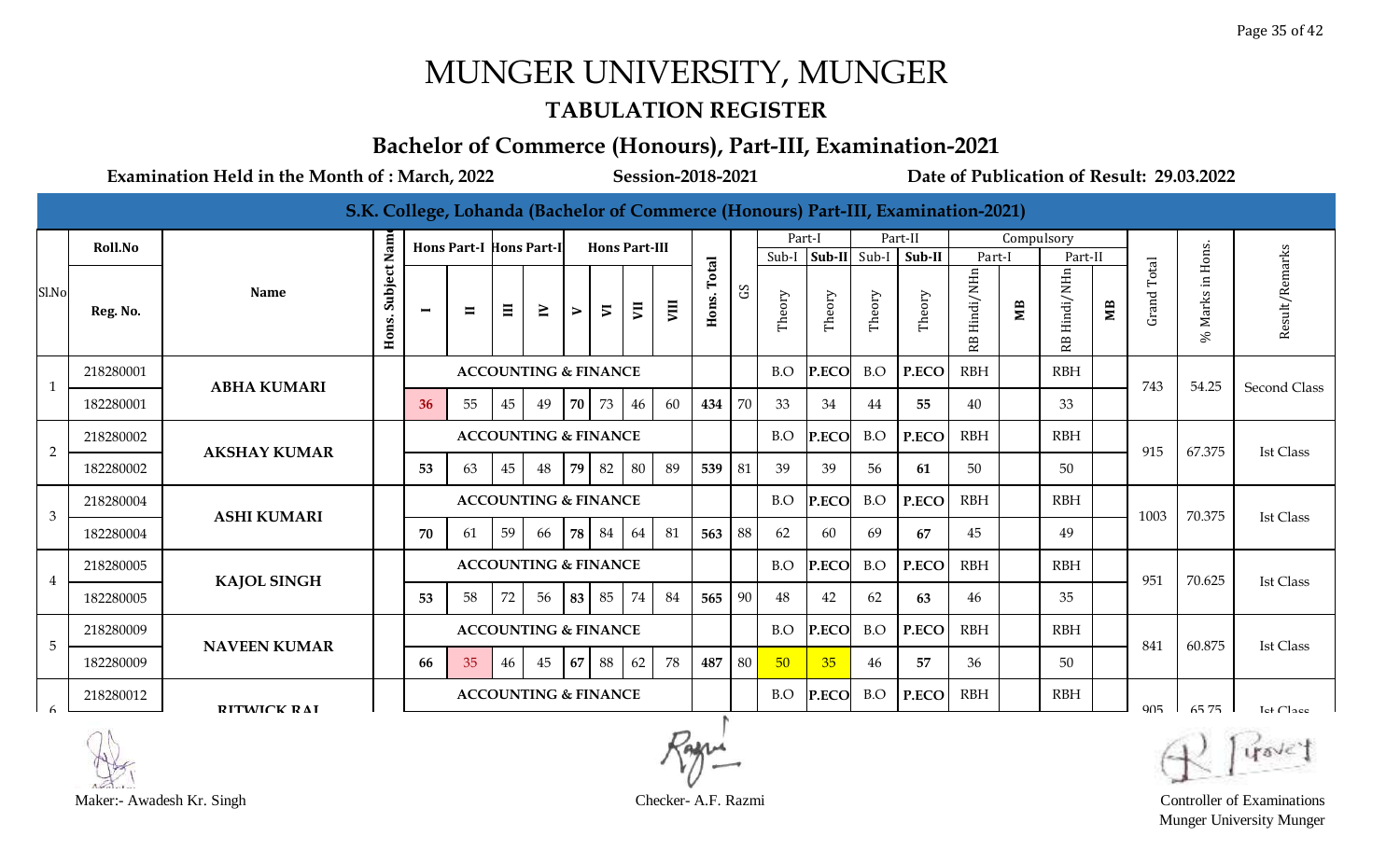# MUNGER UNIVERSITY, MUNGER

## TABULATION REGISTER

## Bachelor of Commerce (Honours), Part-III, Examination-2021

**Examination Held in the Month of : March, 2022** **Session-2018-2021** **Date of Publication of Result: 29.03.2022**

### S.K. College, Lohanda (Bachelor of Commerce (Honours) Part-III, Examination-2021)

| Sl.No | Roll.No / Reg. No. | Name | Hons. Subject Name | Hons Part-I I | Hons Part-I II | Hons Part-II III | Hons Part-II IV | Hons Part-III V | Hons Part-III VI | Hons Part-III VII | Hons Part-III VIII | Hons. Total | GS | Part-I Sub-I Theory | Part-I Sub-II Theory | Part-II Sub-I Theory | Part-II Sub-II Theory | Compulsory Part-I RB Hindi/NHn | Compulsory Part-I MB | Compulsory Part-II RB Hindi/NHn | Compulsory Part-II MB | Grand Total | % Marks in Hons. | Result/Remarks |
|---|---|---|---|---|---|---|---|---|---|---|---|---|---|---|---|---|---|---|---|---|---|---|---|---|
| 1 | 218280001 | ABHA KUMARI | | ACCOUNTING & FINANCE | | | | | | | | | | B.O | P.ECO | B.O | P.ECO | RBH | | RBH | | 743 | 54.25 | Second Class |
| | 182280001 | | | 36 | 55 | 45 | 49 | 70 | 73 | 46 | 60 | 434 | 70 | 33 | 34 | 44 | 55 | 40 | | 33 | | | | |
| 2 | 218280002 | AKSHAY KUMAR | | ACCOUNTING & FINANCE | | | | | | | | | | B.O | P.ECO | B.O | P.ECO | RBH | | RBH | | 915 | 67.375 | Ist Class |
| | 182280002 | | | 53 | 63 | 45 | 48 | 79 | 82 | 80 | 89 | 539 | 81 | 39 | 39 | 56 | 61 | 50 | | 50 | | | | |
| 3 | 218280004 | ASHI KUMARI | | ACCOUNTING & FINANCE | | | | | | | | | | B.O | P.ECO | B.O | P.ECO | RBH | | RBH | | 1003 | 70.375 | Ist Class |
| | 182280004 | | | 70 | 61 | 59 | 66 | 78 | 84 | 64 | 81 | 563 | 88 | 62 | 60 | 69 | 67 | 45 | | 49 | | | | |
| 4 | 218280005 | KAJOL SINGH | | ACCOUNTING & FINANCE | | | | | | | | | | B.O | P.ECO | B.O | P.ECO | RBH | | RBH | | 951 | 70.625 | Ist Class |
| | 182280005 | | | 53 | 58 | 72 | 56 | 83 | 85 | 74 | 84 | 565 | 90 | 48 | 42 | 62 | 63 | 46 | | 35 | | | | |
| 5 | 218280009 | NAVEEN KUMAR | | ACCOUNTING & FINANCE | | | | | | | | | | B.O | P.ECO | B.O | P.ECO | RBH | | RBH | | 841 | 60.875 | Ist Class |
| | 182280009 | | | 66 | 35 | 46 | 45 | 67 | 88 | 62 | 78 | 487 | 80 | 50 | 35 | 46 | 57 | 36 | | 50 | | | | |
| 6 | 218280012 | RITWICK RAI | | ACCOUNTING & FINANCE | | | | | | | | | | B.O | P.ECO | B.O | P.ECO | RBH | | RBH | | 905 | 65.75 | Ist Class |

Maker:- Awadesh Kr. Singh

Checker- A.F. Razmi

Controller of Examinations
Munger University Munger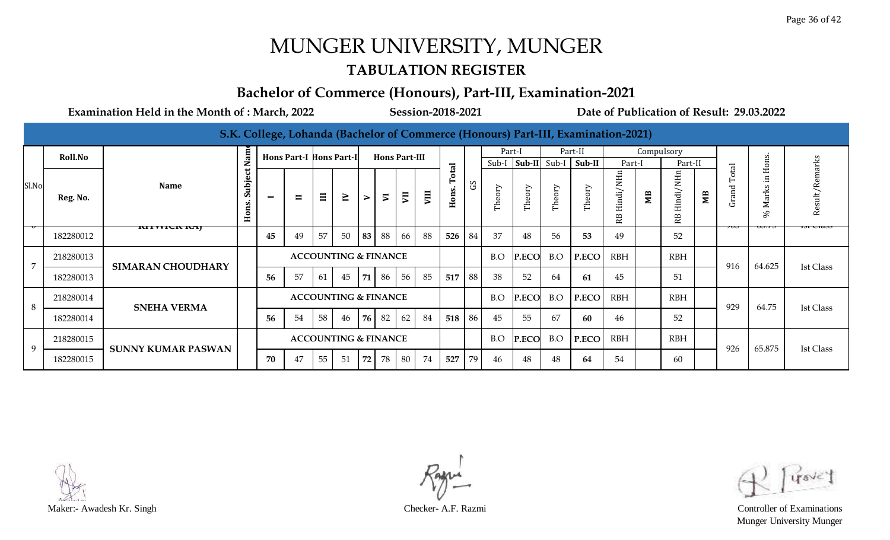# MUNGER UNIVERSITY, MUNGER

## TABULATION REGISTER

### Bachelor of Commerce (Honours), Part-III, Examination-2021

**Examination Held in the Month of : March, 2022** **Session-2018-2021** **Date of Publication of Result: 29.03.2022**

**S.K. College, Lohanda (Bachelor of Commerce (Honours) Part-III, Examination-2021)**

| Sl.No | Roll.No / Reg. No. | Name | Hons. Subject Name | Hons Part-I I | Hons Part-I II | Hons Part-II III | Hons Part-II IV | Hons Part-III V | Hons Part-III VI | Hons Part-III VII | Hons Part-III VIII | Hons. Total | GS | Part-I Sub-I Theory | Part-I Sub-II Theory | Part-II Sub-I Theory | Part-II Sub-II Theory | Compulsory Part-I RB Hindi/NHn | Compulsory Part-I MB | Compulsory Part-II RB Hindi/NHn | Compulsory Part-II MB | Grand Total | % Marks in Hons. | Result/Remarks |
|---|---|---|---|---|---|---|---|---|---|---|---|---|---|---|---|---|---|---|---|---|---|---|---|---|
| 6 | | RITWICK RAJ | | | | | | | | | | | | | | | | | | | | 903 | 65.75 | Ist Class |
| | 182280012 | | | 45 | 49 | 57 | 50 | 83 | 88 | 66 | 88 | 526 | 84 | 37 | 48 | 56 | 53 | 49 | | 52 | | | | |
| 7 | 218280013 | SIMARAN CHOUDHARY | ACCOUNTING & FINANCE | | | | | | | | | | | B.O | P.ECO | B.O | P.ECO | RBH | | RBH | | 916 | 64.625 | Ist Class |
| | 182280013 | | | 56 | 57 | 61 | 45 | 71 | 86 | 56 | 85 | 517 | 88 | 38 | 52 | 64 | 61 | 45 | | 51 | | | | |
| 8 | 218280014 | SNEHA VERMA | ACCOUNTING & FINANCE | | | | | | | | | | | B.O | P.ECO | B.O | P.ECO | RBH | | RBH | | 929 | 64.75 | Ist Class |
| | 182280014 | | | 56 | 54 | 58 | 46 | 76 | 82 | 62 | 84 | 518 | 86 | 45 | 55 | 67 | 60 | 46 | | 52 | | | | |
| 9 | 218280015 | SUNNY KUMAR PASWAN | ACCOUNTING & FINANCE | | | | | | | | | | | B.O | P.ECO | B.O | P.ECO | RBH | | RBH | | 926 | 65.875 | Ist Class |
| | 182280015 | | | 70 | 47 | 55 | 51 | 72 | 78 | 80 | 74 | 527 | 79 | 46 | 48 | 48 | 64 | 54 | | 60 | | | | |

Maker:- Awadesh Kr. Singh

Checker- A.F. Razmi

Controller of Examinations
Munger University Munger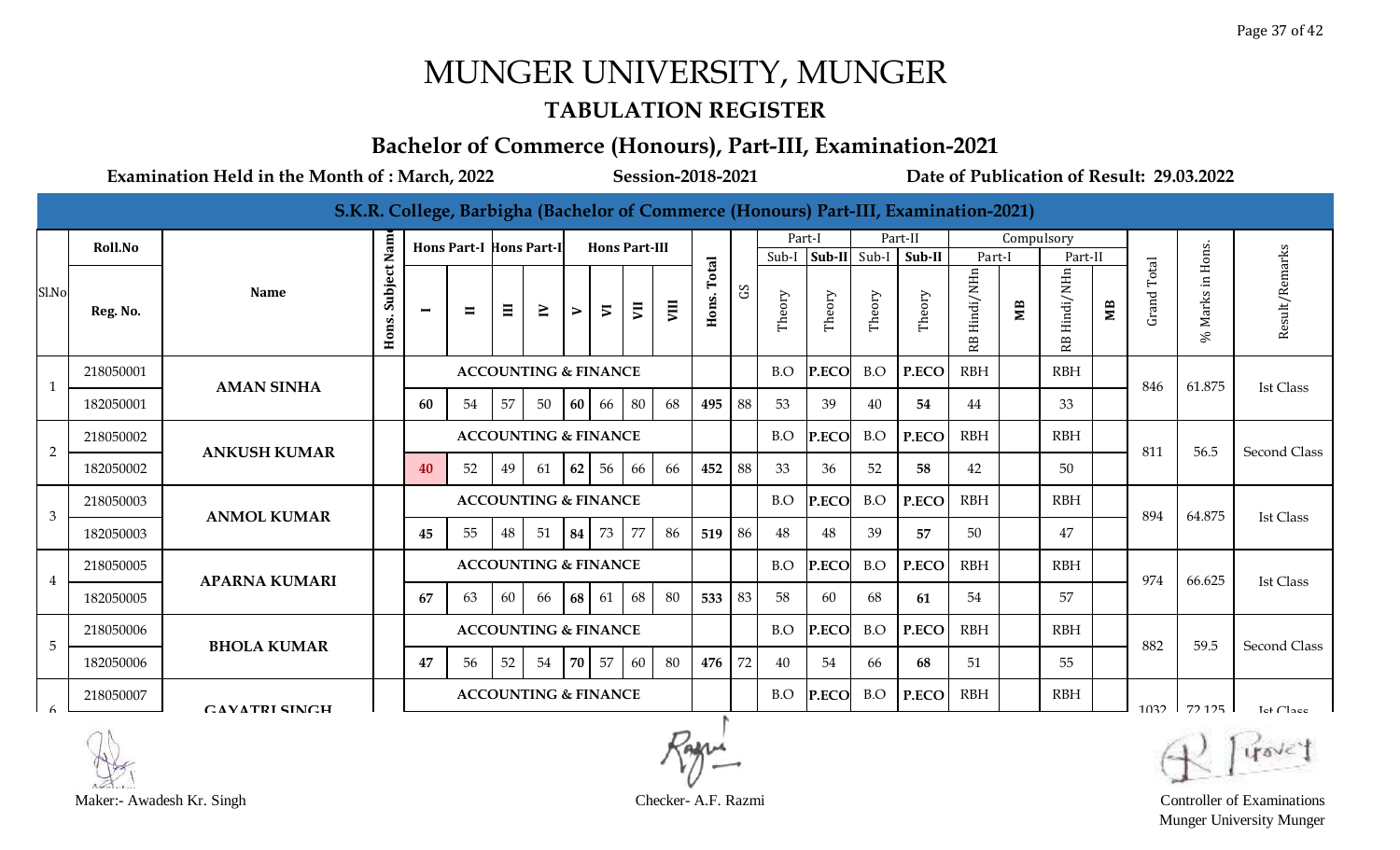# MUNGER UNIVERSITY, MUNGER

## TABULATION REGISTER

### Bachelor of Commerce (Honours), Part-III, Examination-2021

**Examination Held in the Month of : March, 2022** **Session-2018-2021** **Date of Publication of Result: 29.03.2022**

**S.K.R. College, Barbigha (Bachelor of Commerce (Honours) Part-III, Examination-2021)**

| Sl.No | Roll.No / Reg. No. | Name | Hons. Subject Name | Hons Part-I I | Hons Part-I II | Hons Part-II III | Hons Part-II IV | Hons Part-III V | Hons Part-III VI | Hons Part-III VII | Hons Part-III VIII | Hons. Total | GS | Part-I Sub-I Theory | Part-I Sub-II Theory | Part-II Sub-I Theory | Part-II Sub-II Theory | Compulsory Part-I RB Hindi/NHn | Compulsory Part-I MB | Compulsory Part-II RB Hindi/NHn | Compulsory Part-II MB | Grand Total | % Marks in Hons. | Result/Remarks |
|---|---|---|---|---|---|---|---|---|---|---|---|---|---|---|---|---|---|---|---|---|---|---|---|---|
| 1 | 218050001 | AMAN SINHA | | ACCOUNTING & FINANCE | | | | | | | | | | B.O | P.ECO | B.O | P.ECO | RBH | | RBH | | 846 | 61.875 | Ist Class |
| | 182050001 | | | 60 | 54 | 57 | 50 | 60 | 66 | 80 | 68 | 495 | 88 | 53 | 39 | 40 | 54 | 44 | | 33 | | | | |
| 2 | 218050002 | ANKUSH KUMAR | | ACCOUNTING & FINANCE | | | | | | | | | | B.O | P.ECO | B.O | P.ECO | RBH | | RBH | | 811 | 56.5 | Second Class |
| | 182050002 | | | 40 | 52 | 49 | 61 | 62 | 56 | 66 | 66 | 452 | 88 | 33 | 36 | 52 | 58 | 42 | | 50 | | | | |
| 3 | 218050003 | ANMOL KUMAR | | ACCOUNTING & FINANCE | | | | | | | | | | B.O | P.ECO | B.O | P.ECO | RBH | | RBH | | 894 | 64.875 | Ist Class |
| | 182050003 | | | 45 | 55 | 48 | 51 | 84 | 73 | 77 | 86 | 519 | 86 | 48 | 48 | 39 | 57 | 50 | | 47 | | | | |
| 4 | 218050005 | APARNA KUMARI | | ACCOUNTING & FINANCE | | | | | | | | | | B.O | P.ECO | B.O | P.ECO | RBH | | RBH | | 974 | 66.625 | Ist Class |
| | 182050005 | | | 67 | 63 | 60 | 66 | 68 | 61 | 68 | 80 | 533 | 83 | 58 | 60 | 68 | 61 | 54 | | 57 | | | | |
| 5 | 218050006 | BHOLA KUMAR | | ACCOUNTING & FINANCE | | | | | | | | | | B.O | P.ECO | B.O | P.ECO | RBH | | RBH | | 882 | 59.5 | Second Class |
| | 182050006 | | | 47 | 56 | 52 | 54 | 70 | 57 | 60 | 80 | 476 | 72 | 40 | 54 | 66 | 68 | 51 | | 55 | | | | |
| 6 | 218050007 | GAYATRI SINGH | | ACCOUNTING & FINANCE | | | | | | | | | | B.O | P.ECO | B.O | P.ECO | RBH | | RBH | | 1032 | 72.125 | Ist Class |

Maker:- Awadesh Kr. Singh

Checker- A.F. Razmi

Controller of Examinations
Munger University Munger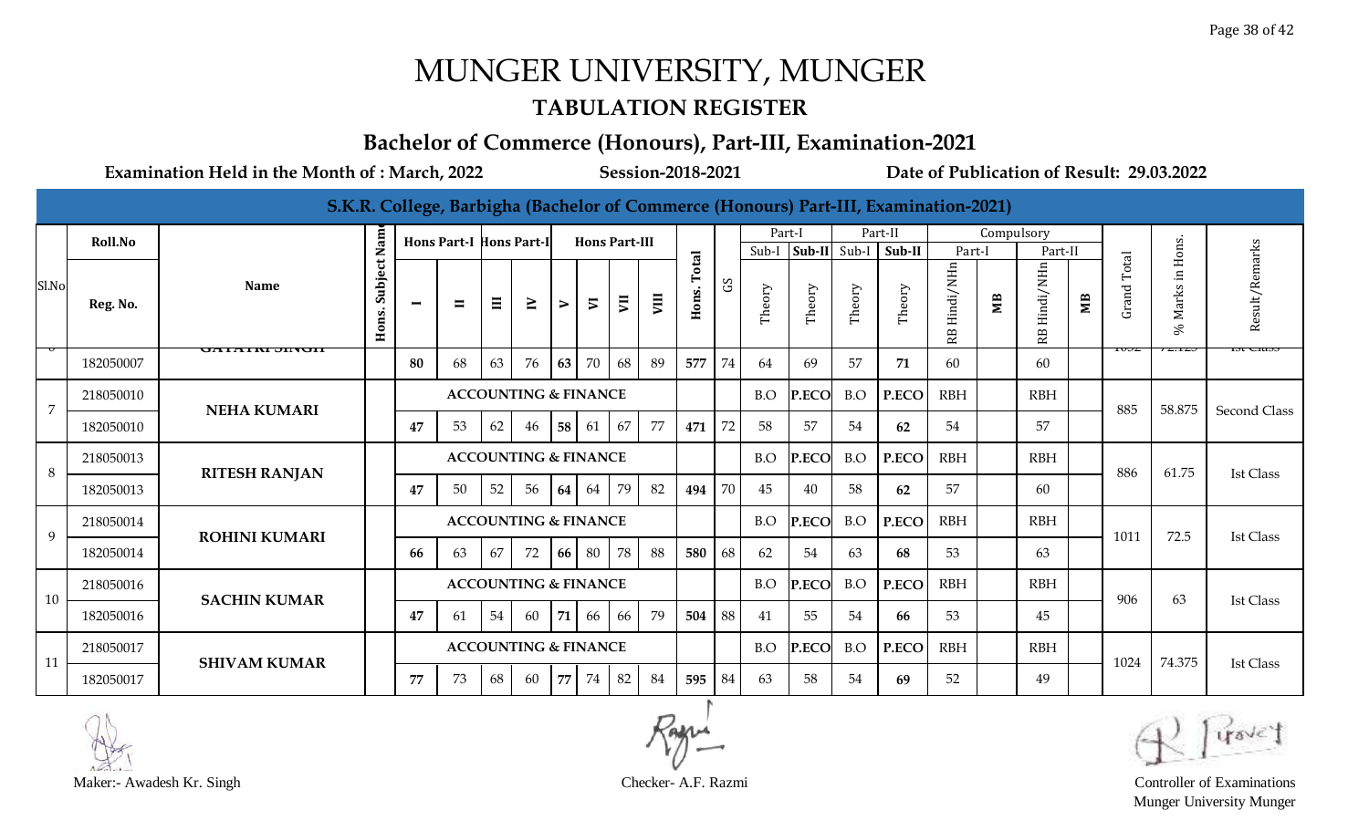# MUNGER UNIVERSITY, MUNGER

## TABULATION REGISTER

### Bachelor of Commerce (Honours), Part-III, Examination-2021

**Examination Held in the Month of : March, 2022** **Session-2018-2021** **Date of Publication of Result: 29.03.2022**

**S.K.R. College, Barbigha (Bachelor of Commerce (Honours) Part-III, Examination-2021)**

| Sl.No | Roll.No / Reg. No. | Name | Hons. Subject Name | Hons Part-I I | Hons Part-I II | Hons Part-II III | Hons Part-II IV | Hons Part-III V | Hons Part-III VI | Hons Part-III VII | Hons Part-III VIII | Hons. Total | GS | Part-I Sub-I Theory | Part-I Sub-II Theory | Part-II Sub-I Theory | Part-II Sub-II Theory | Compulsory Part-I RB Hindi/NHn | Compulsory Part-I MB | Compulsory Part-II RB Hindi/NHn | Compulsory Part-II MB | Grand Total | % Marks in Hons. | Result/Remarks |
|---|---|---|---|---|---|---|---|---|---|---|---|---|---|---|---|---|---|---|---|---|---|---|---|---|
| 6 | | GAYATRI SINGH | | | | | | | | | | | | | | | | | | | | 1032 | 72.125 | Ist Class |
| | 182050007 | | | 80 | 68 | 63 | 76 | 63 | 70 | 68 | 89 | 577 | 74 | 64 | 69 | 57 | 71 | 60 | | 60 | | | | |
| 7 | 218050010 | NEHA KUMARI | ACCOUNTING & FINANCE | | | | | | | | | | | B.O | P.ECO | B.O | P.ECO | RBH | | RBH | | 885 | 58.875 | Second Class |
| | 182050010 | | | 47 | 53 | 62 | 46 | 58 | 61 | 67 | 77 | 471 | 72 | 58 | 57 | 54 | 62 | 54 | | 57 | | | | |
| 8 | 218050013 | RITESH RANJAN | ACCOUNTING & FINANCE | | | | | | | | | | | B.O | P.ECO | B.O | P.ECO | RBH | | RBH | | 886 | 61.75 | Ist Class |
| | 182050013 | | | 47 | 50 | 52 | 56 | 64 | 64 | 79 | 82 | 494 | 70 | 45 | 40 | 58 | 62 | 57 | | 60 | | | | |
| 9 | 218050014 | ROHINI KUMARI | ACCOUNTING & FINANCE | | | | | | | | | | | B.O | P.ECO | B.O | P.ECO | RBH | | RBH | | 1011 | 72.5 | Ist Class |
| | 182050014 | | | 66 | 63 | 67 | 72 | 66 | 80 | 78 | 88 | 580 | 68 | 62 | 54 | 63 | 68 | 53 | | 63 | | | | |
| 10 | 218050016 | SACHIN KUMAR | ACCOUNTING & FINANCE | | | | | | | | | | | B.O | P.ECO | B.O | P.ECO | RBH | | RBH | | 906 | 63 | Ist Class |
| | 182050016 | | | 47 | 61 | 54 | 60 | 71 | 66 | 66 | 79 | 504 | 88 | 41 | 55 | 54 | 66 | 53 | | 45 | | | | |
| 11 | 218050017 | SHIVAM KUMAR | ACCOUNTING & FINANCE | | | | | | | | | | | B.O | P.ECO | B.O | P.ECO | RBH | | RBH | | 1024 | 74.375 | Ist Class |
| | 182050017 | | | 77 | 73 | 68 | 60 | 77 | 74 | 82 | 84 | 595 | 84 | 63 | 58 | 54 | 69 | 52 | | 49 | | | | |

Maker:- Awadesh Kr. Singh

Checker- A.F. Razmi

Controller of Examinations
Munger University Munger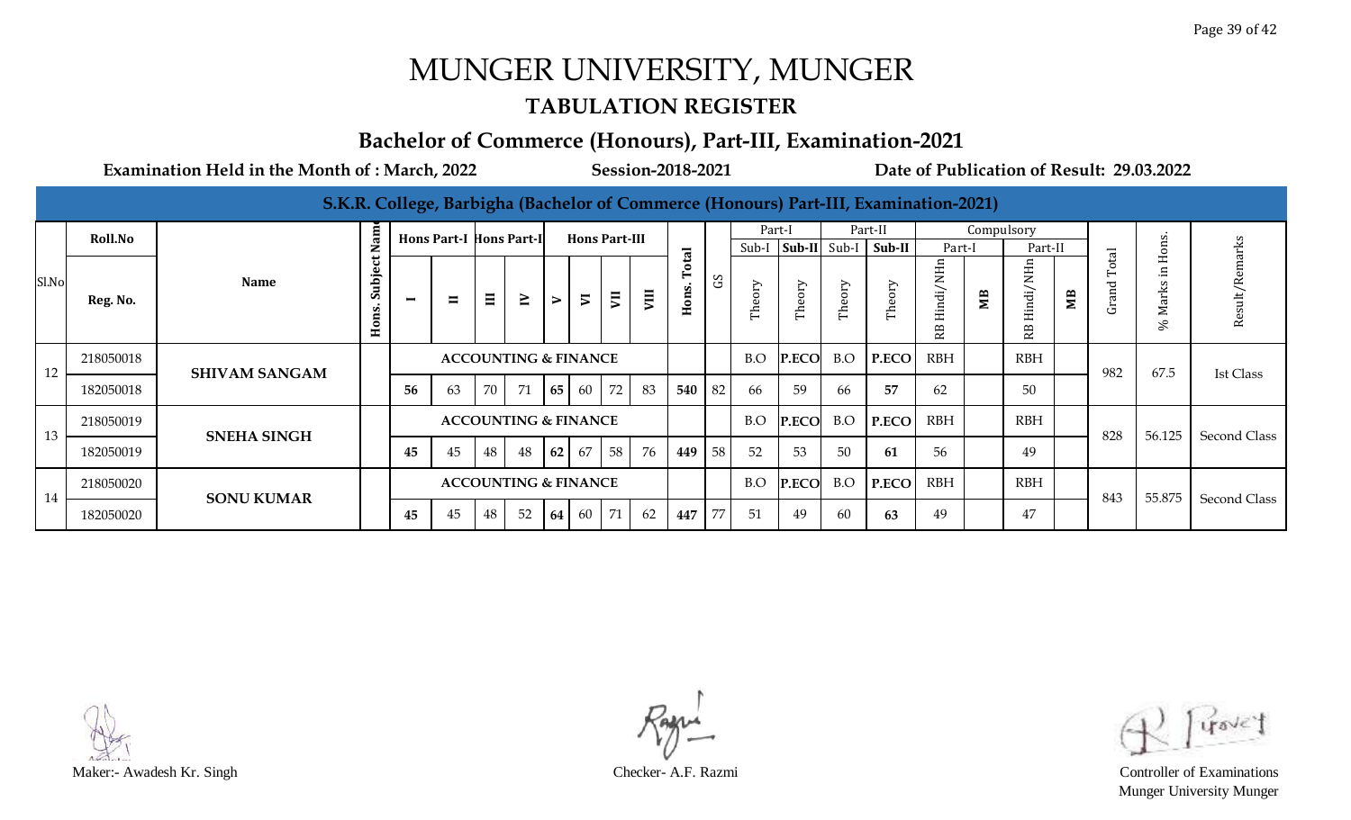# MUNGER UNIVERSITY, MUNGER

## TABULATION REGISTER

### Bachelor of Commerce (Honours), Part-III, Examination-2021

**Examination Held in the Month of : March, 2022** **Session-2018-2021** **Date of Publication of Result: 29.03.2022**

**S.K.R. College, Barbigha (Bachelor of Commerce (Honours) Part-III, Examination-2021)**

| Sl.No | Roll.No / Reg. No. | Name | Hons. Subject Name | Hons Part-I I | Hons Part-I II | Hons Part-II III | Hons Part-II IV | Hons Part-III V | Hons Part-III VI | Hons Part-III VII | Hons Part-III VIII | Hons. Total | GS | Part-I Sub-I Theory | Part-I Sub-II Theory | Part-II Sub-I Theory | Part-II Sub-II Theory | Compulsory Part-I RB Hindi/NHn | Compulsory Part-I MB | Compulsory Part-II RB Hindi/NHn | Compulsory Part-II MB | Grand Total | % Marks in Hons. | Result/Remarks |
|---|---|---|---|---|---|---|---|---|---|---|---|---|---|---|---|---|---|---|---|---|---|---|---|---|
| 12 | 218050018 | SHIVAM SANGAM | | ACCOUNTING & FINANCE | | | | | | | | | | B.O | P.ECO | B.O | P.ECO | RBH | | RBH | | 982 | 67.5 | Ist Class |
| | 182050018 | | | 56 | 63 | 70 | 71 | 65 | 60 | 72 | 83 | 540 | 82 | 66 | 59 | 66 | 57 | 62 | | 50 | | | | |
| 13 | 218050019 | SNEHA SINGH | | ACCOUNTING & FINANCE | | | | | | | | | | B.O | P.ECO | B.O | P.ECO | RBH | | RBH | | 828 | 56.125 | Second Class |
| | 182050019 | | | 45 | 45 | 48 | 48 | 62 | 67 | 58 | 76 | 449 | 58 | 52 | 53 | 50 | 61 | 56 | | 49 | | | | |
| 14 | 218050020 | SONU KUMAR | | ACCOUNTING & FINANCE | | | | | | | | | | B.O | P.ECO | B.O | P.ECO | RBH | | RBH | | 843 | 55.875 | Second Class |
| | 182050020 | | | 45 | 45 | 48 | 52 | 64 | 60 | 71 | 62 | 447 | 77 | 51 | 49 | 60 | 63 | 49 | | 47 | | | | |

Maker:- Awadesh Kr. Singh

Checker- A.F. Razmi

Controller of Examinations
Munger University Munger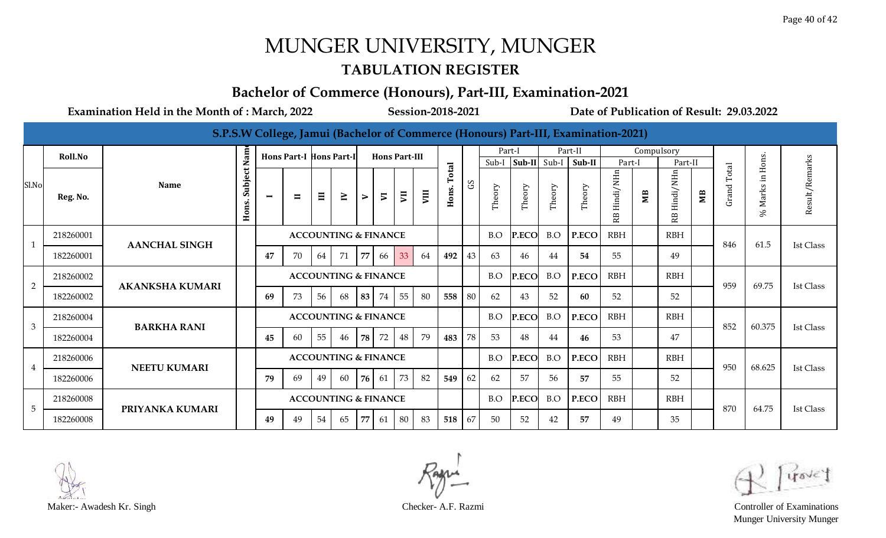# MUNGER UNIVERSITY, MUNGER

## TABULATION REGISTER

### Bachelor of Commerce (Honours), Part-III, Examination-2021

**Examination Held in the Month of : March, 2022** **Session-2018-2021** **Date of Publication of Result: 29.03.2022**

**S.P.S.W College, Jamui (Bachelor of Commerce (Honours) Part-III, Examination-2021)**

| Sl.No | Roll.No / Reg. No. | Name | Hons. Subject Name | Hons Part-I I | Hons Part-I II | Hons Part-II III | Hons Part-II IV | Hons Part-III V | Hons Part-III VI | Hons Part-III VII | Hons Part-III VIII | Hons. Total | GS | Part-I Sub-I Theory | Part-I Sub-II Theory | Part-II Sub-I Theory | Part-II Sub-II Theory | Compulsory Part-I RB Hindi/NHn | Compulsory Part-I MB | Compulsory Part-II RB Hindi/NHn | Compulsory Part-II MB | Grand Total | % Marks in Hons. | Result/Remarks |
|---|---|---|---|---|---|---|---|---|---|---|---|---|---|---|---|---|---|---|---|---|---|---|---|---|
| 1 | 218260001 | AANCHAL SINGH | | ACCOUNTING & FINANCE | | | | | | | | | | B.O | P.ECO | B.O | P.ECO | RBH | | RBH | | 846 | 61.5 | Ist Class |
| | 182260001 | | | 47 | 70 | 64 | 71 | 77 | 66 | 33 | 64 | 492 | 43 | 63 | 46 | 44 | 54 | 55 | | 49 | | | | |
| 2 | 218260002 | AKANKSHA KUMARI | | ACCOUNTING & FINANCE | | | | | | | | | | B.O | P.ECO | B.O | P.ECO | RBH | | RBH | | 959 | 69.75 | Ist Class |
| | 182260002 | | | 69 | 73 | 56 | 68 | 83 | 74 | 55 | 80 | 558 | 80 | 62 | 43 | 52 | 60 | 52 | | 52 | | | | |
| 3 | 218260004 | BARKHA RANI | | ACCOUNTING & FINANCE | | | | | | | | | | B.O | P.ECO | B.O | P.ECO | RBH | | RBH | | 852 | 60.375 | Ist Class |
| | 182260004 | | | 45 | 60 | 55 | 46 | 78 | 72 | 48 | 79 | 483 | 78 | 53 | 48 | 44 | 46 | 53 | | 47 | | | | |
| 4 | 218260006 | NEETU KUMARI | | ACCOUNTING & FINANCE | | | | | | | | | | B.O | P.ECO | B.O | P.ECO | RBH | | RBH | | 950 | 68.625 | Ist Class |
| | 182260006 | | | 79 | 69 | 49 | 60 | 76 | 61 | 73 | 82 | 549 | 62 | 62 | 57 | 56 | 57 | 55 | | 52 | | | | |
| 5 | 218260008 | PRIYANKA KUMARI | | ACCOUNTING & FINANCE | | | | | | | | | | B.O | P.ECO | B.O | P.ECO | RBH | | RBH | | 870 | 64.75 | Ist Class |
| | 182260008 | | | 49 | 49 | 54 | 65 | 77 | 61 | 80 | 83 | 518 | 67 | 50 | 52 | 42 | 57 | 49 | | 35 | | | | |

Maker:- Awadesh Kr. Singh

Checker- A.F. Razmi

Controller of Examinations
Munger University Munger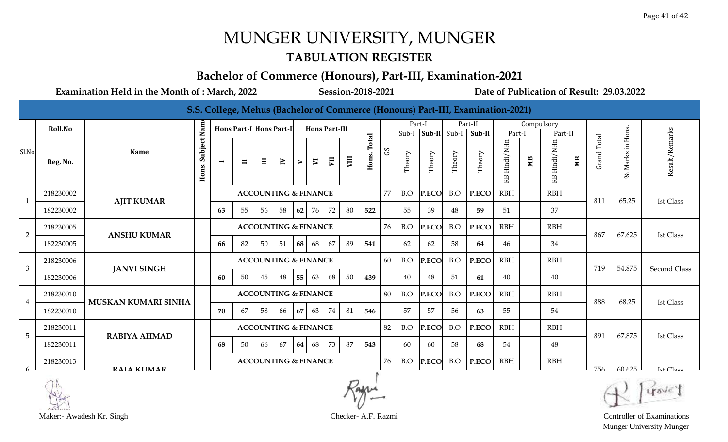# MUNGER UNIVERSITY, MUNGER

## TABULATION REGISTER

### Bachelor of Commerce (Honours), Part-III, Examination-2021

**Examination Held in the Month of : March, 2022** | **Session-2018-2021** | **Date of Publication of Result: 29.03.2022**

**S.S. College, Mehus (Bachelor of Commerce (Honours) Part-III, Examination-2021)**

| Sl.No | Roll.No / Reg. No. | Name | Hons. Subject Name | Hons Part-I I | Hons Part-I II | Hons Part-II III | Hons Part-II IV | Hons Part-III V | Hons Part-III VI | Hons Part-III VII | Hons Part-III VIII | Hons. Total | GS | Part-I Sub-I Theory | Part-I Sub-II Theory | Part-II Sub-I Theory | Part-II Sub-II Theory | Compulsory Part-I RB Hindi/NHn | Compulsory Part-I MB | Compulsory Part-II RB Hindi/NHn | Compulsory Part-II MB | Grand Total | % Marks in Hons. | Result/Remarks |
|---|---|---|---|---|---|---|---|---|---|---|---|---|---|---|---|---|---|---|---|---|---|---|---|---|
| 1 | 218230002 | AJIT KUMAR | | ACCOUNTING & FINANCE | | | | | | | | | 77 | B.O | P.ECO | B.O | P.ECO | RBH | | RBH | | 811 | 65.25 | Ist Class |
| | 182230002 | | | 63 | 55 | 56 | 58 | 62 | 76 | 72 | 80 | 522 | | 55 | 39 | 48 | 59 | 51 | | 37 | | | | |
| 2 | 218230005 | ANSHU KUMAR | | ACCOUNTING & FINANCE | | | | | | | | | 76 | B.O | P.ECO | B.O | P.ECO | RBH | | RBH | | 867 | 67.625 | Ist Class |
| | 182230005 | | | 66 | 82 | 50 | 51 | 68 | 68 | 67 | 89 | 541 | | 62 | 62 | 58 | 64 | 46 | | 34 | | | | |
| 3 | 218230006 | JANVI SINGH | | ACCOUNTING & FINANCE | | | | | | | | | 60 | B.O | P.ECO | B.O | P.ECO | RBH | | RBH | | 719 | 54.875 | Second Class |
| | 182230006 | | | 60 | 50 | 45 | 48 | 55 | 63 | 68 | 50 | 439 | | 40 | 48 | 51 | 61 | 40 | | 40 | | | | |
| 4 | 218230010 | MUSKAN KUMARI SINHA | | ACCOUNTING & FINANCE | | | | | | | | | 80 | B.O | P.ECO | B.O | P.ECO | RBH | | RBH | | 888 | 68.25 | Ist Class |
| | 182230010 | | | 70 | 67 | 58 | 66 | 67 | 63 | 74 | 81 | 546 | | 57 | 57 | 56 | 63 | 55 | | 54 | | | | |
| 5 | 218230011 | RABIYA AHMAD | | ACCOUNTING & FINANCE | | | | | | | | | 82 | B.O | P.ECO | B.O | P.ECO | RBH | | RBH | | 891 | 67.875 | Ist Class |
| | 182230011 | | | 68 | 50 | 66 | 67 | 64 | 68 | 73 | 87 | 543 | | 60 | 60 | 58 | 68 | 54 | | 48 | | | | |
| 6 | 218230013 | RAJA KUMAR | | ACCOUNTING & FINANCE | | | | | | | | | 76 | B.O | P.ECO | B.O | P.ECO | RBH | | RBH | | 756 | 60.625 | Ist Class |

Maker:- Awadesh Kr. Singh | Checker- A.F. Razmi | Controller of Examinations, Munger University Munger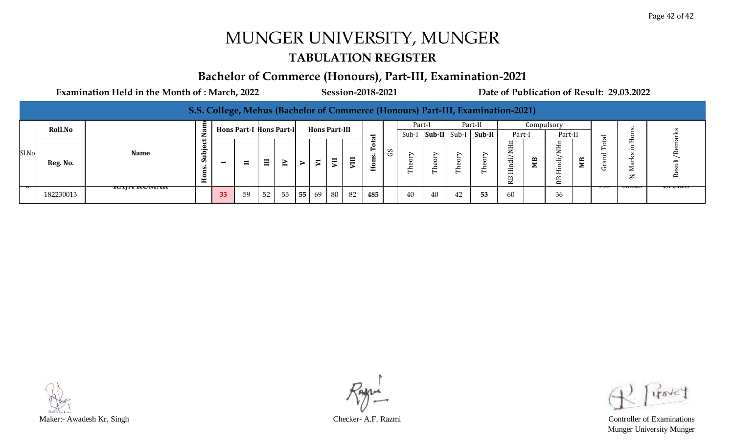# MUNGER UNIVERSITY, MUNGER

## TABULATION REGISTER

### Bachelor of Commerce (Honours), Part-III, Examination-2021

**Examination Held in the Month of : March, 2022** **Session-2018-2021** **Date of Publication of Result: 29.03.2022**

**S.S. College, Mehus (Bachelor of Commerce (Honours) Part-III, Examination-2021)**

| Sl.No | Roll.No / Reg. No. | Name | Hons. Subject Name | Hons Part-I I | Hons Part-I II | Hons Part-II III | Hons Part-II IV | Hons Part-III V | Hons Part-III VI | Hons Part-III VII | Hons Part-III VIII | Hons. Total | GS | Part-I Sub-I Theory | Part-I Sub-II Theory | Part-II Sub-I Theory | Part-II Sub-II Theory | Compulsory Part-I RB Hindi/NHn | Compulsory Part-I MB | Compulsory Part-II RB Hindi/NHn | Compulsory Part-II MB | Grand Total | % Marks in Hons. | Result/Remarks |
|---|---|---|---|---|---|---|---|---|---|---|---|---|---|---|---|---|---|---|---|---|---|---|---|---|
| 0 | 182230013 | RAJA KUMAR | | 33 | 59 | 52 | 55 | 55 | 69 | 80 | 82 | 485 | | 40 | 40 | 42 | 53 | 60 | | 36 | | 756 | 60.625 | 1st Class |

Maker:- Awadesh Kr. Singh

Checker- A.F. Razmi

Controller of Examinations
Munger University Munger